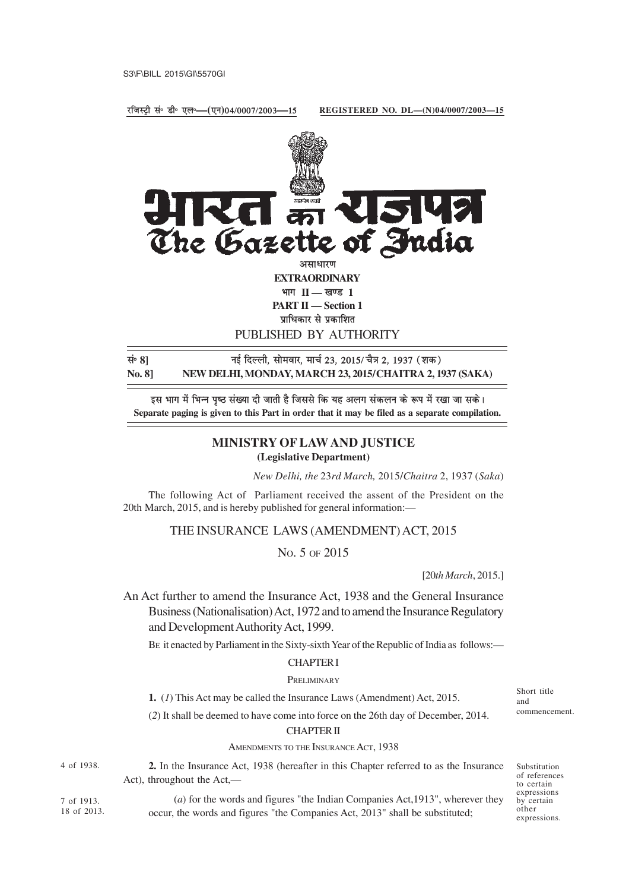S3\F\BILL 2015\GI\5570GI

रजिस्ट्री सं° डी° एल°—(एन)04/0007/2003—15 REGISTERED NO. DL—(N)04/0007/2003—15

# भारत का राजपत्र
# The Gazette of India

असाधारण
**EXTRAORDINARY**
भाग II — खण्ड 1
**PART II — Section 1**
प्राधिकार से प्रकाशित
PUBLISHED BY AUTHORITY

सं° 8] नई दिल्ली, सोमवार, मार्च 23, 2015/ चैत्र 2, 1937 (शक)
**No. 8] NEW DELHI, MONDAY, MARCH 23, 2015/CHAITRA 2, 1937 (SAKA)**

इस भाग में भिन्न पृष्ठ संख्या दी जाती है जिससे कि यह अलग संकलन के रूप में रखा जा सके।
**Separate paging is given to this Part in order that it may be filed as a separate compilation.**

## MINISTRY OF LAW AND JUSTICE
**(Legislative Department)**

*New Delhi, the 23rd March,* 2015/*Chaitra* 2, 1937 (*Saka*)

The following Act of Parliament received the assent of the President on the 20th March, 2015, and is hereby published for general information:—

## THE INSURANCE LAWS (AMENDMENT) ACT, 2015

No. 5 of 2015

[20*th March*, 2015.]

An Act further to amend the Insurance Act, 1938 and the General Insurance Business (Nationalisation) Act, 1972 and to amend the Insurance Regulatory and Development Authority Act, 1999.

Be it enacted by Parliament in the Sixty-sixth Year of the Republic of India as follows:—

### CHAPTER I

PRELIMINARY

Short title and commencement.

**1.** (*1*) This Act may be called the Insurance Laws (Amendment) Act, 2015.

(*2*) It shall be deemed to have come into force on the 26th day of December, 2014.

### CHAPTER II

AMENDMENTS TO THE INSURANCE ACT, 1938

4 of 1938.

Substitution of references to certain expressions by certain other expressions.

**2.** In the Insurance Act, 1938 (hereafter in this Chapter referred to as the Insurance Act), throughout the Act,—

7 of 1913.
18 of 2013.

(*a*) for the words and figures "the Indian Companies Act,1913", wherever they occur, the words and figures "the Companies Act, 2013" shall be substituted;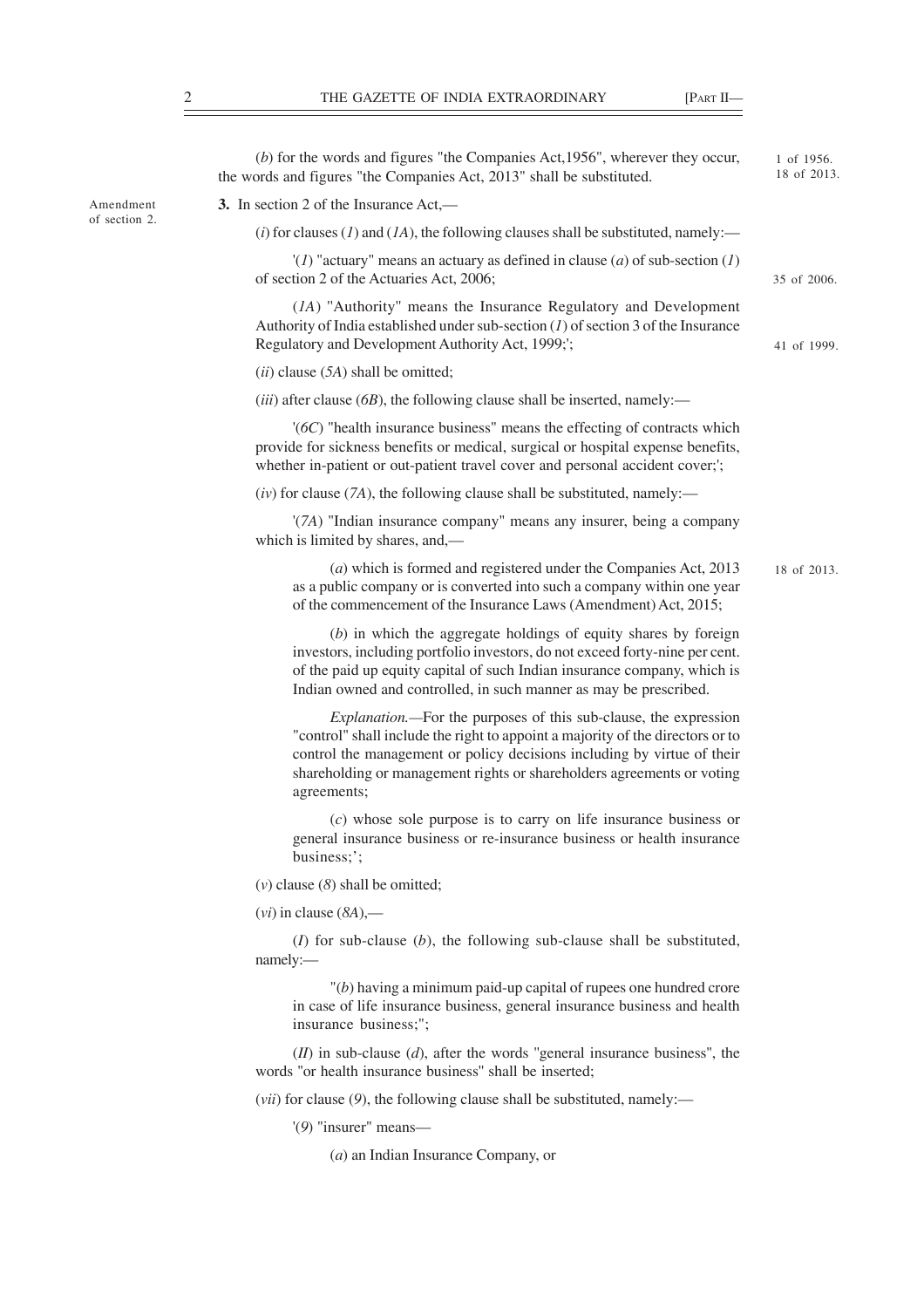(*b*) for the words and figures "the Companies Act,1956", wherever they occur, the words and figures "the Companies Act, 2013" shall be substituted.

1 of 1956.
18 of 2013.

Amendment of section 2.

**3.** In section 2 of the Insurance Act,—

(*i*) for clauses (*1*) and (*1A*), the following clauses shall be substituted, namely:—

'(*1*) "actuary" means an actuary as defined in clause (*a*) of sub-section (*1*) of section 2 of the Actuaries Act, 2006;

35 of 2006.

(*1A*) "Authority" means the Insurance Regulatory and Development Authority of India established under sub-section (*1*) of section 3 of the Insurance Regulatory and Development Authority Act, 1999;';

41 of 1999.

(*ii*) clause (*5A*) shall be omitted;

(*iii*) after clause (*6B*), the following clause shall be inserted, namely:—

'(*6C*) "health insurance business" means the effecting of contracts which provide for sickness benefits or medical, surgical or hospital expense benefits, whether in-patient or out-patient travel cover and personal accident cover;';

(*iv*) for clause (*7A*), the following clause shall be substituted, namely:—

'(*7A*) "Indian insurance company" means any insurer, being a company which is limited by shares, and,—

(*a*) which is formed and registered under the Companies Act, 2013 as a public company or is converted into such a company within one year of the commencement of the Insurance Laws (Amendment) Act, 2015;

18 of 2013.

(*b*) in which the aggregate holdings of equity shares by foreign investors, including portfolio investors, do not exceed forty-nine per cent. of the paid up equity capital of such Indian insurance company, which is Indian owned and controlled, in such manner as may be prescribed.

*Explanation.*—For the purposes of this sub-clause, the expression "control" shall include the right to appoint a majority of the directors or to control the management or policy decisions including by virtue of their shareholding or management rights or shareholders agreements or voting agreements;

(*c*) whose sole purpose is to carry on life insurance business or general insurance business or re-insurance business or health insurance business;';

(*v*) clause (*8*) shall be omitted;

(*vi*) in clause (*8A*),—

(*I*) for sub-clause (*b*), the following sub-clause shall be substituted, namely:—

"(*b*) having a minimum paid-up capital of rupees one hundred crore in case of life insurance business, general insurance business and health insurance business;";

(*II*) in sub-clause (*d*), after the words "general insurance business", the words "or health insurance business" shall be inserted;

(*vii*) for clause (*9*), the following clause shall be substituted, namely:—

'(*9*) "insurer" means—

(*a*) an Indian Insurance Company, or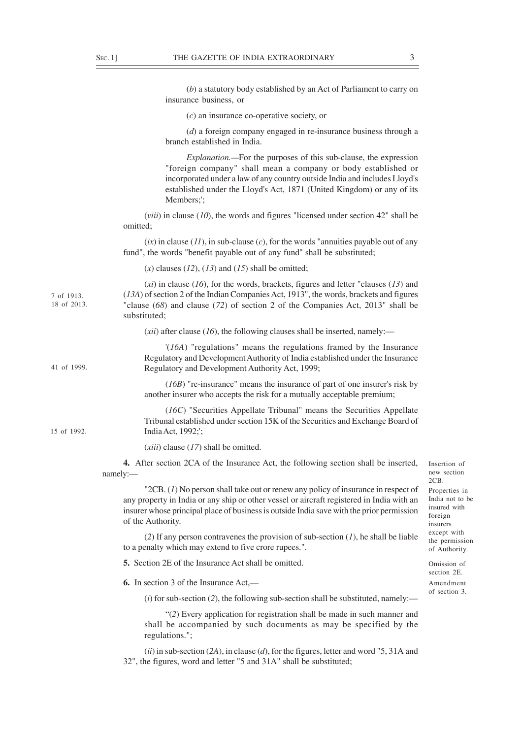(*b*) a statutory body established by an Act of Parliament to carry on insurance business, or

(*c*) an insurance co-operative society, or

(*d*) a foreign company engaged in re-insurance business through a branch established in India.

*Explanation.*—For the purposes of this sub-clause, the expression "foreign company" shall mean a company or body established or incorporated under a law of any country outside India and includes Lloyd's established under the Lloyd's Act, 1871 (United Kingdom) or any of its Members;';

(*viii*) in clause (*10*), the words and figures "licensed under section 42" shall be omitted;

(*ix*) in clause (*11*), in sub-clause (*c*), for the words "annuities payable out of any fund", the words "benefit payable out of any fund" shall be substituted;

(*x*) clauses (*12*), (*13*) and (*15*) shall be omitted;

(*xi*) in clause (*16*), for the words, brackets, figures and letter "clauses (*13*) and (*13A*) of section 2 of the Indian Companies Act, 1913", the words, brackets and figures "clause (*68*) and clause (*72*) of section 2 of the Companies Act, 2013" shall be substituted;

7 of 1913.
18 of 2013.

(*xii*) after clause (*16*), the following clauses shall be inserted, namely:—

'(*16A*) "regulations" means the regulations framed by the Insurance Regulatory and Development Authority of India established under the Insurance Regulatory and Development Authority Act, 1999;

41 of 1999.

(*16B*) "re-insurance" means the insurance of part of one insurer's risk by another insurer who accepts the risk for a mutually acceptable premium;

(*16C*) "Securities Appellate Tribunal" means the Securities Appellate Tribunal established under section 15K of the Securities and Exchange Board of India Act, 1992;';

15 of 1992.

(*xiii*) clause (*17*) shall be omitted.

Insertion of new section 2CB.

**4.** After section 2CA of the Insurance Act, the following section shall be inserted, namely:—

Properties in India not to be insured with foreign insurers except with the permission of Authority.

"2CB. (*1*) No person shall take out or renew any policy of insurance in respect of any property in India or any ship or other vessel or aircraft registered in India with an insurer whose principal place of business is outside India save with the prior permission of the Authority.

(*2*) If any person contravenes the provision of sub-section (*1*), he shall be liable to a penalty which may extend to five crore rupees.".

Omission of section 2E.

**5.** Section 2E of the Insurance Act shall be omitted.

Amendment of section 3.

**6.** In section 3 of the Insurance Act,—

(*i*) for sub-section (*2*), the following sub-section shall be substituted, namely:—

"(*2*) Every application for registration shall be made in such manner and shall be accompanied by such documents as may be specified by the regulations.";

(*ii*) in sub-section (*2A*), in clause (*d*), for the figures, letter and word "5, 31A and 32", the figures, word and letter "5 and 31A" shall be substituted;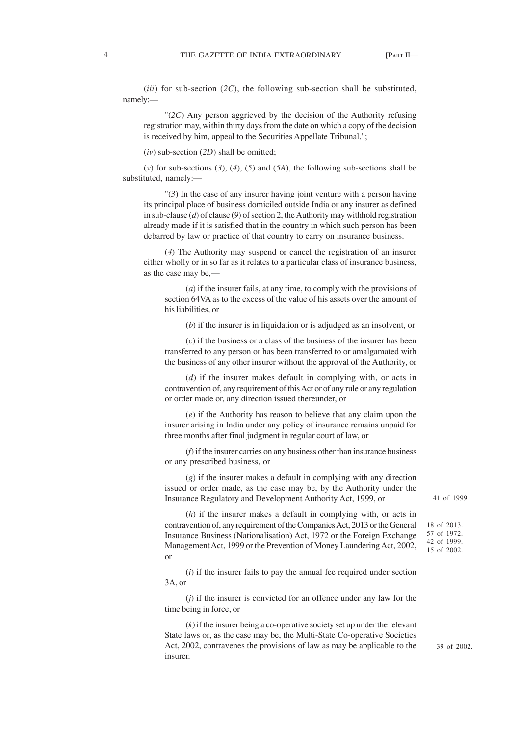(*iii*) for sub-section (*2C*), the following sub-section shall be substituted, namely:—

"(*2C*) Any person aggrieved by the decision of the Authority refusing registration may, within thirty days from the date on which a copy of the decision is received by him, appeal to the Securities Appellate Tribunal.";

(*iv*) sub-section (*2D*) shall be omitted;

(*v*) for sub-sections (*3*), (*4*), (*5*) and (*5A*), the following sub-sections shall be substituted, namely:—

"(*3*) In the case of any insurer having joint venture with a person having its principal place of business domiciled outside India or any insurer as defined in sub-clause (*d*) of clause (*9*) of section 2, the Authority may withhold registration already made if it is satisfied that in the country in which such person has been debarred by law or practice of that country to carry on insurance business.

(*4*) The Authority may suspend or cancel the registration of an insurer either wholly or in so far as it relates to a particular class of insurance business, as the case may be,—

(*a*) if the insurer fails, at any time, to comply with the provisions of section 64VA as to the excess of the value of his assets over the amount of his liabilities, or

(*b*) if the insurer is in liquidation or is adjudged as an insolvent, or

(*c*) if the business or a class of the business of the insurer has been transferred to any person or has been transferred to or amalgamated with the business of any other insurer without the approval of the Authority, or

(*d*) if the insurer makes default in complying with, or acts in contravention of, any requirement of this Act or of any rule or any regulation or order made or, any direction issued thereunder, or

(*e*) if the Authority has reason to believe that any claim upon the insurer arising in India under any policy of insurance remains unpaid for three months after final judgment in regular court of law, or

(*f*) if the insurer carries on any business other than insurance business or any prescribed business, or

(*g*) if the insurer makes a default in complying with any direction issued or order made, as the case may be, by the Authority under the Insurance Regulatory and Development Authority Act, 1999, or

41 of 1999.

(*h*) if the insurer makes a default in complying with, or acts in contravention of, any requirement of the Companies Act, 2013 or the General Insurance Business (Nationalisation) Act, 1972 or the Foreign Exchange Management Act, 1999 or the Prevention of Money Laundering Act, 2002, or

18 of 2013.
57 of 1972.
42 of 1999.
15 of 2002.

(*i*) if the insurer fails to pay the annual fee required under section 3A, or

(*j*) if the insurer is convicted for an offence under any law for the time being in force, or

(*k*) if the insurer being a co-operative society set up under the relevant State laws or, as the case may be, the Multi-State Co-operative Societies Act, 2002, contravenes the provisions of law as may be applicable to the insurer.

39 of 2002.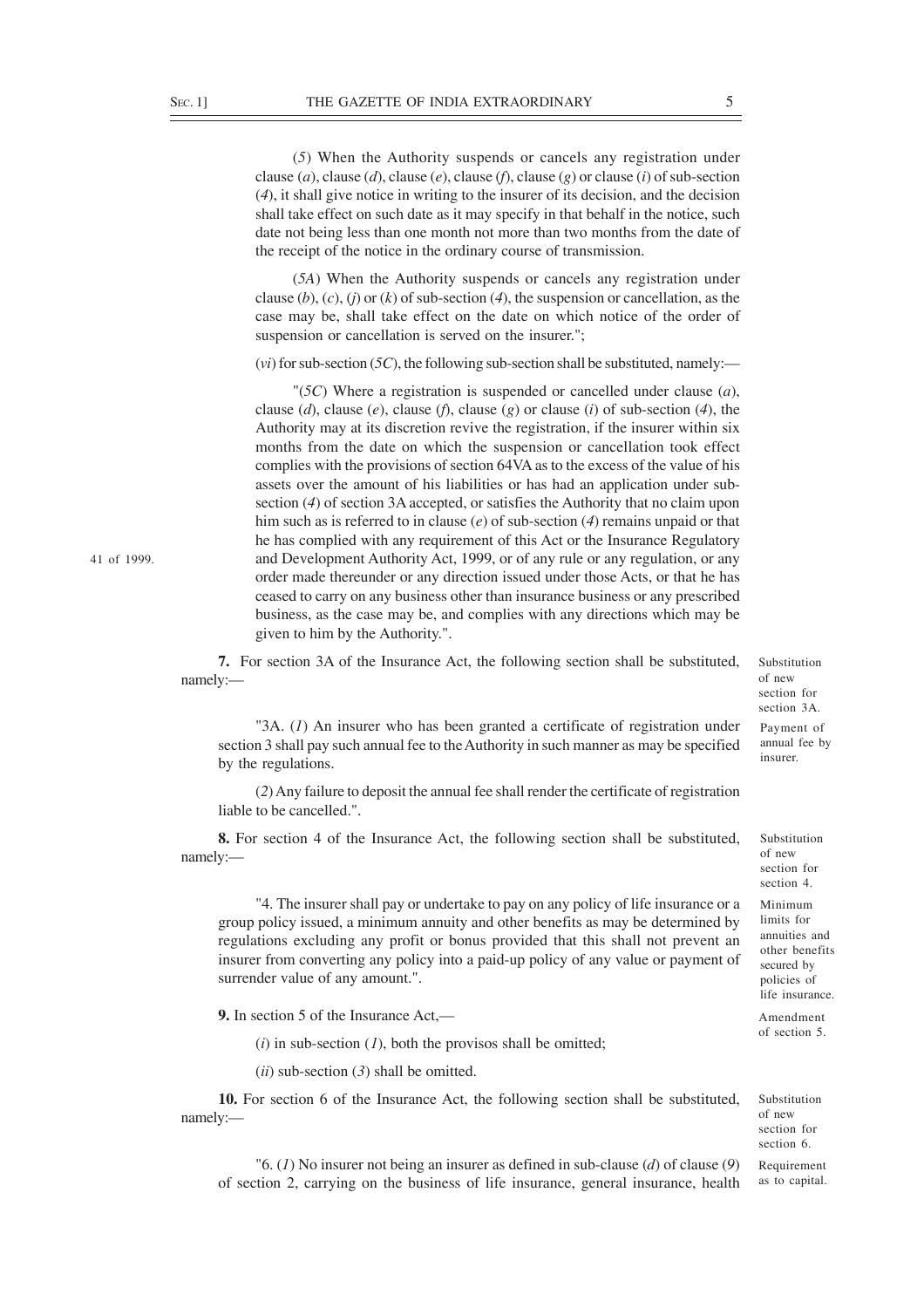(*5*) When the Authority suspends or cancels any registration under clause (*a*), clause (*d*), clause (*e*), clause (*f*), clause (*g*) or clause (*i*) of sub-section (*4*), it shall give notice in writing to the insurer of its decision, and the decision shall take effect on such date as it may specify in that behalf in the notice, such date not being less than one month not more than two months from the date of the receipt of the notice in the ordinary course of transmission.

(*5A*) When the Authority suspends or cancels any registration under clause (*b*), (*c*), (*j*) or (*k*) of sub-section (*4*), the suspension or cancellation, as the case may be, shall take effect on the date on which notice of the order of suspension or cancellation is served on the insurer.";

(*vi*) for sub-section (*5C*), the following sub-section shall be substituted, namely:—

"(*5C*) Where a registration is suspended or cancelled under clause (*a*), clause (*d*), clause (*e*), clause (*f*), clause (*g*) or clause (*i*) of sub-section (*4*), the Authority may at its discretion revive the registration, if the insurer within six months from the date on which the suspension or cancellation took effect complies with the provisions of section 64VA as to the excess of the value of his assets over the amount of his liabilities or has had an application under sub-section (*4*) of section 3A accepted, or satisfies the Authority that no claim upon him such as is referred to in clause (*e*) of sub-section (*4*) remains unpaid or that he has complied with any requirement of this Act or the Insurance Regulatory and Development Authority Act, 1999, or of any rule or any regulation, or any order made thereunder or any direction issued under those Acts, or that he has ceased to carry on any business other than insurance business or any prescribed business, as the case may be, and complies with any directions which may be given to him by the Authority.".

41 of 1999.

Substitution of new section for section 3A.

**7.** For section 3A of the Insurance Act, the following section shall be substituted, namely:—

Payment of annual fee by insurer.

"3A. (*1*) An insurer who has been granted a certificate of registration under section 3 shall pay such annual fee to the Authority in such manner as may be specified by the regulations.

(*2*) Any failure to deposit the annual fee shall render the certificate of registration liable to be cancelled.".

Substitution of new section for section 4.

**8.** For section 4 of the Insurance Act, the following section shall be substituted, namely:—

Minimum limits for annuities and other benefits secured by policies of life insurance.

"4. The insurer shall pay or undertake to pay on any policy of life insurance or a group policy issued, a minimum annuity and other benefits as may be determined by regulations excluding any profit or bonus provided that this shall not prevent an insurer from converting any policy into a paid-up policy of any value or payment of surrender value of any amount.".

Amendment of section 5.

**9.** In section 5 of the Insurance Act,—

(*i*) in sub-section (*1*), both the provisos shall be omitted;

(*ii*) sub-section (*3*) shall be omitted.

Substitution of new section for section 6.

**10.** For section 6 of the Insurance Act, the following section shall be substituted, namely:—

Requirement as to capital.

"6. (*1*) No insurer not being an insurer as defined in sub-clause (*d*) of clause (*9*) of section 2, carrying on the business of life insurance, general insurance, health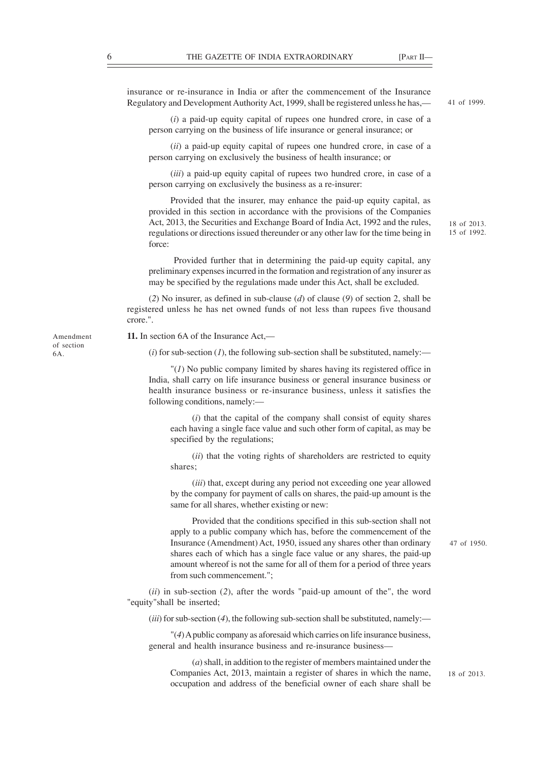insurance or re-insurance in India or after the commencement of the Insurance Regulatory and Development Authority Act, 1999, shall be registered unless he has,— 41 of 1999.

(*i*) a paid-up equity capital of rupees one hundred crore, in case of a person carrying on the business of life insurance or general insurance; or

(*ii*) a paid-up equity capital of rupees one hundred crore, in case of a person carrying on exclusively the business of health insurance; or

(*iii*) a paid-up equity capital of rupees two hundred crore, in case of a person carrying on exclusively the business as a re-insurer:

Provided that the insurer, may enhance the paid-up equity capital, as provided in this section in accordance with the provisions of the Companies Act, 2013, the Securities and Exchange Board of India Act, 1992 and the rules, regulations or directions issued thereunder or any other law for the time being in force: 18 of 2013. 15 of 1992.

Provided further that in determining the paid-up equity capital, any preliminary expenses incurred in the formation and registration of any insurer as may be specified by the regulations made under this Act, shall be excluded.

(*2*) No insurer, as defined in sub-clause (*d*) of clause (*9*) of section 2, shall be registered unless he has net owned funds of not less than rupees five thousand crore.".

Amendment of section 6A.

**11.** In section 6A of the Insurance Act,—

(*i*) for sub-section (*1*), the following sub-section shall be substituted, namely:—

"(*1*) No public company limited by shares having its registered office in India, shall carry on life insurance business or general insurance business or health insurance business or re-insurance business, unless it satisfies the following conditions, namely:—

(*i*) that the capital of the company shall consist of equity shares each having a single face value and such other form of capital, as may be specified by the regulations;

(*ii*) that the voting rights of shareholders are restricted to equity shares;

(*iii*) that, except during any period not exceeding one year allowed by the company for payment of calls on shares, the paid-up amount is the same for all shares, whether existing or new:

Provided that the conditions specified in this sub-section shall not apply to a public company which has, before the commencement of the Insurance (Amendment) Act, 1950, issued any shares other than ordinary shares each of which has a single face value or any shares, the paid-up amount whereof is not the same for all of them for a period of three years from such commencement."; 47 of 1950.

(*ii*) in sub-section (*2*), after the words "paid-up amount of the", the word "equity"shall be inserted;

(*iii*) for sub-section (*4*), the following sub-section shall be substituted, namely:—

"(*4*) A public company as aforesaid which carries on life insurance business, general and health insurance business and re-insurance business—

(*a*) shall, in addition to the register of members maintained under the Companies Act, 2013, maintain a register of shares in which the name, occupation and address of the beneficial owner of each share shall be 18 of 2013.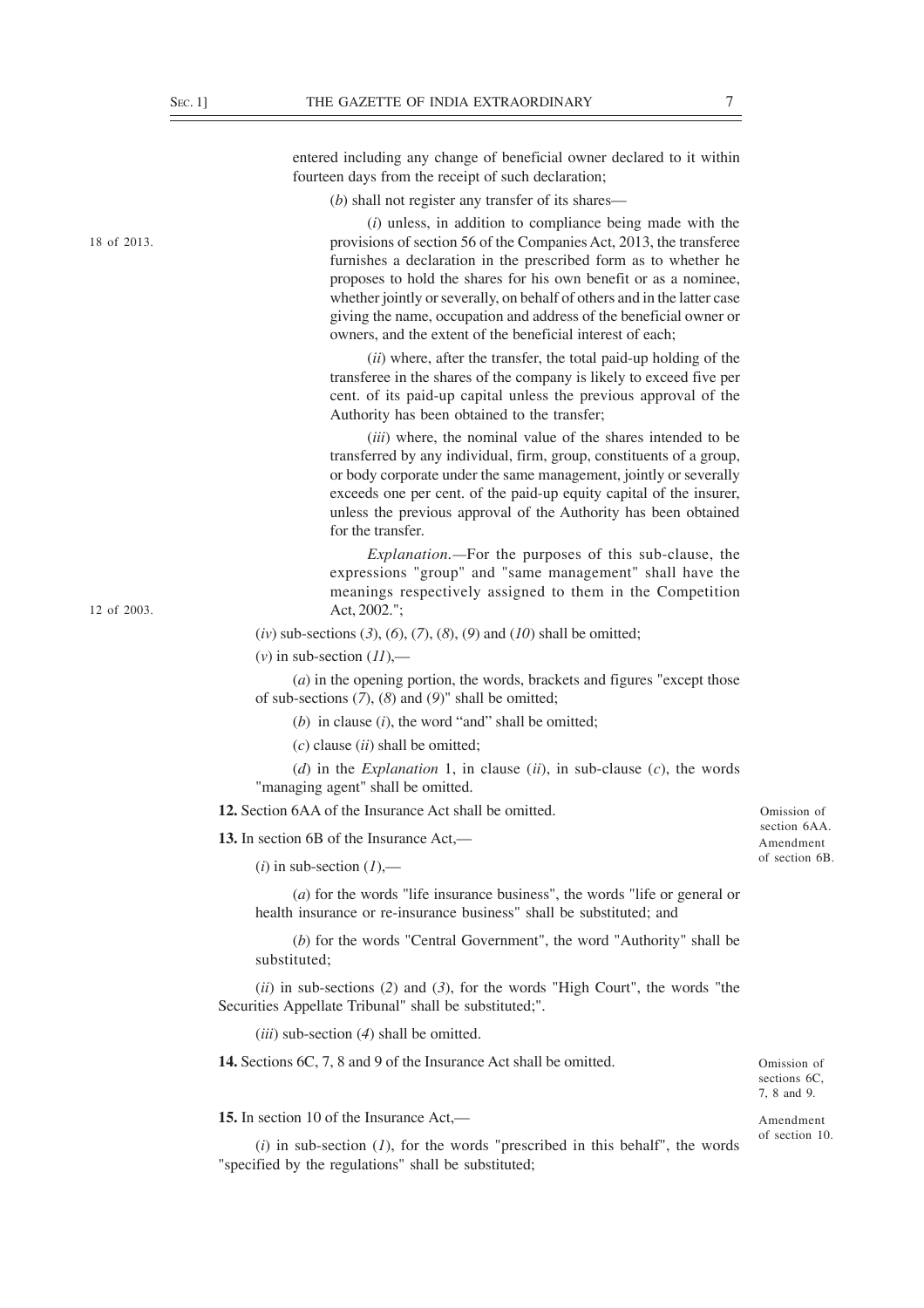entered including any change of beneficial owner declared to it within fourteen days from the receipt of such declaration;

(*b*) shall not register any transfer of its shares—

(*i*) unless, in addition to compliance being made with the provisions of section 56 of the Companies Act, 2013, the transferee furnishes a declaration in the prescribed form as to whether he proposes to hold the shares for his own benefit or as a nominee, whether jointly or severally, on behalf of others and in the latter case giving the name, occupation and address of the beneficial owner or owners, and the extent of the beneficial interest of each;

18 of 2013.

(*ii*) where, after the transfer, the total paid-up holding of the transferee in the shares of the company is likely to exceed five per cent. of its paid-up capital unless the previous approval of the Authority has been obtained to the transfer;

(*iii*) where, the nominal value of the shares intended to be transferred by any individual, firm, group, constituents of a group, or body corporate under the same management, jointly or severally exceeds one per cent. of the paid-up equity capital of the insurer, unless the previous approval of the Authority has been obtained for the transfer.

*Explanation.*—For the purposes of this sub-clause, the expressions "group" and "same management" shall have the meanings respectively assigned to them in the Competition Act, 2002.";

12 of 2003.

(*iv*) sub-sections (*3*), (*6*), (*7*), (*8*), (*9*) and (*10*) shall be omitted;

(*v*) in sub-section (*11*),—

(*a*) in the opening portion, the words, brackets and figures "except those of sub-sections (*7*), (*8*) and (*9*)" shall be omitted;

(*b*) in clause (*i*), the word "and" shall be omitted;

(*c*) clause (*ii*) shall be omitted;

(*d*) in the *Explanation* 1, in clause (*ii*), in sub-clause (*c*), the words "managing agent" shall be omitted.

Omission of section 6AA.

**12.** Section 6AA of the Insurance Act shall be omitted.

Amendment of section 6B.

**13.** In section 6B of the Insurance Act,—

(*i*) in sub-section (*1*),—

(*a*) for the words "life insurance business", the words "life or general or health insurance or re-insurance business" shall be substituted; and

(*b*) for the words "Central Government", the word "Authority" shall be substituted;

(*ii*) in sub-sections (*2*) and (*3*), for the words "High Court", the words "the Securities Appellate Tribunal" shall be substituted;".

(*iii*) sub-section (*4*) shall be omitted.

Omission of sections 6C, 7, 8 and 9.

**14.** Sections 6C, 7, 8 and 9 of the Insurance Act shall be omitted.

Amendment of section 10.

**15.** In section 10 of the Insurance Act,—

(*i*) in sub-section (*1*), for the words "prescribed in this behalf", the words "specified by the regulations" shall be substituted;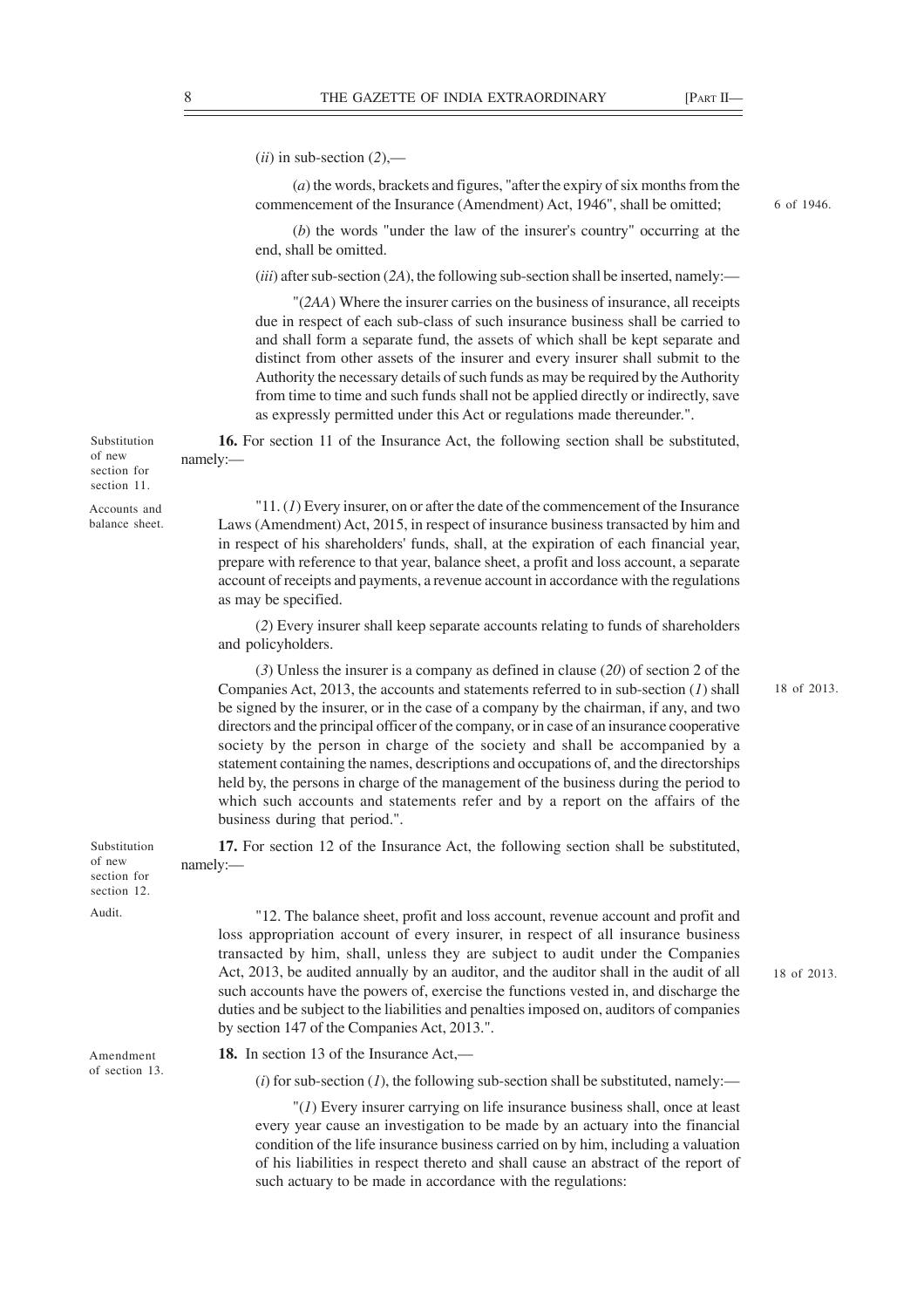(*ii*) in sub-section (*2*),—

(*a*) the words, brackets and figures, "after the expiry of six months from the commencement of the Insurance (Amendment) Act, 1946", shall be omitted; 6 of 1946.

(*b*) the words "under the law of the insurer's country" occurring at the end, shall be omitted.

(*iii*) after sub-section (*2A*), the following sub-section shall be inserted, namely:—

"(*2AA*) Where the insurer carries on the business of insurance, all receipts due in respect of each sub-class of such insurance business shall be carried to and shall form a separate fund, the assets of which shall be kept separate and distinct from other assets of the insurer and every insurer shall submit to the Authority the necessary details of such funds as may be required by the Authority from time to time and such funds shall not be applied directly or indirectly, save as expressly permitted under this Act or regulations made thereunder.".

Substitution of new section for section 11.

**16.** For section 11 of the Insurance Act, the following section shall be substituted, namely:—

Accounts and balance sheet.

"11. (*1*) Every insurer, on or after the date of the commencement of the Insurance Laws (Amendment) Act, 2015, in respect of insurance business transacted by him and in respect of his shareholders' funds, shall, at the expiration of each financial year, prepare with reference to that year, balance sheet, a profit and loss account, a separate account of receipts and payments, a revenue account in accordance with the regulations as may be specified.

(*2*) Every insurer shall keep separate accounts relating to funds of shareholders and policyholders.

(*3*) Unless the insurer is a company as defined in clause (*20*) of section 2 of the Companies Act, 2013, the accounts and statements referred to in sub-section (*1*) shall be signed by the insurer, or in the case of a company by the chairman, if any, and two directors and the principal officer of the company, or in case of an insurance cooperative society by the person in charge of the society and shall be accompanied by a statement containing the names, descriptions and occupations of, and the directorships held by, the persons in charge of the management of the business during the period to which such accounts and statements refer and by a report on the affairs of the business during that period.". 18 of 2013.

Substitution of new section for section 12.

**17.** For section 12 of the Insurance Act, the following section shall be substituted, namely:—

Audit.

"12. The balance sheet, profit and loss account, revenue account and profit and loss appropriation account of every insurer, in respect of all insurance business transacted by him, shall, unless they are subject to audit under the Companies Act, 2013, be audited annually by an auditor, and the auditor shall in the audit of all such accounts have the powers of, exercise the functions vested in, and discharge the duties and be subject to the liabilities and penalties imposed on, auditors of companies by section 147 of the Companies Act, 2013.". 18 of 2013.

Amendment of section 13.

**18.** In section 13 of the Insurance Act,—

(*i*) for sub-section (*1*), the following sub-section shall be substituted, namely:—

"(*1*) Every insurer carrying on life insurance business shall, once at least every year cause an investigation to be made by an actuary into the financial condition of the life insurance business carried on by him, including a valuation of his liabilities in respect thereto and shall cause an abstract of the report of such actuary to be made in accordance with the regulations: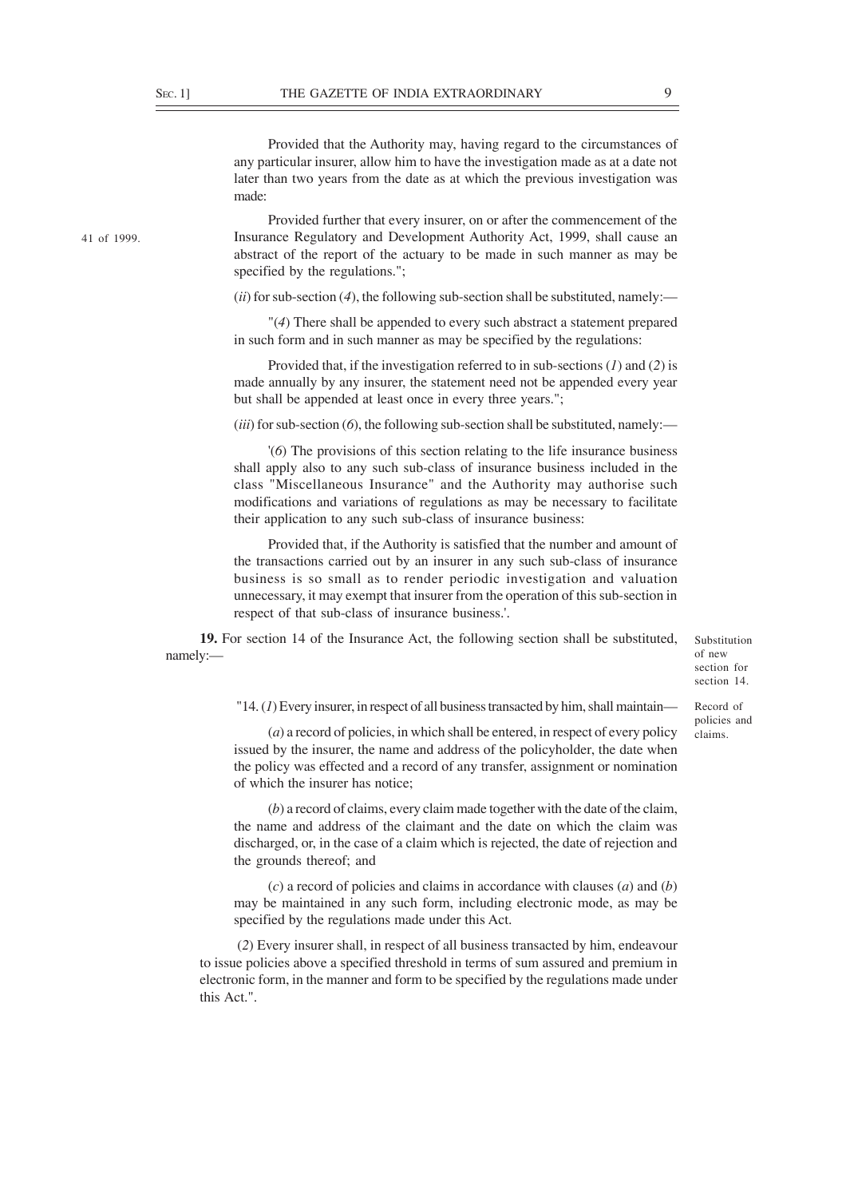Provided that the Authority may, having regard to the circumstances of any particular insurer, allow him to have the investigation made as at a date not later than two years from the date as at which the previous investigation was made:

41 of 1999.

Provided further that every insurer, on or after the commencement of the Insurance Regulatory and Development Authority Act, 1999, shall cause an abstract of the report of the actuary to be made in such manner as may be specified by the regulations.";

(*ii*) for sub-section (*4*), the following sub-section shall be substituted, namely:—

"(*4*) There shall be appended to every such abstract a statement prepared in such form and in such manner as may be specified by the regulations:

Provided that, if the investigation referred to in sub-sections (*1*) and (*2*) is made annually by any insurer, the statement need not be appended every year but shall be appended at least once in every three years.";

(*iii*) for sub-section (*6*), the following sub-section shall be substituted, namely:—

'(*6*) The provisions of this section relating to the life insurance business shall apply also to any such sub-class of insurance business included in the class "Miscellaneous Insurance" and the Authority may authorise such modifications and variations of regulations as may be necessary to facilitate their application to any such sub-class of insurance business:

Provided that, if the Authority is satisfied that the number and amount of the transactions carried out by an insurer in any such sub-class of insurance business is so small as to render periodic investigation and valuation unnecessary, it may exempt that insurer from the operation of this sub-section in respect of that sub-class of insurance business.'.

Substitution of new section for section 14.

**19.** For section 14 of the Insurance Act, the following section shall be substituted, namely:—

Record of policies and claims.

"14. (*1*) Every insurer, in respect of all business transacted by him, shall maintain—

(*a*) a record of policies, in which shall be entered, in respect of every policy issued by the insurer, the name and address of the policyholder, the date when the policy was effected and a record of any transfer, assignment or nomination of which the insurer has notice;

(*b*) a record of claims, every claim made together with the date of the claim, the name and address of the claimant and the date on which the claim was discharged, or, in the case of a claim which is rejected, the date of rejection and the grounds thereof; and

(*c*) a record of policies and claims in accordance with clauses (*a*) and (*b*) may be maintained in any such form, including electronic mode, as may be specified by the regulations made under this Act.

(*2*) Every insurer shall, in respect of all business transacted by him, endeavour to issue policies above a specified threshold in terms of sum assured and premium in electronic form, in the manner and form to be specified by the regulations made under this Act.".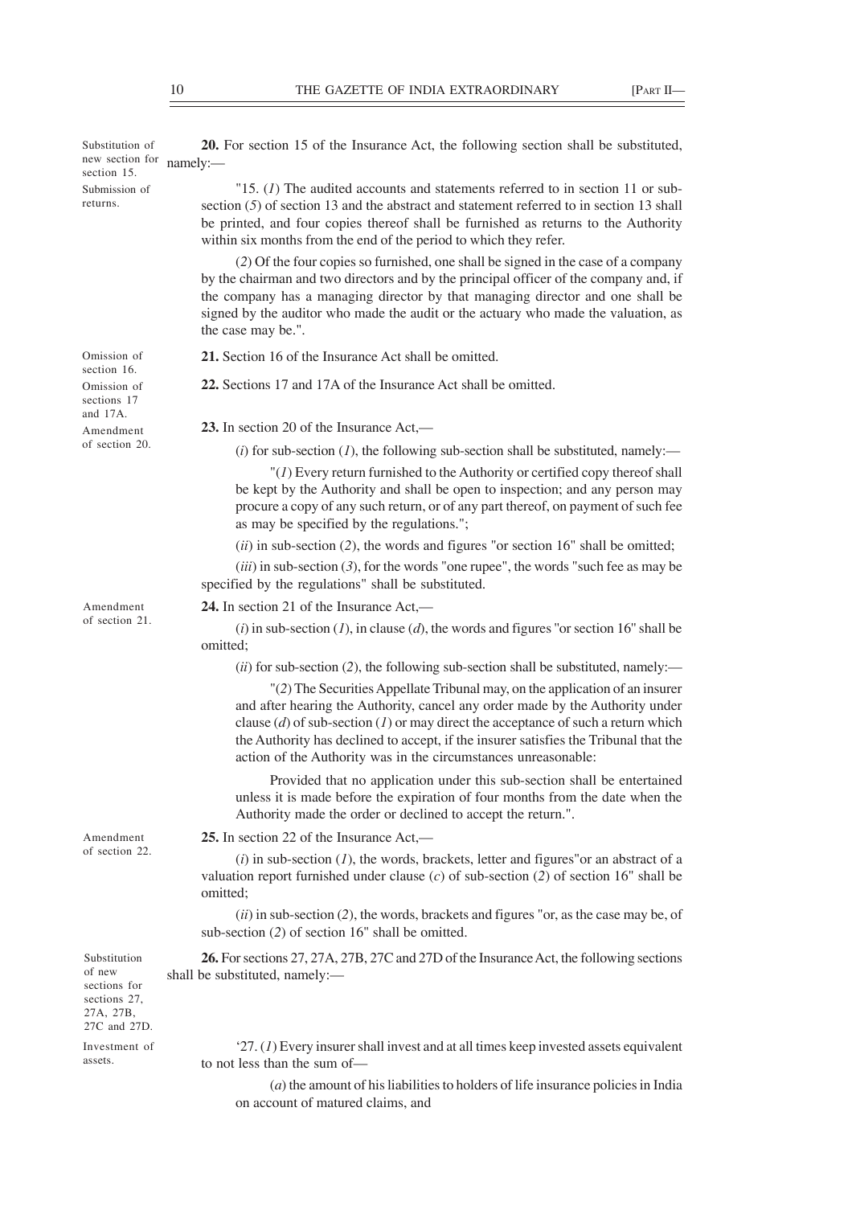Substitution of new section for section 15.

**20.** For section 15 of the Insurance Act, the following section shall be substituted, namely:—

Submission of returns.

"15. (*1*) The audited accounts and statements referred to in section 11 or sub-section (*5*) of section 13 and the abstract and statement referred to in section 13 shall be printed, and four copies thereof shall be furnished as returns to the Authority within six months from the end of the period to which they refer.

(*2*) Of the four copies so furnished, one shall be signed in the case of a company by the chairman and two directors and by the principal officer of the company and, if the company has a managing director by that managing director and one shall be signed by the auditor who made the audit or the actuary who made the valuation, as the case may be.".

Omission of section 16.

**21.** Section 16 of the Insurance Act shall be omitted.

Omission of sections 17 and 17A.

**22.** Sections 17 and 17A of the Insurance Act shall be omitted.

Amendment of section 20.

**23.** In section 20 of the Insurance Act,—

(*i*) for sub-section (*1*), the following sub-section shall be substituted, namely:—

"(*1*) Every return furnished to the Authority or certified copy thereof shall be kept by the Authority and shall be open to inspection; and any person may procure a copy of any such return, or of any part thereof, on payment of such fee as may be specified by the regulations.";

(*ii*) in sub-section (*2*), the words and figures "or section 16" shall be omitted;

(*iii*) in sub-section (*3*), for the words "one rupee", the words "such fee as may be specified by the regulations" shall be substituted.

Amendment of section 21.

**24.** In section 21 of the Insurance Act,—

(*i*) in sub-section (*1*), in clause (*d*), the words and figures "or section 16" shall be omitted;

(*ii*) for sub-section (*2*), the following sub-section shall be substituted, namely:—

"(*2*) The Securities Appellate Tribunal may, on the application of an insurer and after hearing the Authority, cancel any order made by the Authority under clause (*d*) of sub-section (*1*) or may direct the acceptance of such a return which the Authority has declined to accept, if the insurer satisfies the Tribunal that the action of the Authority was in the circumstances unreasonable:

Provided that no application under this sub-section shall be entertained unless it is made before the expiration of four months from the date when the Authority made the order or declined to accept the return.".

Amendment of section 22.

**25.** In section 22 of the Insurance Act,—

(*i*) in sub-section (*1*), the words, brackets, letter and figures"or an abstract of a valuation report furnished under clause (*c*) of sub-section (*2*) of section 16" shall be omitted;

(*ii*) in sub-section (*2*), the words, brackets and figures "or, as the case may be, of sub-section (*2*) of section 16" shall be omitted.

Substitution of new sections for sections 27, 27A, 27B, 27C and 27D.

**26.** For sections 27, 27A, 27B, 27C and 27D of the Insurance Act, the following sections shall be substituted, namely:—

Investment of assets.

'27. (*1*) Every insurer shall invest and at all times keep invested assets equivalent to not less than the sum of—

(*a*) the amount of his liabilities to holders of life insurance policies in India on account of matured claims, and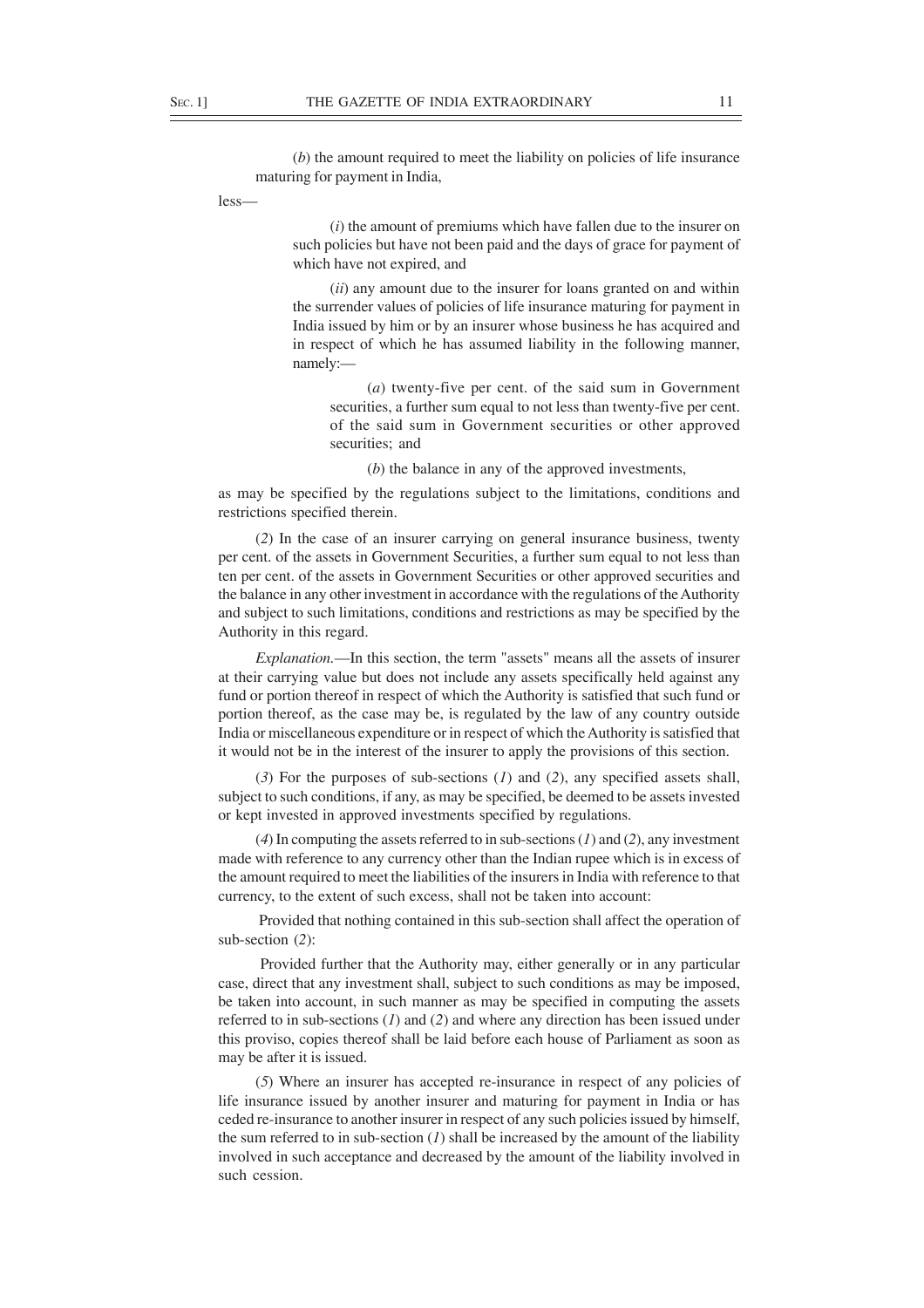(*b*) the amount required to meet the liability on policies of life insurance maturing for payment in India,

less—

(*i*) the amount of premiums which have fallen due to the insurer on such policies but have not been paid and the days of grace for payment of which have not expired, and

(*ii*) any amount due to the insurer for loans granted on and within the surrender values of policies of life insurance maturing for payment in India issued by him or by an insurer whose business he has acquired and in respect of which he has assumed liability in the following manner, namely:—

(*a*) twenty-five per cent. of the said sum in Government securities, a further sum equal to not less than twenty-five per cent. of the said sum in Government securities or other approved securities; and

(*b*) the balance in any of the approved investments,

as may be specified by the regulations subject to the limitations, conditions and restrictions specified therein.

(*2*) In the case of an insurer carrying on general insurance business, twenty per cent. of the assets in Government Securities, a further sum equal to not less than ten per cent. of the assets in Government Securities or other approved securities and the balance in any other investment in accordance with the regulations of the Authority and subject to such limitations, conditions and restrictions as may be specified by the Authority in this regard.

*Explanation.*—In this section, the term "assets" means all the assets of insurer at their carrying value but does not include any assets specifically held against any fund or portion thereof in respect of which the Authority is satisfied that such fund or portion thereof, as the case may be, is regulated by the law of any country outside India or miscellaneous expenditure or in respect of which the Authority is satisfied that it would not be in the interest of the insurer to apply the provisions of this section.

(*3*) For the purposes of sub-sections (*1*) and (*2*), any specified assets shall, subject to such conditions, if any, as may be specified, be deemed to be assets invested or kept invested in approved investments specified by regulations.

(*4*) In computing the assets referred to in sub-sections (*1*) and (*2*), any investment made with reference to any currency other than the Indian rupee which is in excess of the amount required to meet the liabilities of the insurers in India with reference to that currency, to the extent of such excess, shall not be taken into account:

Provided that nothing contained in this sub-section shall affect the operation of sub-section (*2*):

Provided further that the Authority may, either generally or in any particular case, direct that any investment shall, subject to such conditions as may be imposed, be taken into account, in such manner as may be specified in computing the assets referred to in sub-sections (*1*) and (*2*) and where any direction has been issued under this proviso, copies thereof shall be laid before each house of Parliament as soon as may be after it is issued.

(*5*) Where an insurer has accepted re-insurance in respect of any policies of life insurance issued by another insurer and maturing for payment in India or has ceded re-insurance to another insurer in respect of any such policies issued by himself, the sum referred to in sub-section (*1*) shall be increased by the amount of the liability involved in such acceptance and decreased by the amount of the liability involved in such cession.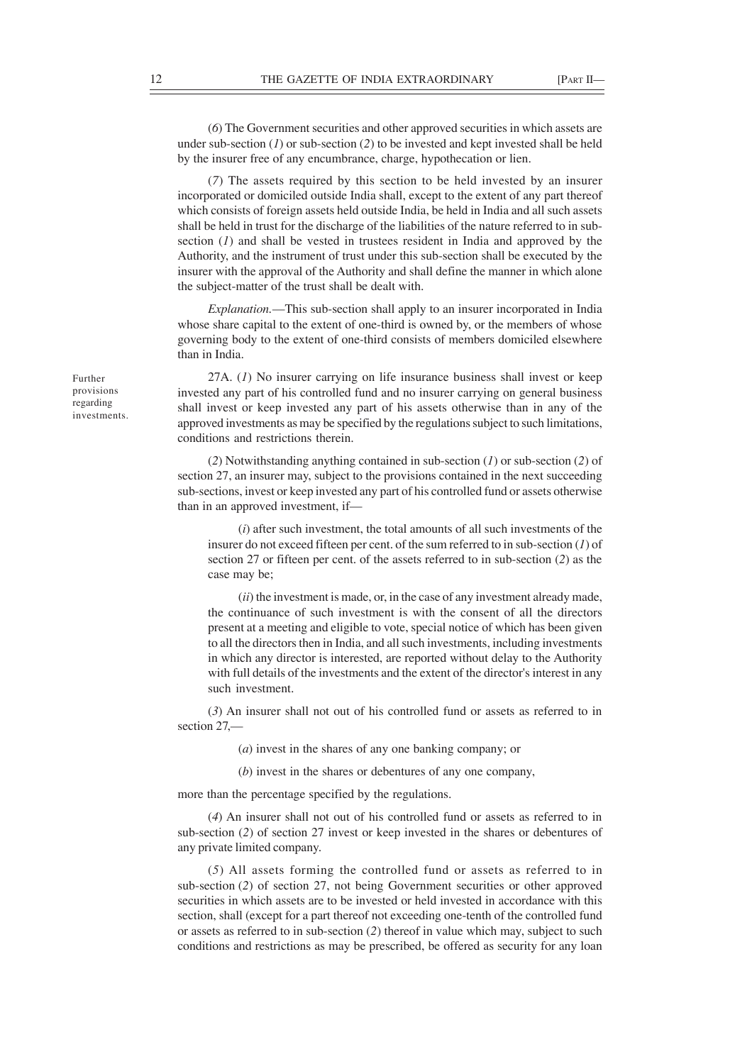(*6*) The Government securities and other approved securities in which assets are under sub-section (*1*) or sub-section (*2*) to be invested and kept invested shall be held by the insurer free of any encumbrance, charge, hypothecation or lien.

(*7*) The assets required by this section to be held invested by an insurer incorporated or domiciled outside India shall, except to the extent of any part thereof which consists of foreign assets held outside India, be held in India and all such assets shall be held in trust for the discharge of the liabilities of the nature referred to in sub-section (*1*) and shall be vested in trustees resident in India and approved by the Authority, and the instrument of trust under this sub-section shall be executed by the insurer with the approval of the Authority and shall define the manner in which alone the subject-matter of the trust shall be dealt with.

*Explanation.*—This sub-section shall apply to an insurer incorporated in India whose share capital to the extent of one-third is owned by, or the members of whose governing body to the extent of one-third consists of members domiciled elsewhere than in India.

Further provisions regarding investments.

27A. (*1*) No insurer carrying on life insurance business shall invest or keep invested any part of his controlled fund and no insurer carrying on general business shall invest or keep invested any part of his assets otherwise than in any of the approved investments as may be specified by the regulations subject to such limitations, conditions and restrictions therein.

(*2*) Notwithstanding anything contained in sub-section (*1*) or sub-section (*2*) of section 27, an insurer may, subject to the provisions contained in the next succeeding sub-sections, invest or keep invested any part of his controlled fund or assets otherwise than in an approved investment, if—

(*i*) after such investment, the total amounts of all such investments of the insurer do not exceed fifteen per cent. of the sum referred to in sub-section (*1*) of section 27 or fifteen per cent. of the assets referred to in sub-section (*2*) as the case may be;

(*ii*) the investment is made, or, in the case of any investment already made, the continuance of such investment is with the consent of all the directors present at a meeting and eligible to vote, special notice of which has been given to all the directors then in India, and all such investments, including investments in which any director is interested, are reported without delay to the Authority with full details of the investments and the extent of the director's interest in any such investment.

(*3*) An insurer shall not out of his controlled fund or assets as referred to in section 27,—

(*a*) invest in the shares of any one banking company; or

(*b*) invest in the shares or debentures of any one company,

more than the percentage specified by the regulations.

(*4*) An insurer shall not out of his controlled fund or assets as referred to in sub-section (*2*) of section 27 invest or keep invested in the shares or debentures of any private limited company.

(*5*) All assets forming the controlled fund or assets as referred to in sub-section (*2*) of section 27, not being Government securities or other approved securities in which assets are to be invested or held invested in accordance with this section, shall (except for a part thereof not exceeding one-tenth of the controlled fund or assets as referred to in sub-section (*2*) thereof in value which may, subject to such conditions and restrictions as may be prescribed, be offered as security for any loan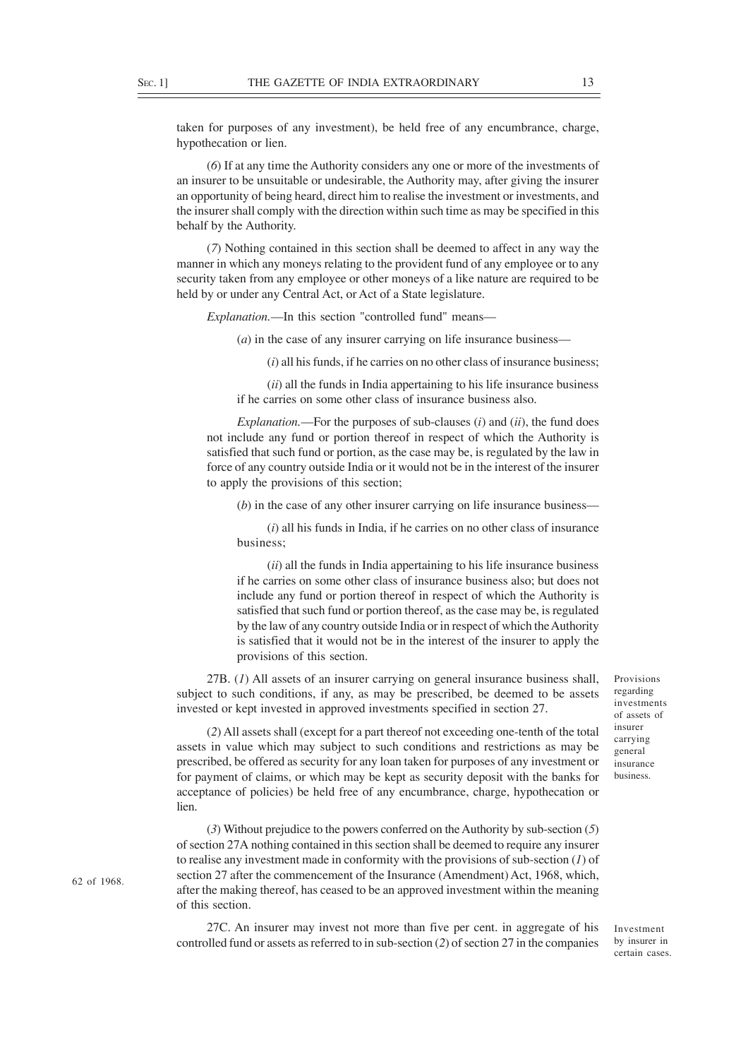taken for purposes of any investment), be held free of any encumbrance, charge, hypothecation or lien.

(*6*) If at any time the Authority considers any one or more of the investments of an insurer to be unsuitable or undesirable, the Authority may, after giving the insurer an opportunity of being heard, direct him to realise the investment or investments, and the insurer shall comply with the direction within such time as may be specified in this behalf by the Authority.

(*7*) Nothing contained in this section shall be deemed to affect in any way the manner in which any moneys relating to the provident fund of any employee or to any security taken from any employee or other moneys of a like nature are required to be held by or under any Central Act, or Act of a State legislature.

*Explanation.*—In this section "controlled fund" means—

(*a*) in the case of any insurer carrying on life insurance business—

(*i*) all his funds, if he carries on no other class of insurance business;

(*ii*) all the funds in India appertaining to his life insurance business if he carries on some other class of insurance business also.

*Explanation.*—For the purposes of sub-clauses (*i*) and (*ii*), the fund does not include any fund or portion thereof in respect of which the Authority is satisfied that such fund or portion, as the case may be, is regulated by the law in force of any country outside India or it would not be in the interest of the insurer to apply the provisions of this section;

(*b*) in the case of any other insurer carrying on life insurance business—

(*i*) all his funds in India, if he carries on no other class of insurance business;

(*ii*) all the funds in India appertaining to his life insurance business if he carries on some other class of insurance business also; but does not include any fund or portion thereof in respect of which the Authority is satisfied that such fund or portion thereof, as the case may be, is regulated by the law of any country outside India or in respect of which the Authority is satisfied that it would not be in the interest of the insurer to apply the provisions of this section.

*Provisions regarding investments of assets of insurer carrying general insurance business.*

27B. (*1*) All assets of an insurer carrying on general insurance business shall, subject to such conditions, if any, as may be prescribed, be deemed to be assets invested or kept invested in approved investments specified in section 27.

(*2*) All assets shall (except for a part thereof not exceeding one-tenth of the total assets in value which may subject to such conditions and restrictions as may be prescribed, be offered as security for any loan taken for purposes of any investment or for payment of claims, or which may be kept as security deposit with the banks for acceptance of policies) be held free of any encumbrance, charge, hypothecation or lien.

(*3*) Without prejudice to the powers conferred on the Authority by sub-section (*5*) of section 27A nothing contained in this section shall be deemed to require any insurer to realise any investment made in conformity with the provisions of sub-section (*1*) of section 27 after the commencement of the Insurance (Amendment) Act, 1968, which, after the making thereof, has ceased to be an approved investment within the meaning of this section.

*62 of 1968.*

*Investment by insurer in certain cases.*

27C. An insurer may invest not more than five per cent. in aggregate of his controlled fund or assets as referred to in sub-section (*2*) of section 27 in the companies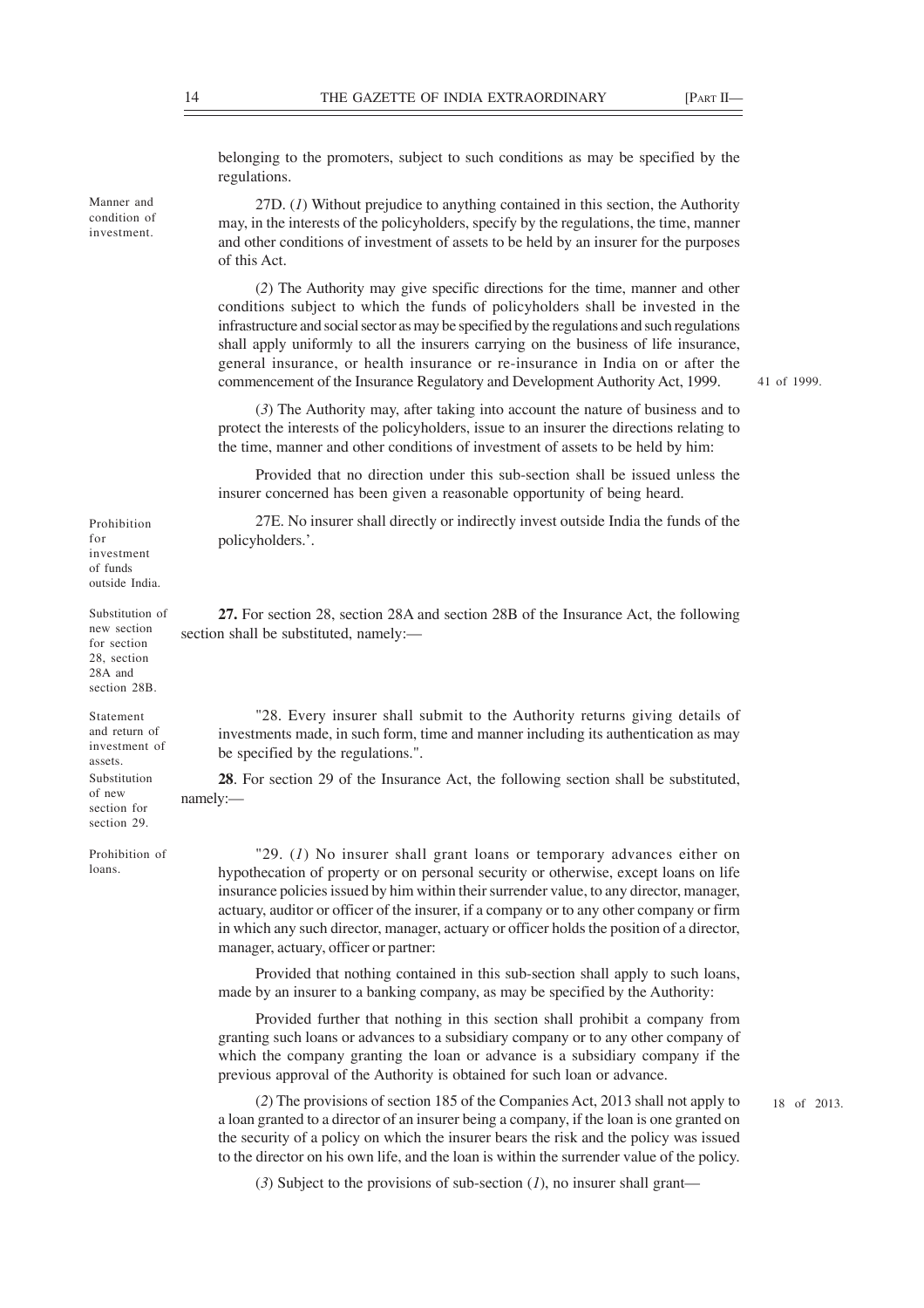belonging to the promoters, subject to such conditions as may be specified by the regulations.

Manner and condition of investment.

27D. (*1*) Without prejudice to anything contained in this section, the Authority may, in the interests of the policyholders, specify by the regulations, the time, manner and other conditions of investment of assets to be held by an insurer for the purposes of this Act.

(*2*) The Authority may give specific directions for the time, manner and other conditions subject to which the funds of policyholders shall be invested in the infrastructure and social sector as may be specified by the regulations and such regulations shall apply uniformly to all the insurers carrying on the business of life insurance, general insurance, or health insurance or re-insurance in India on or after the commencement of the Insurance Regulatory and Development Authority Act, 1999.

41 of 1999.

(*3*) The Authority may, after taking into account the nature of business and to protect the interests of the policyholders, issue to an insurer the directions relating to the time, manner and other conditions of investment of assets to be held by him:

Provided that no direction under this sub-section shall be issued unless the insurer concerned has been given a reasonable opportunity of being heard.

Prohibition for investment of funds outside India.

27E. No insurer shall directly or indirectly invest outside India the funds of the policyholders.'.

Substitution of new section for section 28, section 28A and section 28B.

**27.** For section 28, section 28A and section 28B of the Insurance Act, the following section shall be substituted, namely:—

Statement and return of investment of assets.

"28. Every insurer shall submit to the Authority returns giving details of investments made, in such form, time and manner including its authentication as may be specified by the regulations.".

Substitution of new section for section 29.

**28**. For section 29 of the Insurance Act, the following section shall be substituted, namely:—

Prohibition of loans.

"29. (*1*) No insurer shall grant loans or temporary advances either on hypothecation of property or on personal security or otherwise, except loans on life insurance policies issued by him within their surrender value, to any director, manager, actuary, auditor or officer of the insurer, if a company or to any other company or firm in which any such director, manager, actuary or officer holds the position of a director, manager, actuary, officer or partner:

Provided that nothing contained in this sub-section shall apply to such loans, made by an insurer to a banking company, as may be specified by the Authority:

Provided further that nothing in this section shall prohibit a company from granting such loans or advances to a subsidiary company or to any other company of which the company granting the loan or advance is a subsidiary company if the previous approval of the Authority is obtained for such loan or advance.

(*2*) The provisions of section 185 of the Companies Act, 2013 shall not apply to a loan granted to a director of an insurer being a company, if the loan is one granted on the security of a policy on which the insurer bears the risk and the policy was issued to the director on his own life, and the loan is within the surrender value of the policy.

18 of 2013.

(*3*) Subject to the provisions of sub-section (*1*), no insurer shall grant—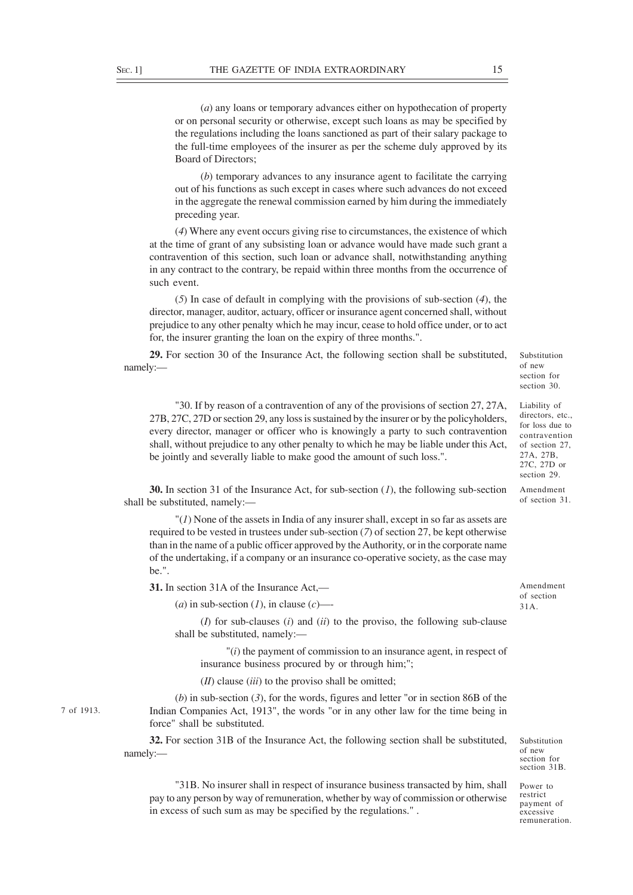(*a*) any loans or temporary advances either on hypothecation of property or on personal security or otherwise, except such loans as may be specified by the regulations including the loans sanctioned as part of their salary package to the full-time employees of the insurer as per the scheme duly approved by its Board of Directors;

(*b*) temporary advances to any insurance agent to facilitate the carrying out of his functions as such except in cases where such advances do not exceed in the aggregate the renewal commission earned by him during the immediately preceding year.

(*4*) Where any event occurs giving rise to circumstances, the existence of which at the time of grant of any subsisting loan or advance would have made such grant a contravention of this section, such loan or advance shall, notwithstanding anything in any contract to the contrary, be repaid within three months from the occurrence of such event.

(*5*) In case of default in complying with the provisions of sub-section (*4*), the director, manager, auditor, actuary, officer or insurance agent concerned shall, without prejudice to any other penalty which he may incur, cease to hold office under, or to act for, the insurer granting the loan on the expiry of three months.".

Substitution of new section for section 30.

**29.** For section 30 of the Insurance Act, the following section shall be substituted, namely:—

Liability of directors, etc., for loss due to contravention of section 27, 27A, 27B, 27C, 27D or section 29.

"30. If by reason of a contravention of any of the provisions of section 27, 27A, 27B, 27C, 27D or section 29, any loss is sustained by the insurer or by the policyholders, every director, manager or officer who is knowingly a party to such contravention shall, without prejudice to any other penalty to which he may be liable under this Act, be jointly and severally liable to make good the amount of such loss.".

Amendment of section 31.

**30.** In section 31 of the Insurance Act, for sub-section (*1*), the following sub-section shall be substituted, namely:—

"(*1*) None of the assets in India of any insurer shall, except in so far as assets are required to be vested in trustees under sub-section (*7*) of section 27, be kept otherwise than in the name of a public officer approved by the Authority, or in the corporate name of the undertaking, if a company or an insurance co-operative society, as the case may be.".

Amendment of section 31A.

**31.** In section 31A of the Insurance Act,—

(*a*) in sub-section (*1*), in clause (*c*)—

(*I*) for sub-clauses (*i*) and (*ii*) to the proviso, the following sub-clause shall be substituted, namely:—

"(*i*) the payment of commission to an insurance agent, in respect of insurance business procured by or through him;";

(*II*) clause (*iii*) to the proviso shall be omitted;

(*b*) in sub-section (*3*), for the words, figures and letter "or in section 86B of the Indian Companies Act, 1913", the words "or in any other law for the time being in force" shall be substituted.

7 of 1913.

Substitution of new section for section 31B.

**32.** For section 31B of the Insurance Act, the following section shall be substituted, namely:—

Power to restrict payment of excessive remuneration.

"31B. No insurer shall in respect of insurance business transacted by him, shall pay to any person by way of remuneration, whether by way of commission or otherwise in excess of such sum as may be specified by the regulations." .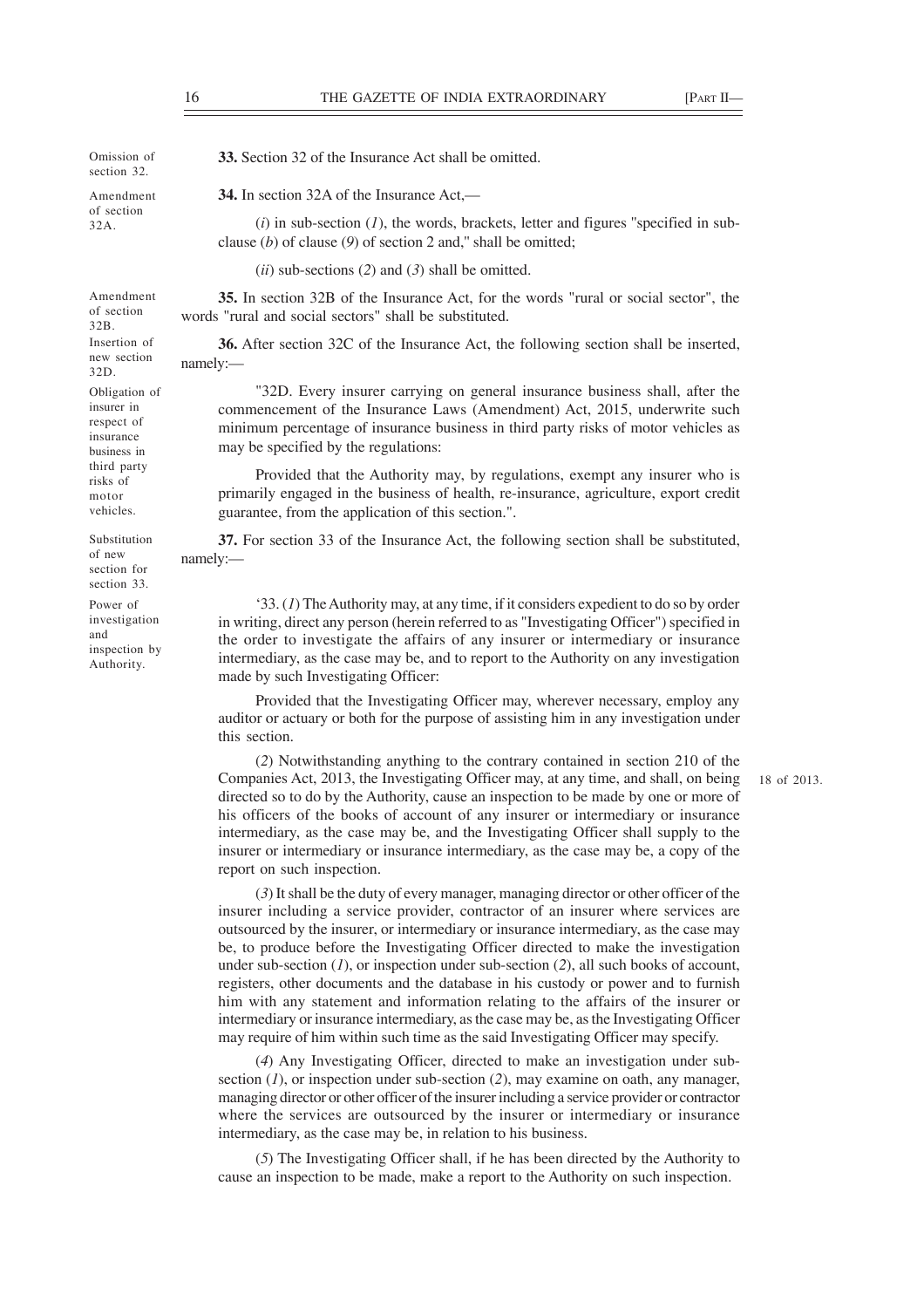Omission of section 32.

**33.** Section 32 of the Insurance Act shall be omitted.

Amendment of section 32A.

**34.** In section 32A of the Insurance Act,—

(*i*) in sub-section (*1*), the words, brackets, letter and figures "specified in sub-clause (*b*) of clause (*9*) of section 2 and," shall be omitted;

(*ii*) sub-sections (*2*) and (*3*) shall be omitted.

Amendment of section 32B.

**35.** In section 32B of the Insurance Act, for the words "rural or social sector", the words "rural and social sectors" shall be substituted.

Insertion of new section 32D.

**36.** After section 32C of the Insurance Act, the following section shall be inserted, namely:—

Obligation of insurer in respect of insurance business in third party risks of motor vehicles.

"32D. Every insurer carrying on general insurance business shall, after the commencement of the Insurance Laws (Amendment) Act, 2015, underwrite such minimum percentage of insurance business in third party risks of motor vehicles as may be specified by the regulations:

Provided that the Authority may, by regulations, exempt any insurer who is primarily engaged in the business of health, re-insurance, agriculture, export credit guarantee, from the application of this section.".

Substitution of new section for section 33.

**37.** For section 33 of the Insurance Act, the following section shall be substituted, namely:—

Power of investigation and inspection by Authority.

'33. (*1*) The Authority may, at any time, if it considers expedient to do so by order in writing, direct any person (herein referred to as "Investigating Officer") specified in the order to investigate the affairs of any insurer or intermediary or insurance intermediary, as the case may be, and to report to the Authority on any investigation made by such Investigating Officer:

Provided that the Investigating Officer may, wherever necessary, employ any auditor or actuary or both for the purpose of assisting him in any investigation under this section.

(*2*) Notwithstanding anything to the contrary contained in section 210 of the Companies Act, 2013, the Investigating Officer may, at any time, and shall, on being directed so to do by the Authority, cause an inspection to be made by one or more of his officers of the books of account of any insurer or intermediary or insurance intermediary, as the case may be, and the Investigating Officer shall supply to the insurer or intermediary or insurance intermediary, as the case may be, a copy of the report on such inspection.

18 of 2013.

(*3*) It shall be the duty of every manager, managing director or other officer of the insurer including a service provider, contractor of an insurer where services are outsourced by the insurer, or intermediary or insurance intermediary, as the case may be, to produce before the Investigating Officer directed to make the investigation under sub-section (*1*), or inspection under sub-section (*2*), all such books of account, registers, other documents and the database in his custody or power and to furnish him with any statement and information relating to the affairs of the insurer or intermediary or insurance intermediary, as the case may be, as the Investigating Officer may require of him within such time as the said Investigating Officer may specify.

(*4*) Any Investigating Officer, directed to make an investigation under sub-section (*1*), or inspection under sub-section (*2*), may examine on oath, any manager, managing director or other officer of the insurer including a service provider or contractor where the services are outsourced by the insurer or intermediary or insurance intermediary, as the case may be, in relation to his business.

(*5*) The Investigating Officer shall, if he has been directed by the Authority to cause an inspection to be made, make a report to the Authority on such inspection.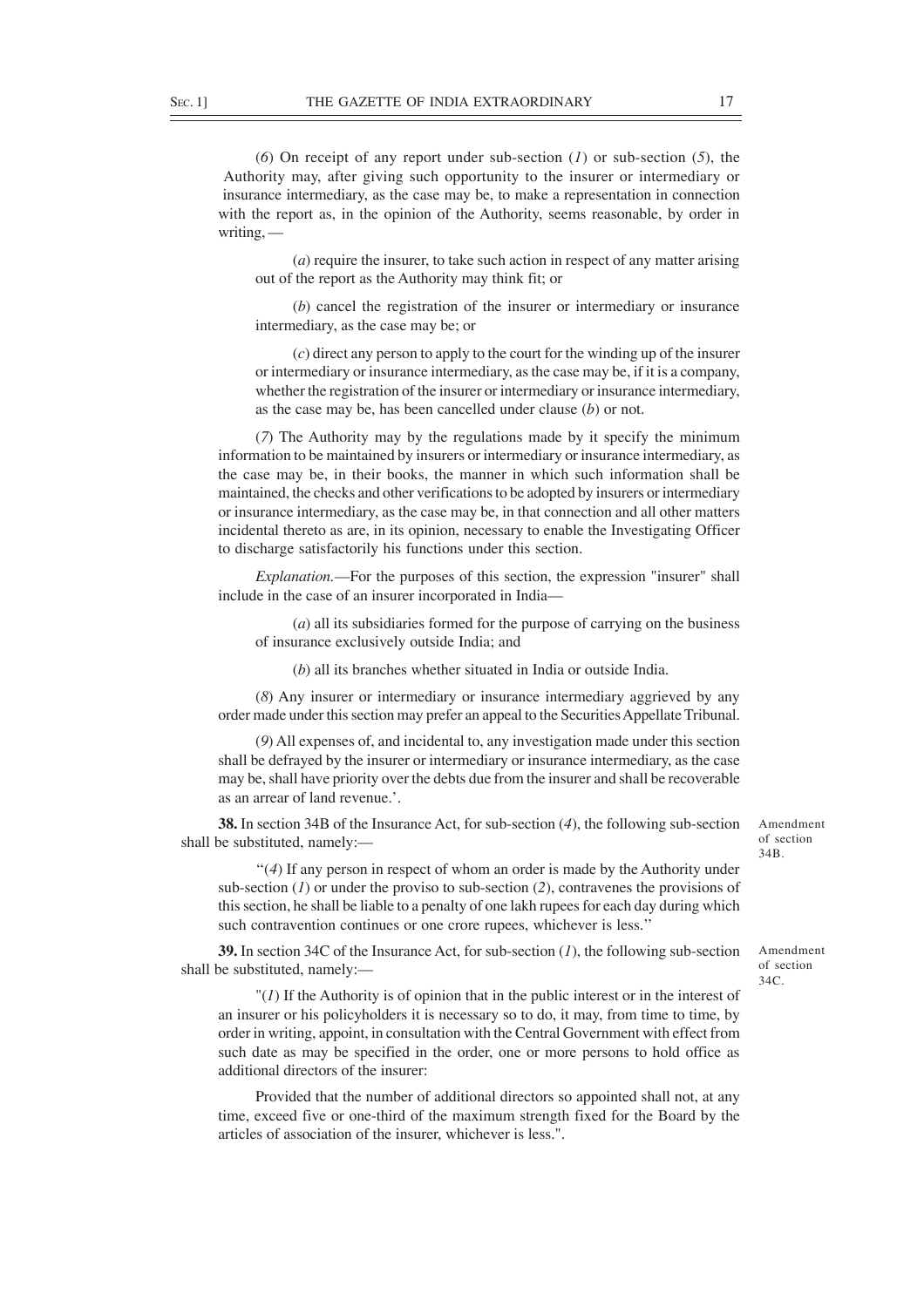(*6*) On receipt of any report under sub-section (*1*) or sub-section (*5*), the Authority may, after giving such opportunity to the insurer or intermediary or insurance intermediary, as the case may be, to make a representation in connection with the report as, in the opinion of the Authority, seems reasonable, by order in writing, —

(*a*) require the insurer, to take such action in respect of any matter arising out of the report as the Authority may think fit; or

(*b*) cancel the registration of the insurer or intermediary or insurance intermediary, as the case may be; or

(*c*) direct any person to apply to the court for the winding up of the insurer or intermediary or insurance intermediary, as the case may be, if it is a company, whether the registration of the insurer or intermediary or insurance intermediary, as the case may be, has been cancelled under clause (*b*) or not.

(*7*) The Authority may by the regulations made by it specify the minimum information to be maintained by insurers or intermediary or insurance intermediary, as the case may be, in their books, the manner in which such information shall be maintained, the checks and other verifications to be adopted by insurers or intermediary or insurance intermediary, as the case may be, in that connection and all other matters incidental thereto as are, in its opinion, necessary to enable the Investigating Officer to discharge satisfactorily his functions under this section.

*Explanation.*—For the purposes of this section, the expression "insurer" shall include in the case of an insurer incorporated in India—

(*a*) all its subsidiaries formed for the purpose of carrying on the business of insurance exclusively outside India; and

(*b*) all its branches whether situated in India or outside India.

(*8*) Any insurer or intermediary or insurance intermediary aggrieved by any order made under this section may prefer an appeal to the Securities Appellate Tribunal.

(*9*) All expenses of, and incidental to, any investigation made under this section shall be defrayed by the insurer or intermediary or insurance intermediary, as the case may be, shall have priority over the debts due from the insurer and shall be recoverable as an arrear of land revenue.'.

Amendment of section 34B.

**38.** In section 34B of the Insurance Act, for sub-section (*4*), the following sub-section shall be substituted, namely:—

"(*4*) If any person in respect of whom an order is made by the Authority under sub-section (*1*) or under the proviso to sub-section (*2*), contravenes the provisions of this section, he shall be liable to a penalty of one lakh rupees for each day during which such contravention continues or one crore rupees, whichever is less."

Amendment of section 34C.

**39.** In section 34C of the Insurance Act, for sub-section (*1*), the following sub-section shall be substituted, namely:—

"(*1*) If the Authority is of opinion that in the public interest or in the interest of an insurer or his policyholders it is necessary so to do, it may, from time to time, by order in writing, appoint, in consultation with the Central Government with effect from such date as may be specified in the order, one or more persons to hold office as additional directors of the insurer:

Provided that the number of additional directors so appointed shall not, at any time, exceed five or one-third of the maximum strength fixed for the Board by the articles of association of the insurer, whichever is less.".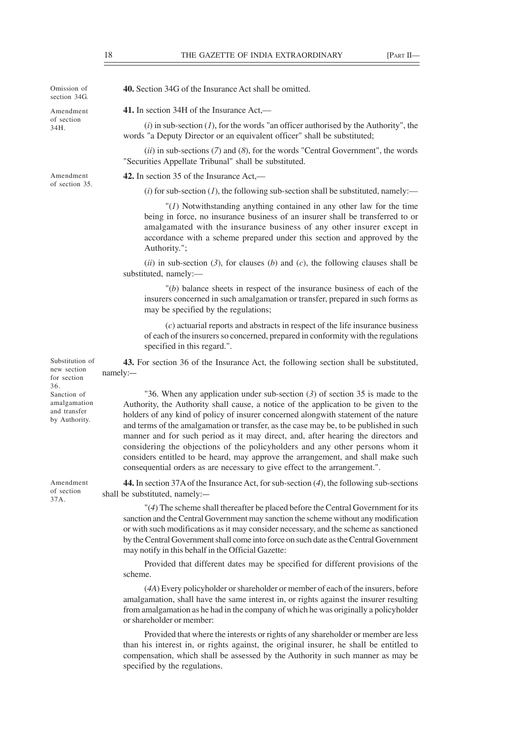Omission of section 34G.

**40.** Section 34G of the Insurance Act shall be omitted.

Amendment of section 34H.

**41.** In section 34H of the Insurance Act,—

(*i*) in sub-section (*1*), for the words "an officer authorised by the Authority", the words "a Deputy Director or an equivalent officer" shall be substituted;

(*ii*) in sub-sections (*7*) and (*8*), for the words "Central Government", the words "Securities Appellate Tribunal" shall be substituted.

Amendment of section 35.

**42.** In section 35 of the Insurance Act,—

(*i*) for sub-section (*1*), the following sub-section shall be substituted, namely:—

"(*1*) Notwithstanding anything contained in any other law for the time being in force, no insurance business of an insurer shall be transferred to or amalgamated with the insurance business of any other insurer except in accordance with a scheme prepared under this section and approved by the Authority.";

(*ii*) in sub-section (*3*), for clauses (*b*) and (*c*), the following clauses shall be substituted, namely:—

"(*b*) balance sheets in respect of the insurance business of each of the insurers concerned in such amalgamation or transfer, prepared in such forms as may be specified by the regulations;

(*c*) actuarial reports and abstracts in respect of the life insurance business of each of the insurers so concerned, prepared in conformity with the regulations specified in this regard.".

Substitution of new section for section 36.

**43.** For section 36 of the Insurance Act, the following section shall be substituted, namely:—

Sanction of amalgamation and transfer by Authority.

"36. When any application under sub-section (*3*) of section 35 is made to the Authority, the Authority shall cause, a notice of the application to be given to the holders of any kind of policy of insurer concerned alongwith statement of the nature and terms of the amalgamation or transfer, as the case may be, to be published in such manner and for such period as it may direct, and, after hearing the directors and considering the objections of the policyholders and any other persons whom it considers entitled to be heard, may approve the arrangement, and shall make such consequential orders as are necessary to give effect to the arrangement.".

Amendment of section 37A.

**44.** In section 37A of the Insurance Act, for sub-section (*4*), the following sub-sections shall be substituted, namely:—

"(*4*) The scheme shall thereafter be placed before the Central Government for its sanction and the Central Government may sanction the scheme without any modification or with such modifications as it may consider necessary, and the scheme as sanctioned by the Central Government shall come into force on such date as the Central Government may notify in this behalf in the Official Gazette:

Provided that different dates may be specified for different provisions of the scheme.

(*4A*) Every policyholder or shareholder or member of each of the insurers, before amalgamation, shall have the same interest in, or rights against the insurer resulting from amalgamation as he had in the company of which he was originally a policyholder or shareholder or member:

Provided that where the interests or rights of any shareholder or member are less than his interest in, or rights against, the original insurer, he shall be entitled to compensation, which shall be assessed by the Authority in such manner as may be specified by the regulations.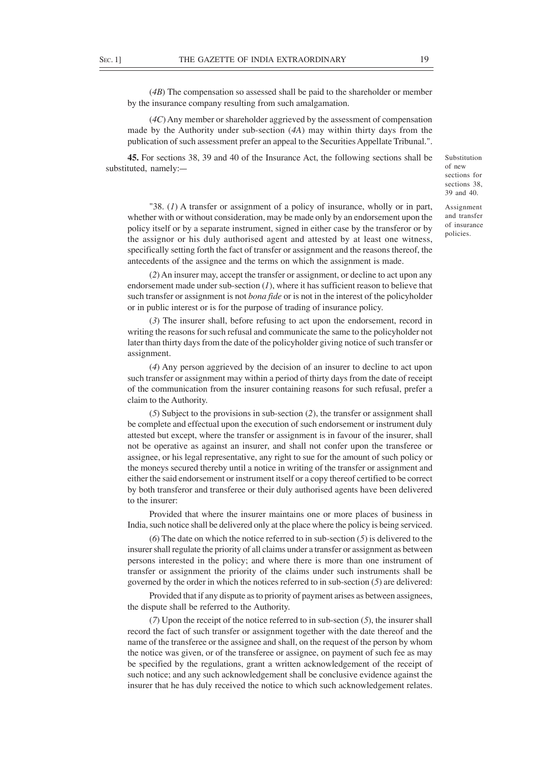(*4B*) The compensation so assessed shall be paid to the shareholder or member by the insurance company resulting from such amalgamation.

(*4C*) Any member or shareholder aggrieved by the assessment of compensation made by the Authority under sub-section (*4A*) may within thirty days from the publication of such assessment prefer an appeal to the Securities Appellate Tribunal.".

**45.** For sections 38, 39 and 40 of the Insurance Act, the following sections shall be substituted, namely:—

Substitution of new sections for sections 38, 39 and 40.

Assignment and transfer of insurance policies.

"38. (*1*) A transfer or assignment of a policy of insurance, wholly or in part, whether with or without consideration, may be made only by an endorsement upon the policy itself or by a separate instrument, signed in either case by the transferor or by the assignor or his duly authorised agent and attested by at least one witness, specifically setting forth the fact of transfer or assignment and the reasons thereof, the antecedents of the assignee and the terms on which the assignment is made.

(*2*) An insurer may, accept the transfer or assignment, or decline to act upon any endorsement made under sub-section (*1*), where it has sufficient reason to believe that such transfer or assignment is not *bona fide* or is not in the interest of the policyholder or in public interest or is for the purpose of trading of insurance policy.

(*3*) The insurer shall, before refusing to act upon the endorsement, record in writing the reasons for such refusal and communicate the same to the policyholder not later than thirty days from the date of the policyholder giving notice of such transfer or assignment.

(*4*) Any person aggrieved by the decision of an insurer to decline to act upon such transfer or assignment may within a period of thirty days from the date of receipt of the communication from the insurer containing reasons for such refusal, prefer a claim to the Authority.

(*5*) Subject to the provisions in sub-section (*2*), the transfer or assignment shall be complete and effectual upon the execution of such endorsement or instrument duly attested but except, where the transfer or assignment is in favour of the insurer, shall not be operative as against an insurer, and shall not confer upon the transferee or assignee, or his legal representative, any right to sue for the amount of such policy or the moneys secured thereby until a notice in writing of the transfer or assignment and either the said endorsement or instrument itself or a copy thereof certified to be correct by both transferor and transferee or their duly authorised agents have been delivered to the insurer:

Provided that where the insurer maintains one or more places of business in India, such notice shall be delivered only at the place where the policy is being serviced.

(*6*) The date on which the notice referred to in sub-section (*5*) is delivered to the insurer shall regulate the priority of all claims under a transfer or assignment as between persons interested in the policy; and where there is more than one instrument of transfer or assignment the priority of the claims under such instruments shall be governed by the order in which the notices referred to in sub-section (*5*) are delivered:

Provided that if any dispute as to priority of payment arises as between assignees, the dispute shall be referred to the Authority.

(*7*) Upon the receipt of the notice referred to in sub-section (*5*), the insurer shall record the fact of such transfer or assignment together with the date thereof and the name of the transferee or the assignee and shall, on the request of the person by whom the notice was given, or of the transferee or assignee, on payment of such fee as may be specified by the regulations, grant a written acknowledgement of the receipt of such notice; and any such acknowledgement shall be conclusive evidence against the insurer that he has duly received the notice to which such acknowledgement relates.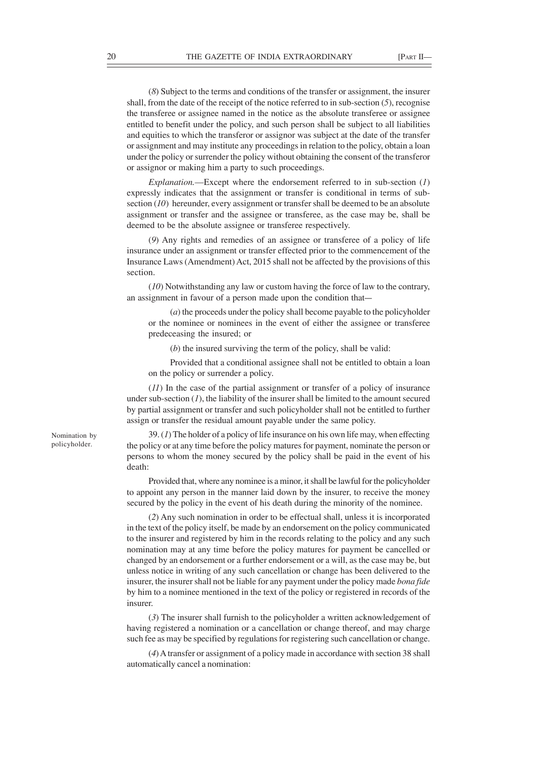(*8*) Subject to the terms and conditions of the transfer or assignment, the insurer shall, from the date of the receipt of the notice referred to in sub-section (*5*), recognise the transferee or assignee named in the notice as the absolute transferee or assignee entitled to benefit under the policy, and such person shall be subject to all liabilities and equities to which the transferor or assignor was subject at the date of the transfer or assignment and may institute any proceedings in relation to the policy, obtain a loan under the policy or surrender the policy without obtaining the consent of the transferor or assignor or making him a party to such proceedings.

*Explanation.*—Except where the endorsement referred to in sub-section (*1*) expressly indicates that the assignment or transfer is conditional in terms of sub-section (*10*) hereunder, every assignment or transfer shall be deemed to be an absolute assignment or transfer and the assignee or transferee, as the case may be, shall be deemed to be the absolute assignee or transferee respectively.

(*9*) Any rights and remedies of an assignee or transferee of a policy of life insurance under an assignment or transfer effected prior to the commencement of the Insurance Laws (Amendment) Act, 2015 shall not be affected by the provisions of this section.

(*10*) Notwithstanding any law or custom having the force of law to the contrary, an assignment in favour of a person made upon the condition that—

(*a*) the proceeds under the policy shall become payable to the policyholder or the nominee or nominees in the event of either the assignee or transferee predeceasing the insured; or

(*b*) the insured surviving the term of the policy, shall be valid:

Provided that a conditional assignee shall not be entitled to obtain a loan on the policy or surrender a policy.

(*11*) In the case of the partial assignment or transfer of a policy of insurance under sub-section (*1*), the liability of the insurer shall be limited to the amount secured by partial assignment or transfer and such policyholder shall not be entitled to further assign or transfer the residual amount payable under the same policy.

Nomination by policyholder.

39. (*1*) The holder of a policy of life insurance on his own life may, when effecting the policy or at any time before the policy matures for payment, nominate the person or persons to whom the money secured by the policy shall be paid in the event of his death:

Provided that, where any nominee is a minor, it shall be lawful for the policyholder to appoint any person in the manner laid down by the insurer, to receive the money secured by the policy in the event of his death during the minority of the nominee.

(*2*) Any such nomination in order to be effectual shall, unless it is incorporated in the text of the policy itself, be made by an endorsement on the policy communicated to the insurer and registered by him in the records relating to the policy and any such nomination may at any time before the policy matures for payment be cancelled or changed by an endorsement or a further endorsement or a will, as the case may be, but unless notice in writing of any such cancellation or change has been delivered to the insurer, the insurer shall not be liable for any payment under the policy made *bona fide* by him to a nominee mentioned in the text of the policy or registered in records of the insurer.

(*3*) The insurer shall furnish to the policyholder a written acknowledgement of having registered a nomination or a cancellation or change thereof, and may charge such fee as may be specified by regulations for registering such cancellation or change.

(*4*) A transfer or assignment of a policy made in accordance with section 38 shall automatically cancel a nomination: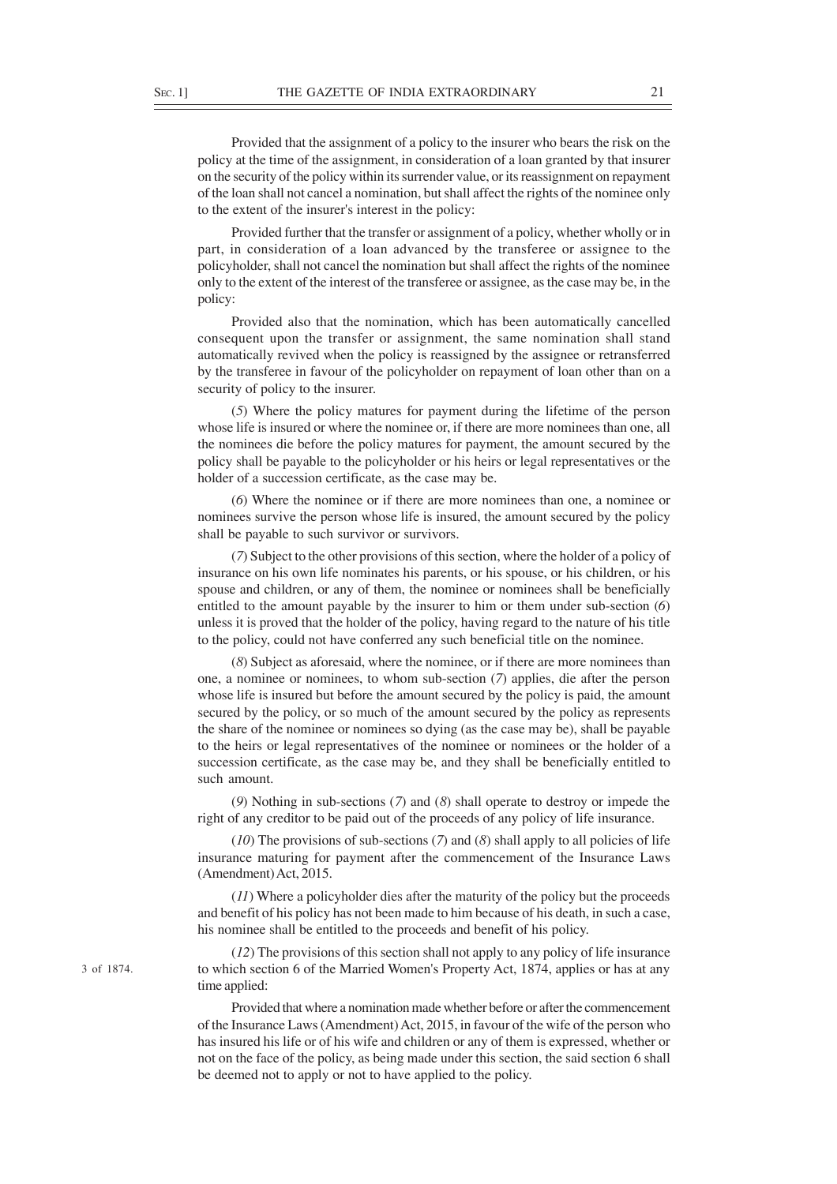Provided that the assignment of a policy to the insurer who bears the risk on the policy at the time of the assignment, in consideration of a loan granted by that insurer on the security of the policy within its surrender value, or its reassignment on repayment of the loan shall not cancel a nomination, but shall affect the rights of the nominee only to the extent of the insurer's interest in the policy:

Provided further that the transfer or assignment of a policy, whether wholly or in part, in consideration of a loan advanced by the transferee or assignee to the policyholder, shall not cancel the nomination but shall affect the rights of the nominee only to the extent of the interest of the transferee or assignee, as the case may be, in the policy:

Provided also that the nomination, which has been automatically cancelled consequent upon the transfer or assignment, the same nomination shall stand automatically revived when the policy is reassigned by the assignee or retransferred by the transferee in favour of the policyholder on repayment of loan other than on a security of policy to the insurer.

(*5*) Where the policy matures for payment during the lifetime of the person whose life is insured or where the nominee or, if there are more nominees than one, all the nominees die before the policy matures for payment, the amount secured by the policy shall be payable to the policyholder or his heirs or legal representatives or the holder of a succession certificate, as the case may be.

(*6*) Where the nominee or if there are more nominees than one, a nominee or nominees survive the person whose life is insured, the amount secured by the policy shall be payable to such survivor or survivors.

(*7*) Subject to the other provisions of this section, where the holder of a policy of insurance on his own life nominates his parents, or his spouse, or his children, or his spouse and children, or any of them, the nominee or nominees shall be beneficially entitled to the amount payable by the insurer to him or them under sub-section (*6*) unless it is proved that the holder of the policy, having regard to the nature of his title to the policy, could not have conferred any such beneficial title on the nominee.

(*8*) Subject as aforesaid, where the nominee, or if there are more nominees than one, a nominee or nominees, to whom sub-section (*7*) applies, die after the person whose life is insured but before the amount secured by the policy is paid, the amount secured by the policy, or so much of the amount secured by the policy as represents the share of the nominee or nominees so dying (as the case may be), shall be payable to the heirs or legal representatives of the nominee or nominees or the holder of a succession certificate, as the case may be, and they shall be beneficially entitled to such amount.

(*9*) Nothing in sub-sections (*7*) and (*8*) shall operate to destroy or impede the right of any creditor to be paid out of the proceeds of any policy of life insurance.

(*10*) The provisions of sub-sections (*7*) and (*8*) shall apply to all policies of life insurance maturing for payment after the commencement of the Insurance Laws (Amendment) Act, 2015.

(*11*) Where a policyholder dies after the maturity of the policy but the proceeds and benefit of his policy has not been made to him because of his death, in such a case, his nominee shall be entitled to the proceeds and benefit of his policy.

(*12*) The provisions of this section shall not apply to any policy of life insurance to which section 6 of the Married Women's Property Act, 1874, applies or has at any time applied:

3 of 1874.

Provided that where a nomination made whether before or after the commencement of the Insurance Laws (Amendment) Act, 2015, in favour of the wife of the person who has insured his life or of his wife and children or any of them is expressed, whether or not on the face of the policy, as being made under this section, the said section 6 shall be deemed not to apply or not to have applied to the policy.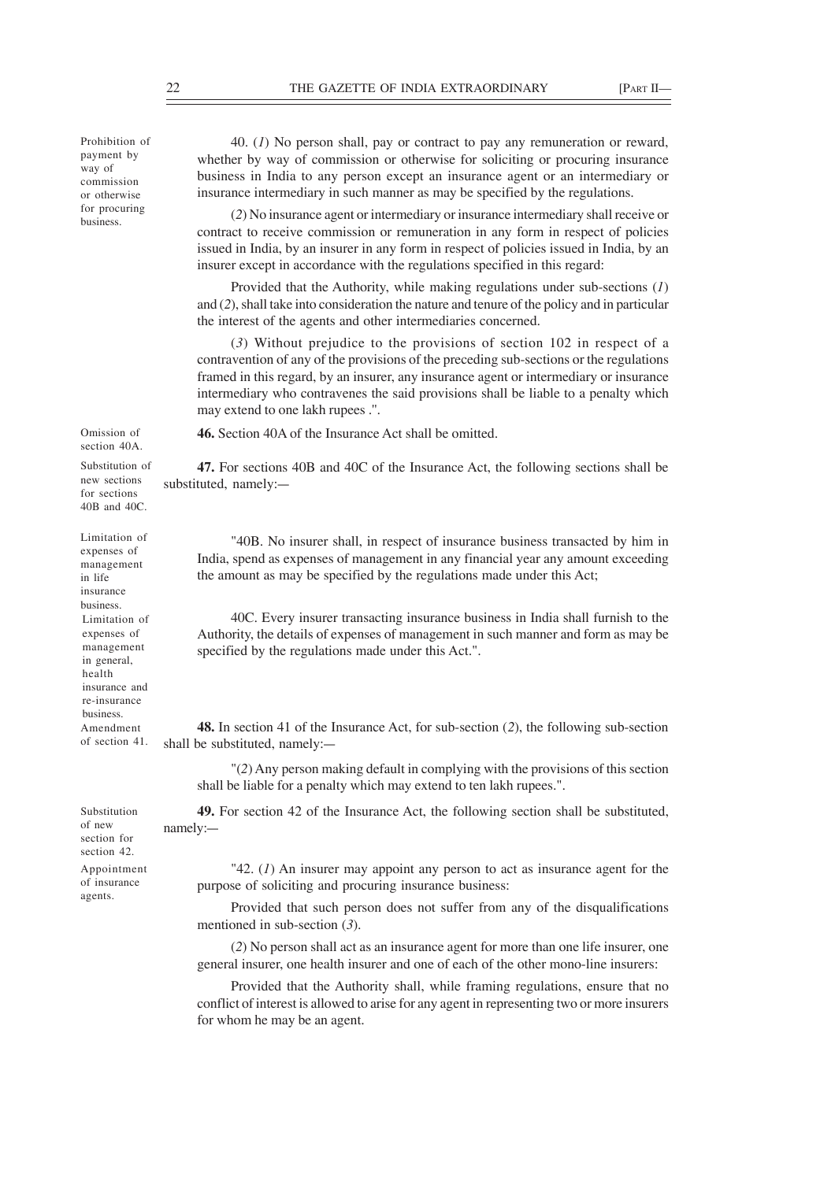Prohibition of payment by way of commission or otherwise for procuring business.

40. (*1*) No person shall, pay or contract to pay any remuneration or reward, whether by way of commission or otherwise for soliciting or procuring insurance business in India to any person except an insurance agent or an intermediary or insurance intermediary in such manner as may be specified by the regulations.

(*2*) No insurance agent or intermediary or insurance intermediary shall receive or contract to receive commission or remuneration in any form in respect of policies issued in India, by an insurer in any form in respect of policies issued in India, by an insurer except in accordance with the regulations specified in this regard:

Provided that the Authority, while making regulations under sub-sections (*1*) and (*2*), shall take into consideration the nature and tenure of the policy and in particular the interest of the agents and other intermediaries concerned.

(*3*) Without prejudice to the provisions of section 102 in respect of a contravention of any of the provisions of the preceding sub-sections or the regulations framed in this regard, by an insurer, any insurance agent or intermediary or insurance intermediary who contravenes the said provisions shall be liable to a penalty which may extend to one lakh rupees .".

Omission of section 40A.

**46.** Section 40A of the Insurance Act shall be omitted.

Substitution of new sections for sections 40B and 40C.

**47.** For sections 40B and 40C of the Insurance Act, the following sections shall be substituted, namely:—

Limitation of expenses of management in life insurance business.

"40B. No insurer shall, in respect of insurance business transacted by him in India, spend as expenses of management in any financial year any amount exceeding the amount as may be specified by the regulations made under this Act;

Limitation of expenses of management in general, health insurance and re-insurance business.

40C. Every insurer transacting insurance business in India shall furnish to the Authority, the details of expenses of management in such manner and form as may be specified by the regulations made under this Act.".

Amendment of section 41.

**48.** In section 41 of the Insurance Act, for sub-section (*2*), the following sub-section shall be substituted, namely:—

"(*2*) Any person making default in complying with the provisions of this section shall be liable for a penalty which may extend to ten lakh rupees.".

Substitution of new section for section 42.

**49.** For section 42 of the Insurance Act, the following section shall be substituted, namely:—

Appointment of insurance agents.

"42. (*1*) An insurer may appoint any person to act as insurance agent for the purpose of soliciting and procuring insurance business:

Provided that such person does not suffer from any of the disqualifications mentioned in sub-section (*3*).

(*2*) No person shall act as an insurance agent for more than one life insurer, one general insurer, one health insurer and one of each of the other mono-line insurers:

Provided that the Authority shall, while framing regulations, ensure that no conflict of interest is allowed to arise for any agent in representing two or more insurers for whom he may be an agent.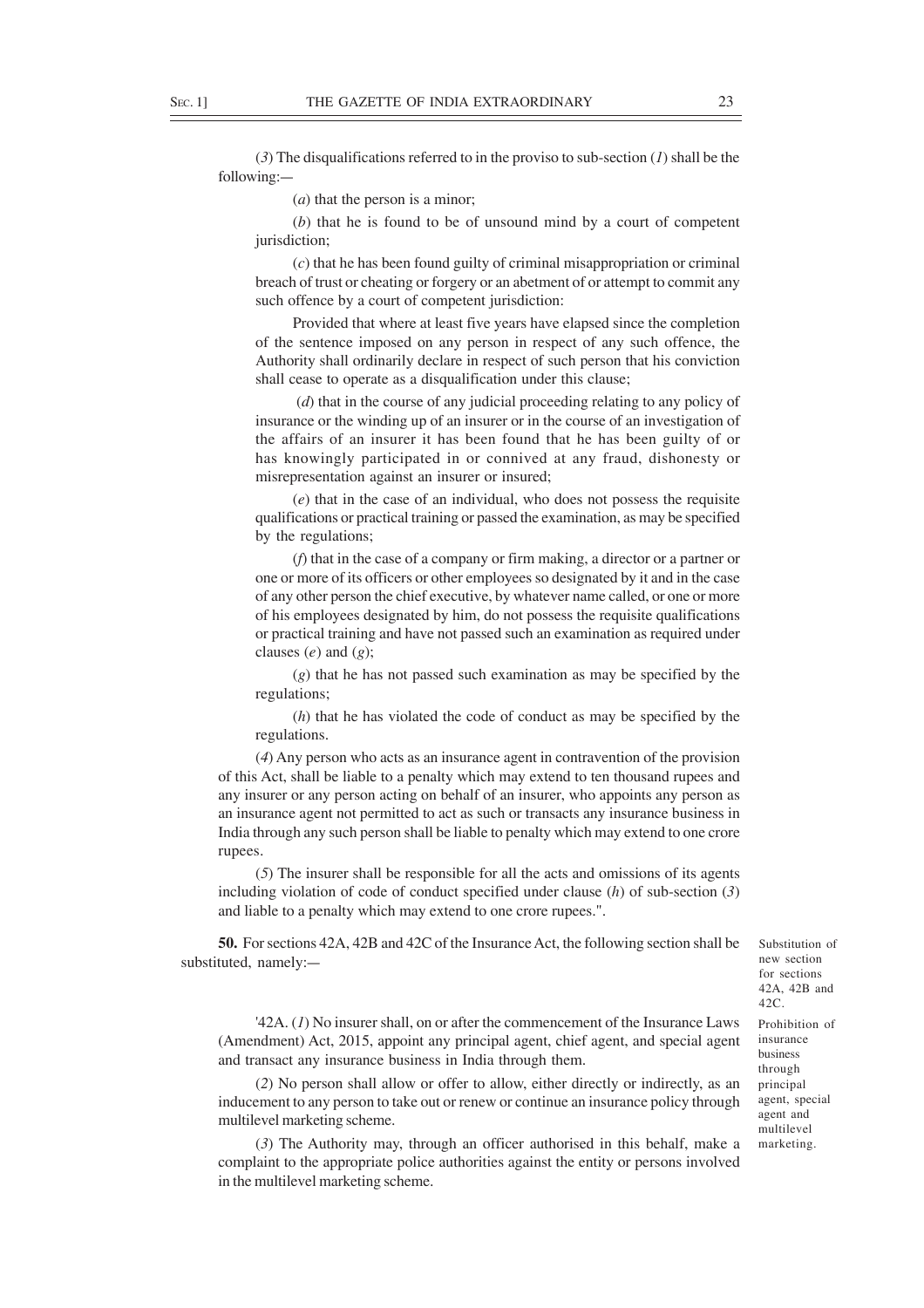(*3*) The disqualifications referred to in the proviso to sub-section (*1*) shall be the following:—

(*a*) that the person is a minor;

(*b*) that he is found to be of unsound mind by a court of competent jurisdiction;

(*c*) that he has been found guilty of criminal misappropriation or criminal breach of trust or cheating or forgery or an abetment of or attempt to commit any such offence by a court of competent jurisdiction:

Provided that where at least five years have elapsed since the completion of the sentence imposed on any person in respect of any such offence, the Authority shall ordinarily declare in respect of such person that his conviction shall cease to operate as a disqualification under this clause;

(*d*) that in the course of any judicial proceeding relating to any policy of insurance or the winding up of an insurer or in the course of an investigation of the affairs of an insurer it has been found that he has been guilty of or has knowingly participated in or connived at any fraud, dishonesty or misrepresentation against an insurer or insured;

(*e*) that in the case of an individual, who does not possess the requisite qualifications or practical training or passed the examination, as may be specified by the regulations;

(*f*) that in the case of a company or firm making, a director or a partner or one or more of its officers or other employees so designated by it and in the case of any other person the chief executive, by whatever name called, or one or more of his employees designated by him, do not possess the requisite qualifications or practical training and have not passed such an examination as required under clauses (*e*) and (*g*);

(*g*) that he has not passed such examination as may be specified by the regulations;

(*h*) that he has violated the code of conduct as may be specified by the regulations.

(*4*) Any person who acts as an insurance agent in contravention of the provision of this Act, shall be liable to a penalty which may extend to ten thousand rupees and any insurer or any person acting on behalf of an insurer, who appoints any person as an insurance agent not permitted to act as such or transacts any insurance business in India through any such person shall be liable to penalty which may extend to one crore rupees.

(*5*) The insurer shall be responsible for all the acts and omissions of its agents including violation of code of conduct specified under clause (*h*) of sub-section (*3*) and liable to a penalty which may extend to one crore rupees.".

Substitution of new section for sections 42A, 42B and 42C.

**50.** For sections 42A, 42B and 42C of the Insurance Act, the following section shall be substituted, namely:—

Prohibition of insurance business through principal agent, special agent and multilevel marketing.

'42A. (*1*) No insurer shall, on or after the commencement of the Insurance Laws (Amendment) Act, 2015, appoint any principal agent, chief agent, and special agent and transact any insurance business in India through them.

(*2*) No person shall allow or offer to allow, either directly or indirectly, as an inducement to any person to take out or renew or continue an insurance policy through multilevel marketing scheme.

(*3*) The Authority may, through an officer authorised in this behalf, make a complaint to the appropriate police authorities against the entity or persons involved in the multilevel marketing scheme.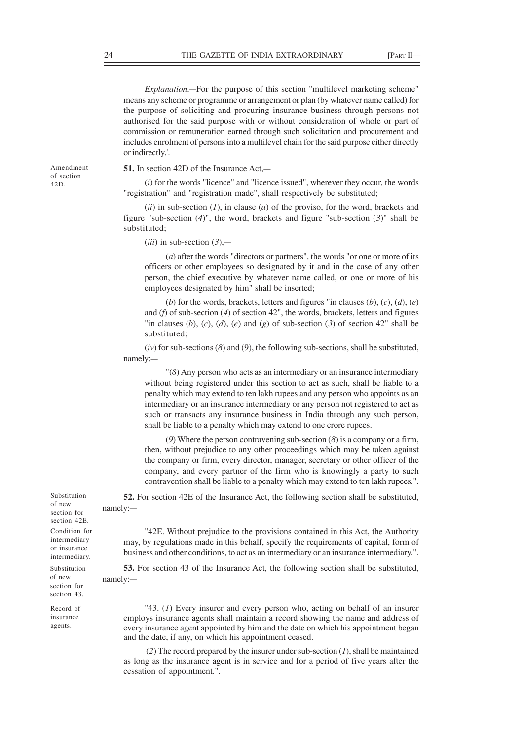*Explanation*.—For the purpose of this section "multilevel marketing scheme" means any scheme or programme or arrangement or plan (by whatever name called) for the purpose of soliciting and procuring insurance business through persons not authorised for the said purpose with or without consideration of whole or part of commission or remuneration earned through such solicitation and procurement and includes enrolment of persons into a multilevel chain for the said purpose either directly or indirectly.'.

Amendment of section 42D.

**51.** In section 42D of the Insurance Act,—

(*i*) for the words "licence" and "licence issued", wherever they occur, the words "registration" and "registration made", shall respectively be substituted;

(*ii*) in sub-section (*1*), in clause (*a*) of the proviso, for the word, brackets and figure "sub-section (*4*)", the word, brackets and figure "sub-section (*3*)" shall be substituted;

(*iii*) in sub-section (*3*),—

(*a*) after the words "directors or partners", the words "or one or more of its officers or other employees so designated by it and in the case of any other person, the chief executive by whatever name called, or one or more of his employees designated by him" shall be inserted;

(*b*) for the words, brackets, letters and figures "in clauses (*b*), (*c*), (*d*), (*e*) and (*f*) of sub-section (*4*) of section 42", the words, brackets, letters and figures "in clauses (*b*), (*c*), (*d*), (*e*) and (*g*) of sub-section (*3*) of section 42" shall be substituted;

(*iv*) for sub-sections (*8*) and (9), the following sub-sections, shall be substituted, namely:—

"(*8*) Any person who acts as an intermediary or an insurance intermediary without being registered under this section to act as such, shall be liable to a penalty which may extend to ten lakh rupees and any person who appoints as an intermediary or an insurance intermediary or any person not registered to act as such or transacts any insurance business in India through any such person, shall be liable to a penalty which may extend to one crore rupees.

(*9*) Where the person contravening sub-section (*8*) is a company or a firm, then, without prejudice to any other proceedings which may be taken against the company or firm, every director, manager, secretary or other officer of the company, and every partner of the firm who is knowingly a party to such contravention shall be liable to a penalty which may extend to ten lakh rupees.".

Substitution of new section for section 42E.

**52.** For section 42E of the Insurance Act, the following section shall be substituted, namely:—

Condition for intermediary or insurance intermediary.

"42E. Without prejudice to the provisions contained in this Act, the Authority may, by regulations made in this behalf, specify the requirements of capital, form of business and other conditions, to act as an intermediary or an insurance intermediary.".

Substitution of new section for section 43.

**53.** For section 43 of the Insurance Act, the following section shall be substituted, namely:—

Record of insurance agents.

"43. (*1*) Every insurer and every person who, acting on behalf of an insurer employs insurance agents shall maintain a record showing the name and address of every insurance agent appointed by him and the date on which his appointment began and the date, if any, on which his appointment ceased.

(*2*) The record prepared by the insurer under sub-section (*1*), shall be maintained as long as the insurance agent is in service and for a period of five years after the cessation of appointment.".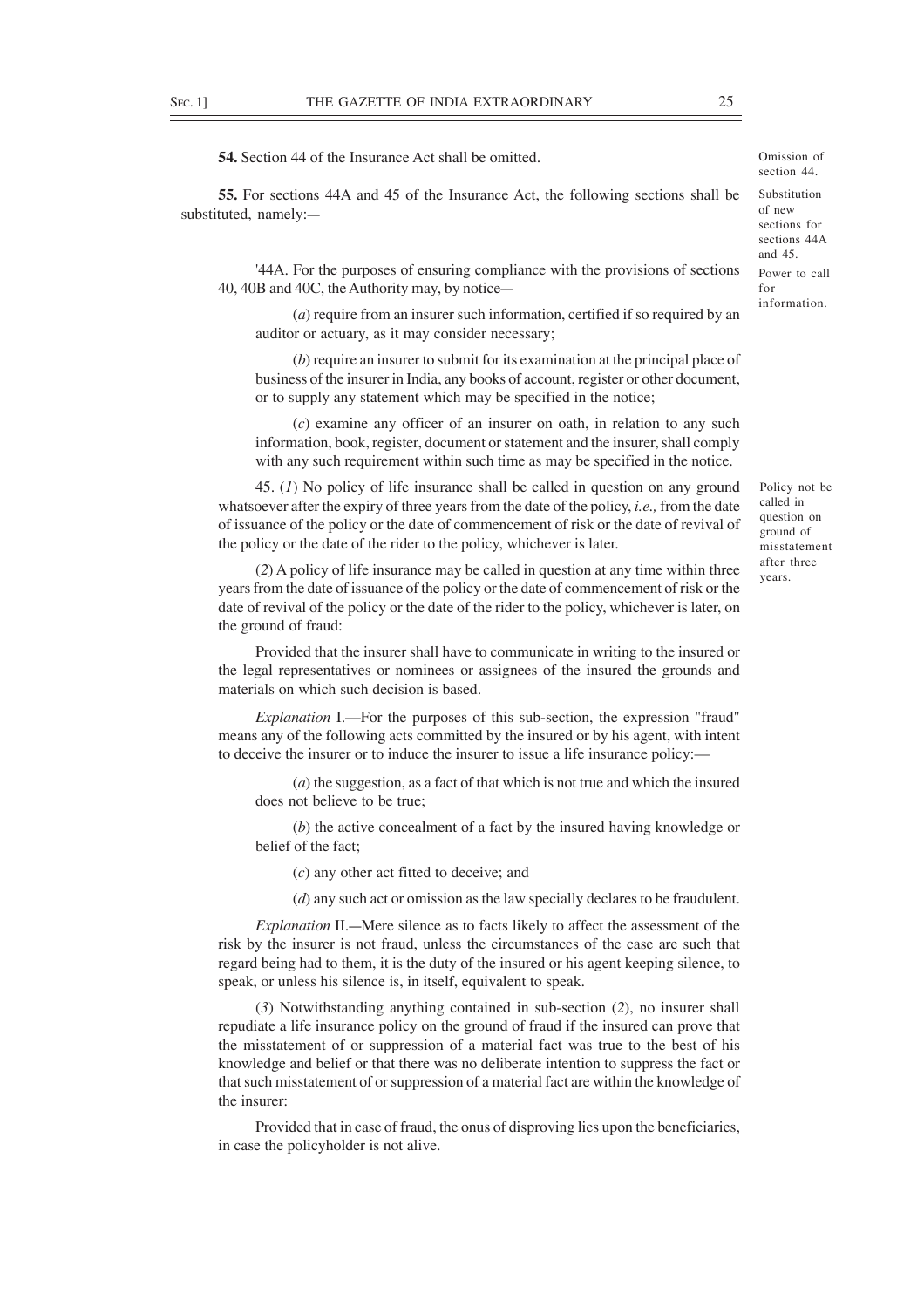**54.** Section 44 of the Insurance Act shall be omitted.

Omission of section 44.

**55.** For sections 44A and 45 of the Insurance Act, the following sections shall be substituted, namely:—

Substitution of new sections for sections 44A and 45.

Power to call for information.

'44A. For the purposes of ensuring compliance with the provisions of sections 40, 40B and 40C, the Authority may, by notice—

(*a*) require from an insurer such information, certified if so required by an auditor or actuary, as it may consider necessary;

(*b*) require an insurer to submit for its examination at the principal place of business of the insurer in India, any books of account, register or other document, or to supply any statement which may be specified in the notice;

(*c*) examine any officer of an insurer on oath, in relation to any such information, book, register, document or statement and the insurer, shall comply with any such requirement within such time as may be specified in the notice.

Policy not be called in question on ground of misstatement after three years.

45. (*1*) No policy of life insurance shall be called in question on any ground whatsoever after the expiry of three years from the date of the policy, *i.e.,* from the date of issuance of the policy or the date of commencement of risk or the date of revival of the policy or the date of the rider to the policy, whichever is later.

(*2*) A policy of life insurance may be called in question at any time within three years from the date of issuance of the policy or the date of commencement of risk or the date of revival of the policy or the date of the rider to the policy, whichever is later, on the ground of fraud:

Provided that the insurer shall have to communicate in writing to the insured or the legal representatives or nominees or assignees of the insured the grounds and materials on which such decision is based.

*Explanation* I.—For the purposes of this sub-section, the expression "fraud" means any of the following acts committed by the insured or by his agent, with intent to deceive the insurer or to induce the insurer to issue a life insurance policy:—

(*a*) the suggestion, as a fact of that which is not true and which the insured does not believe to be true;

(*b*) the active concealment of a fact by the insured having knowledge or belief of the fact;

(*c*) any other act fitted to deceive; and

(*d*) any such act or omission as the law specially declares to be fraudulent.

*Explanation* II.—Mere silence as to facts likely to affect the assessment of the risk by the insurer is not fraud, unless the circumstances of the case are such that regard being had to them, it is the duty of the insured or his agent keeping silence, to speak, or unless his silence is, in itself, equivalent to speak.

(*3*) Notwithstanding anything contained in sub-section (*2*), no insurer shall repudiate a life insurance policy on the ground of fraud if the insured can prove that the misstatement of or suppression of a material fact was true to the best of his knowledge and belief or that there was no deliberate intention to suppress the fact or that such misstatement of or suppression of a material fact are within the knowledge of the insurer:

Provided that in case of fraud, the onus of disproving lies upon the beneficiaries, in case the policyholder is not alive.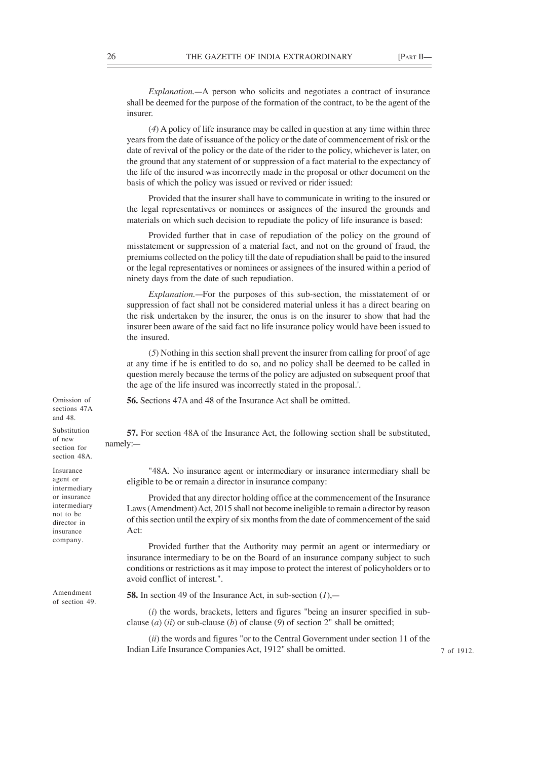*Explanation.*—A person who solicits and negotiates a contract of insurance shall be deemed for the purpose of the formation of the contract, to be the agent of the insurer.

(*4*) A policy of life insurance may be called in question at any time within three years from the date of issuance of the policy or the date of commencement of risk or the date of revival of the policy or the date of the rider to the policy, whichever is later, on the ground that any statement of or suppression of a fact material to the expectancy of the life of the insured was incorrectly made in the proposal or other document on the basis of which the policy was issued or revived or rider issued:

Provided that the insurer shall have to communicate in writing to the insured or the legal representatives or nominees or assignees of the insured the grounds and materials on which such decision to repudiate the policy of life insurance is based:

Provided further that in case of repudiation of the policy on the ground of misstatement or suppression of a material fact, and not on the ground of fraud, the premiums collected on the policy till the date of repudiation shall be paid to the insured or the legal representatives or nominees or assignees of the insured within a period of ninety days from the date of such repudiation.

*Explanation.*—For the purposes of this sub-section, the misstatement of or suppression of fact shall not be considered material unless it has a direct bearing on the risk undertaken by the insurer, the onus is on the insurer to show that had the insurer been aware of the said fact no life insurance policy would have been issued to the insured.

(*5*) Nothing in this section shall prevent the insurer from calling for proof of age at any time if he is entitled to do so, and no policy shall be deemed to be called in question merely because the terms of the policy are adjusted on subsequent proof that the age of the life insured was incorrectly stated in the proposal.'.

Omission of sections 47A and 48.

**56.** Sections 47A and 48 of the Insurance Act shall be omitted.

Substitution of new section for section 48A.

**57.** For section 48A of the Insurance Act, the following section shall be substituted, namely:—

Insurance agent or intermediary or insurance intermediary not to be director in insurance company.

"48A. No insurance agent or intermediary or insurance intermediary shall be eligible to be or remain a director in insurance company:

Provided that any director holding office at the commencement of the Insurance Laws (Amendment) Act, 2015 shall not become ineligible to remain a director by reason of this section until the expiry of six months from the date of commencement of the said Act:

Provided further that the Authority may permit an agent or intermediary or insurance intermediary to be on the Board of an insurance company subject to such conditions or restrictions as it may impose to protect the interest of policyholders or to avoid conflict of interest.".

Amendment of section 49.

**58.** In section 49 of the Insurance Act, in sub-section (*1*),—

(*i*) the words, brackets, letters and figures "being an insurer specified in sub-clause (*a*) (*ii*) or sub-clause (*b*) of clause (*9*) of section 2" shall be omitted;

(*ii*) the words and figures "or to the Central Government under section 11 of the Indian Life Insurance Companies Act, 1912" shall be omitted.

7 of 1912.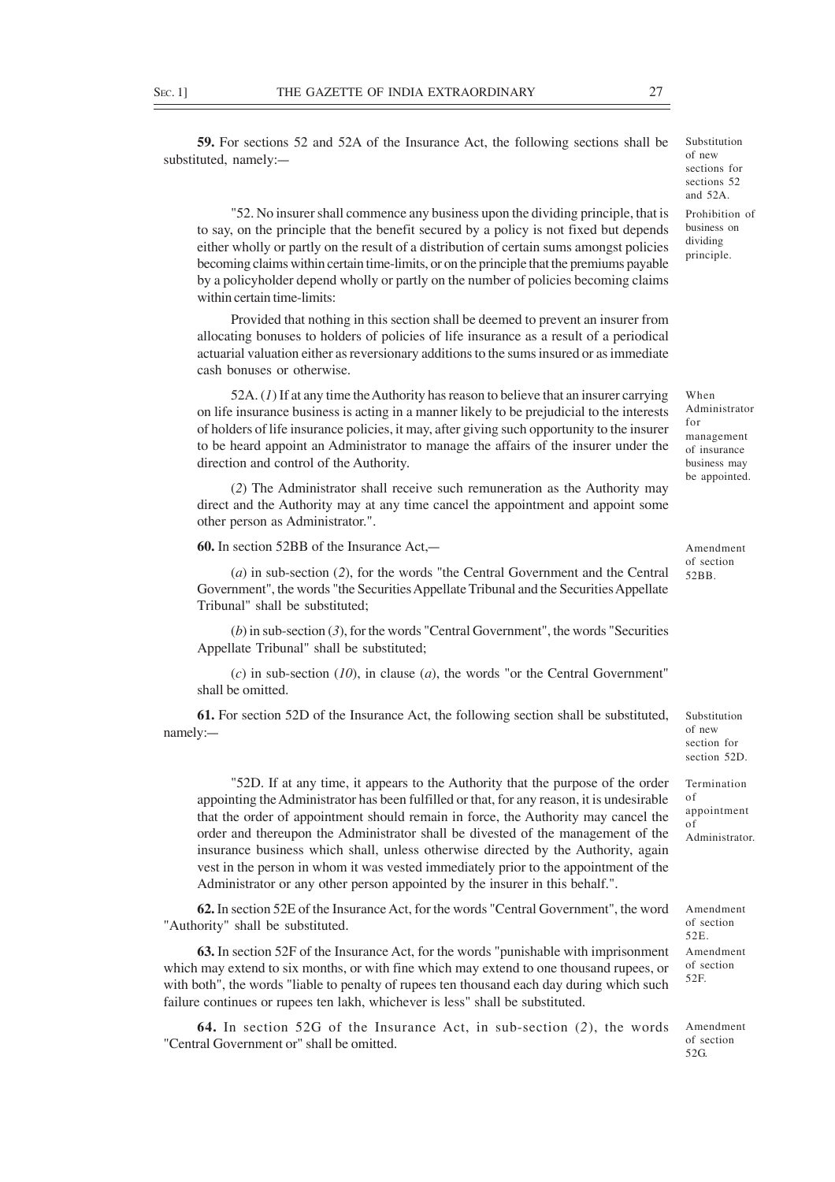**59.** For sections 52 and 52A of the Insurance Act, the following sections shall be substituted, namely:—

*Substitution of new sections for sections 52 and 52A.*

*Prohibition of business on dividing principle.*

"52. No insurer shall commence any business upon the dividing principle, that is to say, on the principle that the benefit secured by a policy is not fixed but depends either wholly or partly on the result of a distribution of certain sums amongst policies becoming claims within certain time-limits, or on the principle that the premiums payable by a policyholder depend wholly or partly on the number of policies becoming claims within certain time-limits:

Provided that nothing in this section shall be deemed to prevent an insurer from allocating bonuses to holders of policies of life insurance as a result of a periodical actuarial valuation either as reversionary additions to the sums insured or as immediate cash bonuses or otherwise.

*When Administrator for management of insurance business may be appointed.*

52A. (*1*) If at any time the Authority has reason to believe that an insurer carrying on life insurance business is acting in a manner likely to be prejudicial to the interests of holders of life insurance policies, it may, after giving such opportunity to the insurer to be heard appoint an Administrator to manage the affairs of the insurer under the direction and control of the Authority.

(*2*) The Administrator shall receive such remuneration as the Authority may direct and the Authority may at any time cancel the appointment and appoint some other person as Administrator.".

*Amendment of section 52BB.*

**60.** In section 52BB of the Insurance Act,—

(*a*) in sub-section (*2*), for the words "the Central Government and the Central Government", the words "the Securities Appellate Tribunal and the Securities Appellate Tribunal" shall be substituted;

(*b*) in sub-section (*3*), for the words "Central Government", the words "Securities Appellate Tribunal" shall be substituted;

(*c*) in sub-section (*10*), in clause (*a*), the words "or the Central Government" shall be omitted.

*Substitution of new section for section 52D.*

**61.** For section 52D of the Insurance Act, the following section shall be substituted, namely:—

*Termination of appointment of Administrator.*

"52D. If at any time, it appears to the Authority that the purpose of the order appointing the Administrator has been fulfilled or that, for any reason, it is undesirable that the order of appointment should remain in force, the Authority may cancel the order and thereupon the Administrator shall be divested of the management of the insurance business which shall, unless otherwise directed by the Authority, again vest in the person in whom it was vested immediately prior to the appointment of the Administrator or any other person appointed by the insurer in this behalf.".

*Amendment of section 52E.*

**62.** In section 52E of the Insurance Act, for the words "Central Government", the word "Authority" shall be substituted.

*Amendment of section 52F.*

**63.** In section 52F of the Insurance Act, for the words "punishable with imprisonment which may extend to six months, or with fine which may extend to one thousand rupees, or with both", the words "liable to penalty of rupees ten thousand each day during which such failure continues or rupees ten lakh, whichever is less" shall be substituted.

*Amendment of section 52G.*

**64.** In section 52G of the Insurance Act, in sub-section (*2*), the words "Central Government or" shall be omitted.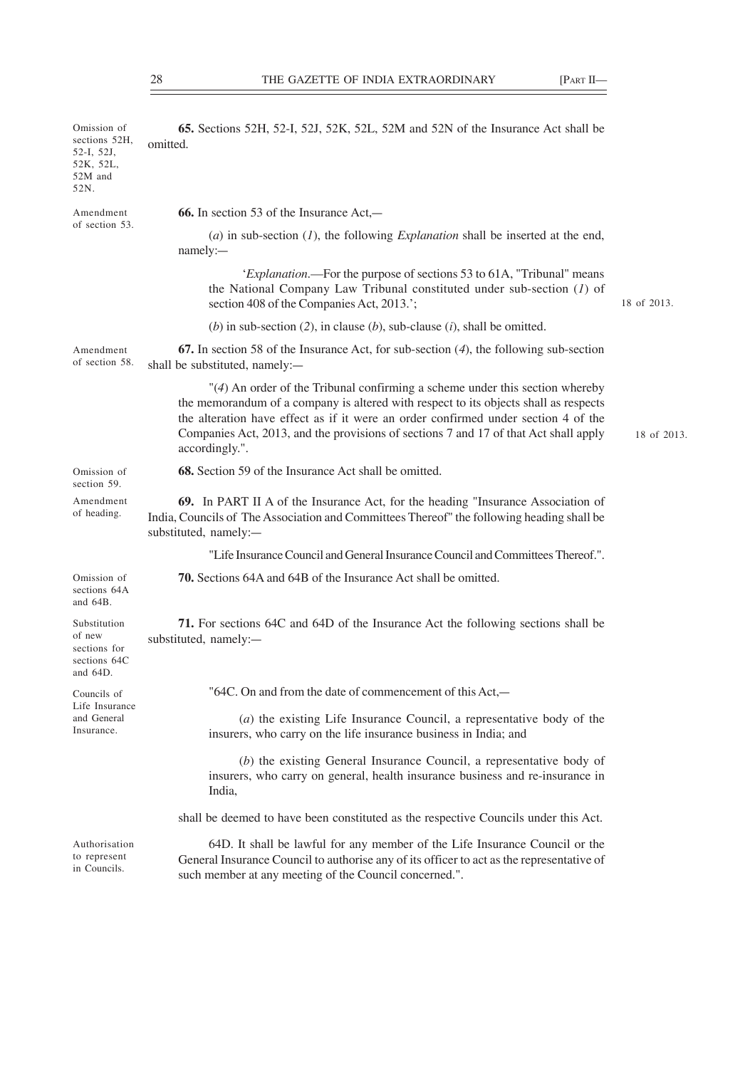Omission of sections 52H, 52-I, 52J, 52K, 52L, 52M and 52N.

**65.** Sections 52H, 52-I, 52J, 52K, 52L, 52M and 52N of the Insurance Act shall be omitted.

Amendment of section 53.

**66.** In section 53 of the Insurance Act,—

(*a*) in sub-section (*1*), the following *Explanation* shall be inserted at the end, namely:—

'*Explanation*.—For the purpose of sections 53 to 61A, "Tribunal" means the National Company Law Tribunal constituted under sub-section (*1*) of section 408 of the Companies Act, 2013.'; (18 of 2013.)

(*b*) in sub-section (*2*), in clause (*b*), sub-clause (*i*), shall be omitted.

Amendment of section 58.

**67.** In section 58 of the Insurance Act, for sub-section (*4*), the following sub-section shall be substituted, namely:—

"(*4*) An order of the Tribunal confirming a scheme under this section whereby the memorandum of a company is altered with respect to its objects shall as respects the alteration have effect as if it were an order confirmed under section 4 of the Companies Act, 2013, and the provisions of sections 7 and 17 of that Act shall apply accordingly.". (18 of 2013.)

Omission of section 59.

**68.** Section 59 of the Insurance Act shall be omitted.

Amendment of heading.

**69.** In PART II A of the Insurance Act, for the heading "Insurance Association of India, Councils of The Association and Committees Thereof" the following heading shall be substituted, namely:—

"Life Insurance Council and General Insurance Council and Committees Thereof.".

Omission of sections 64A and 64B.

**70.** Sections 64A and 64B of the Insurance Act shall be omitted.

Substitution of new sections for sections 64C and 64D.

**71.** For sections 64C and 64D of the Insurance Act the following sections shall be substituted, namely:—

Councils of Life Insurance and General Insurance.

"64C. On and from the date of commencement of this Act,—

(*a*) the existing Life Insurance Council, a representative body of the insurers, who carry on the life insurance business in India; and

(*b*) the existing General Insurance Council, a representative body of insurers, who carry on general, health insurance business and re-insurance in India,

shall be deemed to have been constituted as the respective Councils under this Act.

Authorisation to represent in Councils.

64D. It shall be lawful for any member of the Life Insurance Council or the General Insurance Council to authorise any of its officer to act as the representative of such member at any meeting of the Council concerned.".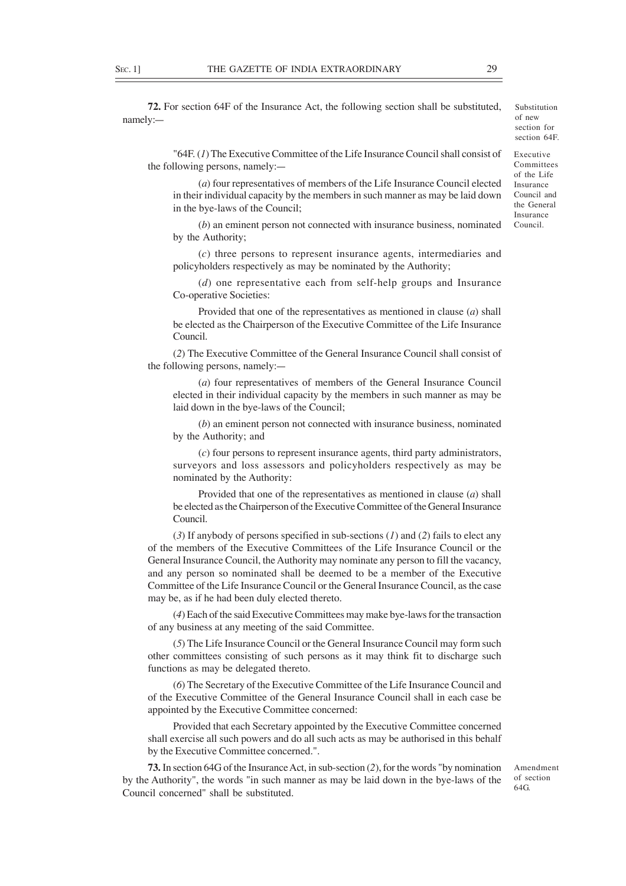**72.** For section 64F of the Insurance Act, the following section shall be substituted, namely:—

Substitution of new section for section 64F.

"64F. (*1*) The Executive Committee of the Life Insurance Council shall consist of the following persons, namely:—

Executive Committees of the Life Insurance Council and the General Insurance Council.

(*a*) four representatives of members of the Life Insurance Council elected in their individual capacity by the members in such manner as may be laid down in the bye-laws of the Council;

(*b*) an eminent person not connected with insurance business, nominated by the Authority;

(*c*) three persons to represent insurance agents, intermediaries and policyholders respectively as may be nominated by the Authority;

(*d*) one representative each from self-help groups and Insurance Co-operative Societies:

Provided that one of the representatives as mentioned in clause (*a*) shall be elected as the Chairperson of the Executive Committee of the Life Insurance Council.

(*2*) The Executive Committee of the General Insurance Council shall consist of the following persons, namely:—

(*a*) four representatives of members of the General Insurance Council elected in their individual capacity by the members in such manner as may be laid down in the bye-laws of the Council;

(*b*) an eminent person not connected with insurance business, nominated by the Authority; and

(*c*) four persons to represent insurance agents, third party administrators, surveyors and loss assessors and policyholders respectively as may be nominated by the Authority:

Provided that one of the representatives as mentioned in clause (*a*) shall be elected as the Chairperson of the Executive Committee of the General Insurance Council.

(*3*) If anybody of persons specified in sub-sections (*1*) and (*2*) fails to elect any of the members of the Executive Committees of the Life Insurance Council or the General Insurance Council, the Authority may nominate any person to fill the vacancy, and any person so nominated shall be deemed to be a member of the Executive Committee of the Life Insurance Council or the General Insurance Council, as the case may be, as if he had been duly elected thereto.

(*4*) Each of the said Executive Committees may make bye-laws for the transaction of any business at any meeting of the said Committee.

(*5*) The Life Insurance Council or the General Insurance Council may form such other committees consisting of such persons as it may think fit to discharge such functions as may be delegated thereto.

(*6*) The Secretary of the Executive Committee of the Life Insurance Council and of the Executive Committee of the General Insurance Council shall in each case be appointed by the Executive Committee concerned:

Provided that each Secretary appointed by the Executive Committee concerned shall exercise all such powers and do all such acts as may be authorised in this behalf by the Executive Committee concerned.".

**73.** In section 64G of the Insurance Act, in sub-section (*2*), for the words "by nomination by the Authority", the words "in such manner as may be laid down in the bye-laws of the Council concerned" shall be substituted.

Amendment of section 64G.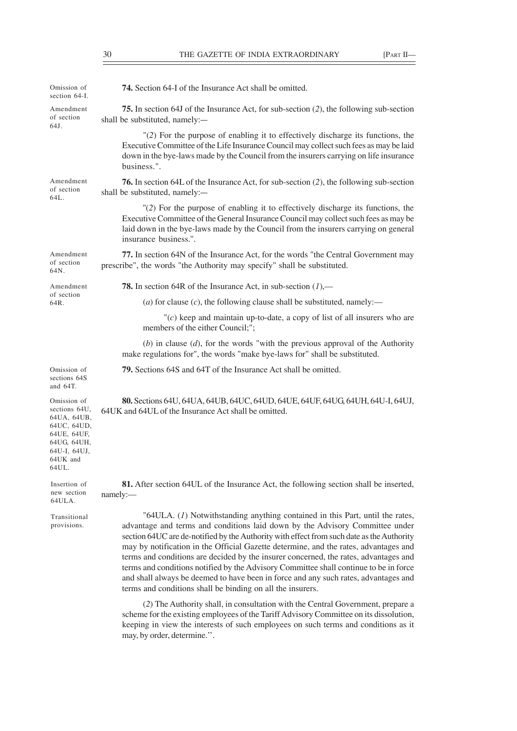Omission of section 64-I.

**74.** Section 64-I of the Insurance Act shall be omitted.

Amendment of section 64J.

**75.** In section 64J of the Insurance Act, for sub-section (*2*), the following sub-section shall be substituted, namely:—

"(*2*) For the purpose of enabling it to effectively discharge its functions, the Executive Committee of the Life Insurance Council may collect such fees as may be laid down in the bye-laws made by the Council from the insurers carrying on life insurance business.".

Amendment of section 64L.

**76.** In section 64L of the Insurance Act, for sub-section (*2*), the following sub-section shall be substituted, namely:—

"(*2*) For the purpose of enabling it to effectively discharge its functions, the Executive Committee of the General Insurance Council may collect such fees as may be laid down in the bye-laws made by the Council from the insurers carrying on general insurance business.".

Amendment of section 64N.

**77.** In section 64N of the Insurance Act, for the words "the Central Government may prescribe", the words "the Authority may specify" shall be substituted.

Amendment of section 64R.

**78.** In section 64R of the Insurance Act, in sub-section (*1*),—

(*a*) for clause (*c*), the following clause shall be substituted, namely:—

"(*c*) keep and maintain up-to-date, a copy of list of all insurers who are members of the either Council;";

(*b*) in clause (*d*), for the words "with the previous approval of the Authority make regulations for", the words "make bye-laws for" shall be substituted.

Omission of sections 64S and 64T.

**79.** Sections 64S and 64T of the Insurance Act shall be omitted.

Omission of sections 64U, 64UA, 64UB, 64UC, 64UD, 64UE, 64UF, 64UG, 64UH, 64U-I, 64UJ, 64UK and 64UL.

**80.** Sections 64U, 64UA, 64UB, 64UC, 64UD, 64UE, 64UF, 64UG, 64UH, 64U-I, 64UJ, 64UK and 64UL of the Insurance Act shall be omitted.

Insertion of new section 64ULA.

**81.** After section 64UL of the Insurance Act, the following section shall be inserted, namely:—

Transitional provisions.

"64ULA. (*1*) Notwithstanding anything contained in this Part, until the rates, advantage and terms and conditions laid down by the Advisory Committee under section 64UC are de-notified by the Authority with effect from such date as the Authority may by notification in the Official Gazette determine, and the rates, advantages and terms and conditions are decided by the insurer concerned, the rates, advantages and terms and conditions notified by the Advisory Committee shall continue to be in force and shall always be deemed to have been in force and any such rates, advantages and terms and conditions shall be binding on all the insurers.

(*2*) The Authority shall, in consultation with the Central Government, prepare a scheme for the existing employees of the Tariff Advisory Committee on its dissolution, keeping in view the interests of such employees on such terms and conditions as it may, by order, determine.''.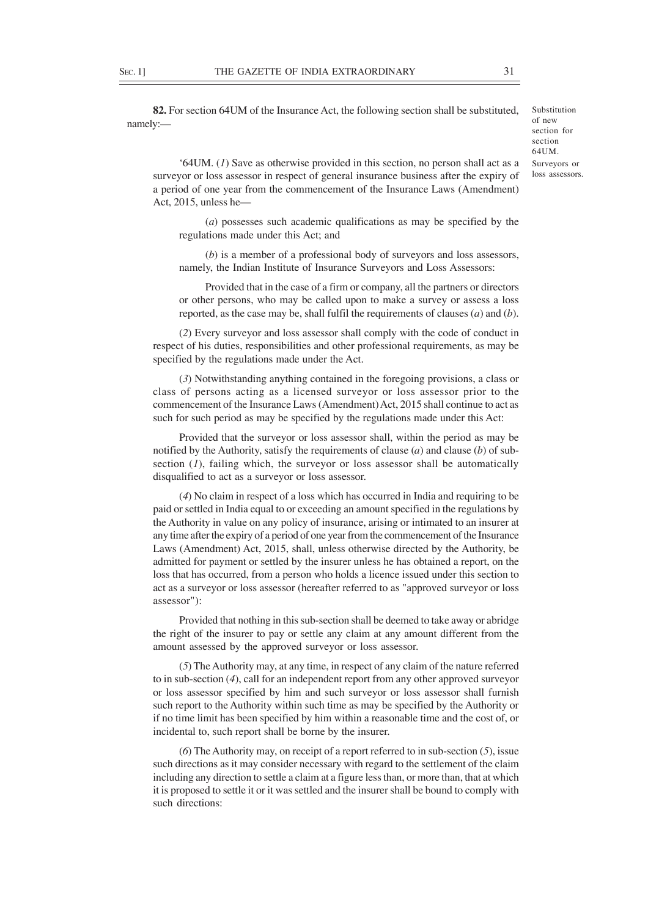**82.** For section 64UM of the Insurance Act, the following section shall be substituted, namely:—

Substitution of new section for section 64UM.

Surveyors or loss assessors.

'64UM. (*1*) Save as otherwise provided in this section, no person shall act as a surveyor or loss assessor in respect of general insurance business after the expiry of a period of one year from the commencement of the Insurance Laws (Amendment) Act, 2015, unless he—

(*a*) possesses such academic qualifications as may be specified by the regulations made under this Act; and

(*b*) is a member of a professional body of surveyors and loss assessors, namely, the Indian Institute of Insurance Surveyors and Loss Assessors:

Provided that in the case of a firm or company, all the partners or directors or other persons, who may be called upon to make a survey or assess a loss reported, as the case may be, shall fulfil the requirements of clauses (*a*) and (*b*).

(*2*) Every surveyor and loss assessor shall comply with the code of conduct in respect of his duties, responsibilities and other professional requirements, as may be specified by the regulations made under the Act.

(*3*) Notwithstanding anything contained in the foregoing provisions, a class or class of persons acting as a licensed surveyor or loss assessor prior to the commencement of the Insurance Laws (Amendment) Act, 2015 shall continue to act as such for such period as may be specified by the regulations made under this Act:

Provided that the surveyor or loss assessor shall, within the period as may be notified by the Authority, satisfy the requirements of clause (*a*) and clause (*b*) of sub-section (*1*), failing which, the surveyor or loss assessor shall be automatically disqualified to act as a surveyor or loss assessor.

(*4*) No claim in respect of a loss which has occurred in India and requiring to be paid or settled in India equal to or exceeding an amount specified in the regulations by the Authority in value on any policy of insurance, arising or intimated to an insurer at any time after the expiry of a period of one year from the commencement of the Insurance Laws (Amendment) Act, 2015, shall, unless otherwise directed by the Authority, be admitted for payment or settled by the insurer unless he has obtained a report, on the loss that has occurred, from a person who holds a licence issued under this section to act as a surveyor or loss assessor (hereafter referred to as "approved surveyor or loss assessor"):

Provided that nothing in this sub-section shall be deemed to take away or abridge the right of the insurer to pay or settle any claim at any amount different from the amount assessed by the approved surveyor or loss assessor.

(*5*) The Authority may, at any time, in respect of any claim of the nature referred to in sub-section (*4*), call for an independent report from any other approved surveyor or loss assessor specified by him and such surveyor or loss assessor shall furnish such report to the Authority within such time as may be specified by the Authority or if no time limit has been specified by him within a reasonable time and the cost of, or incidental to, such report shall be borne by the insurer.

(*6*) The Authority may, on receipt of a report referred to in sub-section (*5*), issue such directions as it may consider necessary with regard to the settlement of the claim including any direction to settle a claim at a figure less than, or more than, that at which it is proposed to settle it or it was settled and the insurer shall be bound to comply with such directions: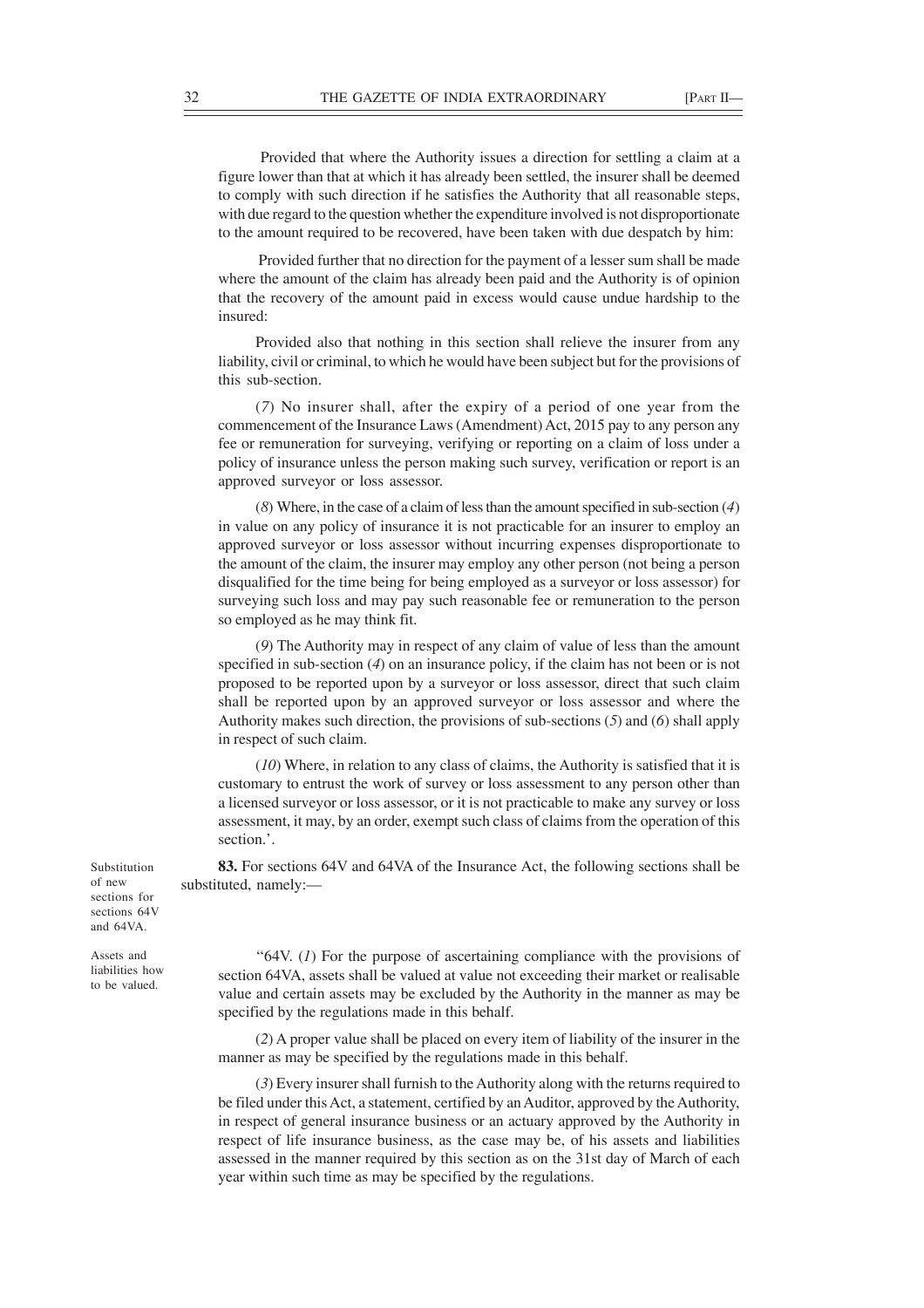Provided that where the Authority issues a direction for settling a claim at a figure lower than that at which it has already been settled, the insurer shall be deemed to comply with such direction if he satisfies the Authority that all reasonable steps, with due regard to the question whether the expenditure involved is not disproportionate to the amount required to be recovered, have been taken with due despatch by him:

Provided further that no direction for the payment of a lesser sum shall be made where the amount of the claim has already been paid and the Authority is of opinion that the recovery of the amount paid in excess would cause undue hardship to the insured:

Provided also that nothing in this section shall relieve the insurer from any liability, civil or criminal, to which he would have been subject but for the provisions of this sub-section.

(*7*) No insurer shall, after the expiry of a period of one year from the commencement of the Insurance Laws (Amendment) Act, 2015 pay to any person any fee or remuneration for surveying, verifying or reporting on a claim of loss under a policy of insurance unless the person making such survey, verification or report is an approved surveyor or loss assessor.

(*8*) Where, in the case of a claim of less than the amount specified in sub-section (*4*) in value on any policy of insurance it is not practicable for an insurer to employ an approved surveyor or loss assessor without incurring expenses disproportionate to the amount of the claim, the insurer may employ any other person (not being a person disqualified for the time being for being employed as a surveyor or loss assessor) for surveying such loss and may pay such reasonable fee or remuneration to the person so employed as he may think fit.

(*9*) The Authority may in respect of any claim of value of less than the amount specified in sub-section (*4*) on an insurance policy, if the claim has not been or is not proposed to be reported upon by a surveyor or loss assessor, direct that such claim shall be reported upon by an approved surveyor or loss assessor and where the Authority makes such direction, the provisions of sub-sections (*5*) and (*6*) shall apply in respect of such claim.

(*10*) Where, in relation to any class of claims, the Authority is satisfied that it is customary to entrust the work of survey or loss assessment to any person other than a licensed surveyor or loss assessor, or it is not practicable to make any survey or loss assessment, it may, by an order, exempt such class of claims from the operation of this section.'.

Substitution of new sections for sections 64V and 64VA.

**83.** For sections 64V and 64VA of the Insurance Act, the following sections shall be substituted, namely:—

Assets and liabilities how to be valued.

"64V. (*1*) For the purpose of ascertaining compliance with the provisions of section 64VA, assets shall be valued at value not exceeding their market or realisable value and certain assets may be excluded by the Authority in the manner as may be specified by the regulations made in this behalf.

(*2*) A proper value shall be placed on every item of liability of the insurer in the manner as may be specified by the regulations made in this behalf.

(*3*) Every insurer shall furnish to the Authority along with the returns required to be filed under this Act, a statement, certified by an Auditor, approved by the Authority, in respect of general insurance business or an actuary approved by the Authority in respect of life insurance business, as the case may be, of his assets and liabilities assessed in the manner required by this section as on the 31st day of March of each year within such time as may be specified by the regulations.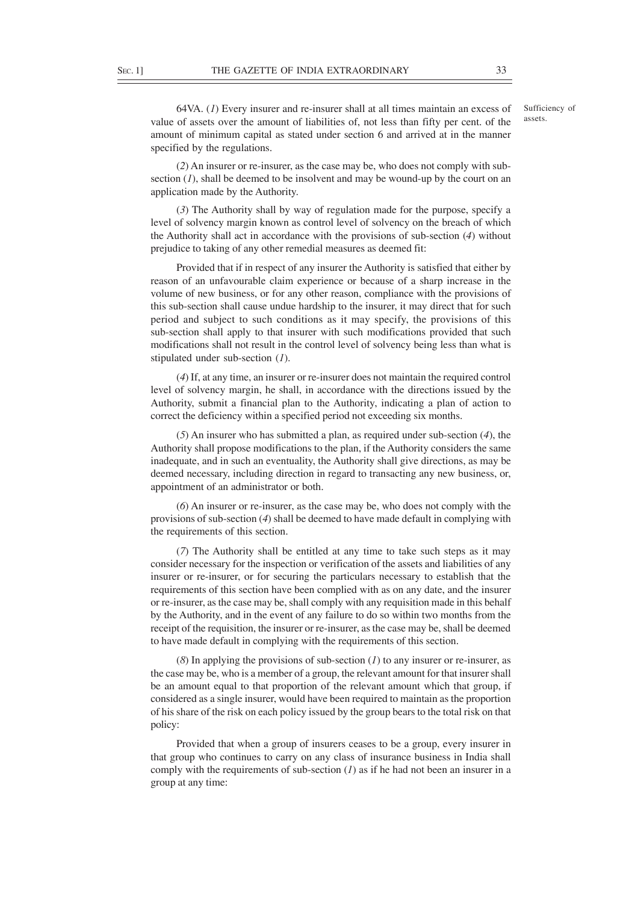64VA. (*1*) Every insurer and re-insurer shall at all times maintain an excess of value of assets over the amount of liabilities of, not less than fifty per cent. of the amount of minimum capital as stated under section 6 and arrived at in the manner specified by the regulations.

Sufficiency of assets.

(*2*) An insurer or re-insurer, as the case may be, who does not comply with sub-section (*1*), shall be deemed to be insolvent and may be wound-up by the court on an application made by the Authority.

(*3*) The Authority shall by way of regulation made for the purpose, specify a level of solvency margin known as control level of solvency on the breach of which the Authority shall act in accordance with the provisions of sub-section (*4*) without prejudice to taking of any other remedial measures as deemed fit:

Provided that if in respect of any insurer the Authority is satisfied that either by reason of an unfavourable claim experience or because of a sharp increase in the volume of new business, or for any other reason, compliance with the provisions of this sub-section shall cause undue hardship to the insurer, it may direct that for such period and subject to such conditions as it may specify, the provisions of this sub-section shall apply to that insurer with such modifications provided that such modifications shall not result in the control level of solvency being less than what is stipulated under sub-section (*1*).

(*4*) If, at any time, an insurer or re-insurer does not maintain the required control level of solvency margin, he shall, in accordance with the directions issued by the Authority, submit a financial plan to the Authority, indicating a plan of action to correct the deficiency within a specified period not exceeding six months.

(*5*) An insurer who has submitted a plan, as required under sub-section (*4*), the Authority shall propose modifications to the plan, if the Authority considers the same inadequate, and in such an eventuality, the Authority shall give directions, as may be deemed necessary, including direction in regard to transacting any new business, or, appointment of an administrator or both.

(*6*) An insurer or re-insurer, as the case may be, who does not comply with the provisions of sub-section (*4*) shall be deemed to have made default in complying with the requirements of this section.

(*7*) The Authority shall be entitled at any time to take such steps as it may consider necessary for the inspection or verification of the assets and liabilities of any insurer or re-insurer, or for securing the particulars necessary to establish that the requirements of this section have been complied with as on any date, and the insurer or re-insurer, as the case may be, shall comply with any requisition made in this behalf by the Authority, and in the event of any failure to do so within two months from the receipt of the requisition, the insurer or re-insurer, as the case may be, shall be deemed to have made default in complying with the requirements of this section.

(*8*) In applying the provisions of sub-section (*1*) to any insurer or re-insurer, as the case may be, who is a member of a group, the relevant amount for that insurer shall be an amount equal to that proportion of the relevant amount which that group, if considered as a single insurer, would have been required to maintain as the proportion of his share of the risk on each policy issued by the group bears to the total risk on that policy:

Provided that when a group of insurers ceases to be a group, every insurer in that group who continues to carry on any class of insurance business in India shall comply with the requirements of sub-section (*1*) as if he had not been an insurer in a group at any time: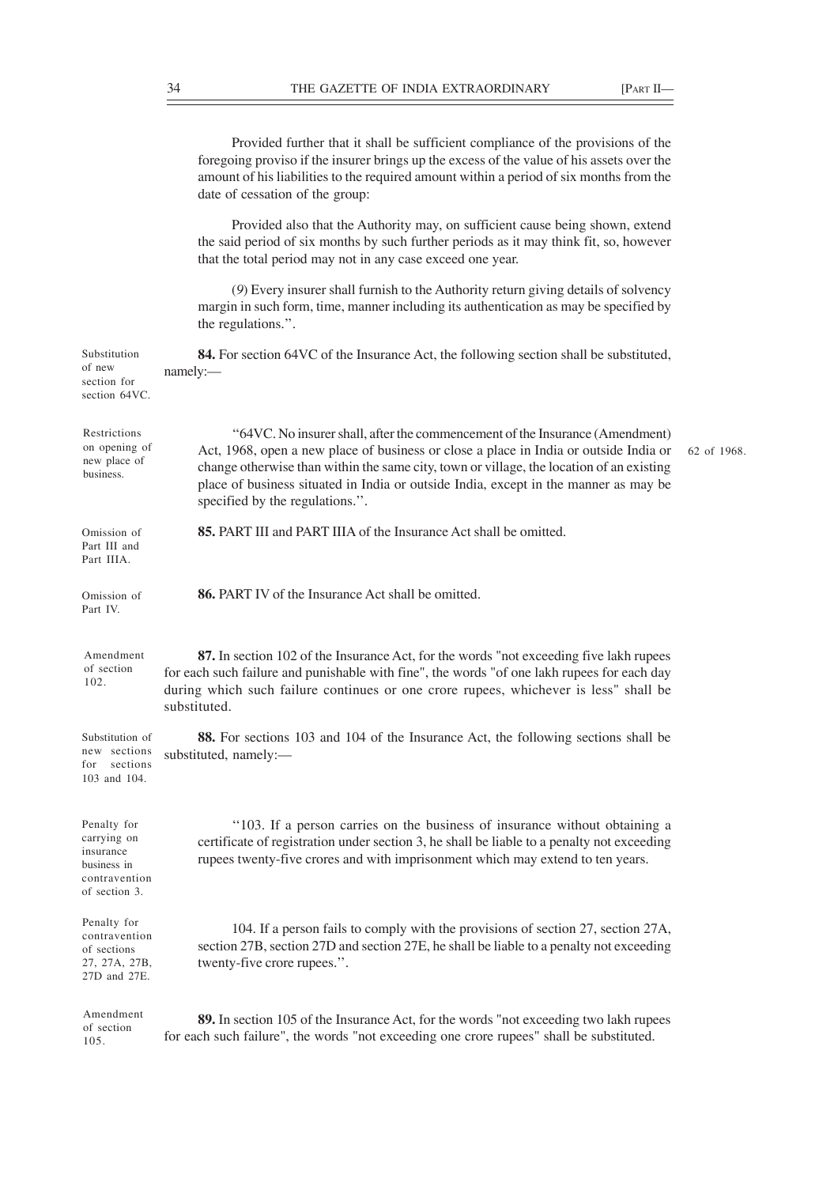Provided further that it shall be sufficient compliance of the provisions of the foregoing proviso if the insurer brings up the excess of the value of his assets over the amount of his liabilities to the required amount within a period of six months from the date of cessation of the group:

Provided also that the Authority may, on sufficient cause being shown, extend the said period of six months by such further periods as it may think fit, so, however that the total period may not in any case exceed one year.

(*9*) Every insurer shall furnish to the Authority return giving details of solvency margin in such form, time, manner including its authentication as may be specified by the regulations.".

*Substitution of new section for section 64VC.*

**84.** For section 64VC of the Insurance Act, the following section shall be substituted, namely:—

*Restrictions on opening of new place of business.*

"64VC. No insurer shall, after the commencement of the Insurance (Amendment) Act, 1968, open a new place of business or close a place in India or outside India or change otherwise than within the same city, town or village, the location of an existing place of business situated in India or outside India, except in the manner as may be specified by the regulations.". *(62 of 1968.)*

*Omission of Part III and Part IIIA.*

**85.** PART III and PART IIIA of the Insurance Act shall be omitted.

*Omission of Part IV.*

**86.** PART IV of the Insurance Act shall be omitted.

*Amendment of section 102.*

**87.** In section 102 of the Insurance Act, for the words "not exceeding five lakh rupees for each such failure and punishable with fine", the words "of one lakh rupees for each day during which such failure continues or one crore rupees, whichever is less" shall be substituted.

*Substitution of new sections for sections 103 and 104.*

**88.** For sections 103 and 104 of the Insurance Act, the following sections shall be substituted, namely:—

*Penalty for carrying on insurance business in contravention of section 3.*

"103. If a person carries on the business of insurance without obtaining a certificate of registration under section 3, he shall be liable to a penalty not exceeding rupees twenty-five crores and with imprisonment which may extend to ten years.

*Penalty for contravention of sections 27, 27A, 27B, 27D and 27E.*

104. If a person fails to comply with the provisions of section 27, section 27A, section 27B, section 27D and section 27E, he shall be liable to a penalty not exceeding twenty-five crore rupees.".

*Amendment of section 105.*

**89.** In section 105 of the Insurance Act, for the words "not exceeding two lakh rupees for each such failure", the words "not exceeding one crore rupees" shall be substituted.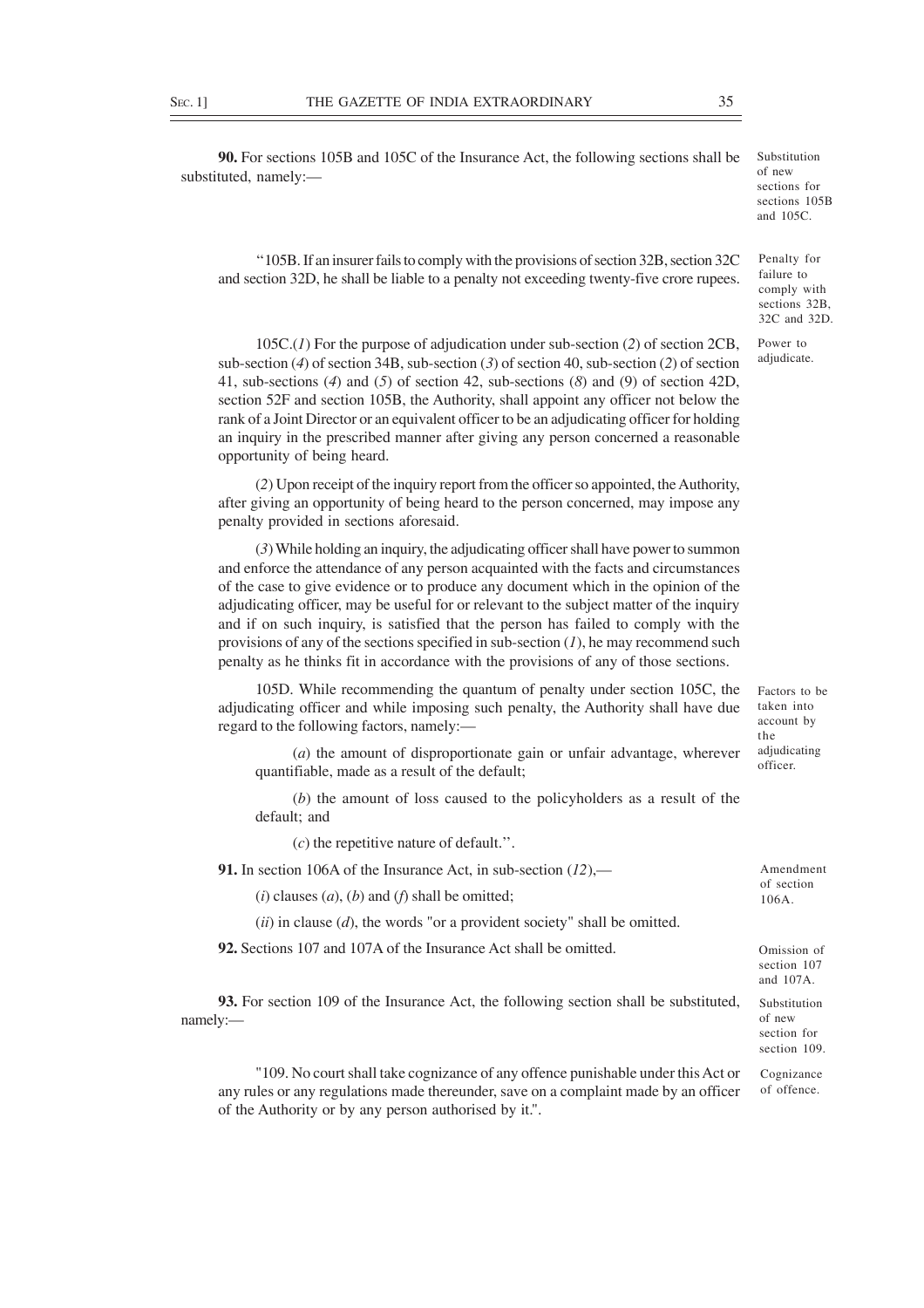**90.** For sections 105B and 105C of the Insurance Act, the following sections shall be substituted, namely:—

Substitution of new sections for sections 105B and 105C.

"105B. If an insurer fails to comply with the provisions of section 32B, section 32C and section 32D, he shall be liable to a penalty not exceeding twenty-five crore rupees.

Penalty for failure to comply with sections 32B, 32C and 32D.

105C.(*1*) For the purpose of adjudication under sub-section (*2*) of section 2CB, sub-section (*4*) of section 34B, sub-section (*3*) of section 40, sub-section (*2*) of section 41, sub-sections (*4*) and (*5*) of section 42, sub-sections (*8*) and (9) of section 42D, section 52F and section 105B, the Authority, shall appoint any officer not below the rank of a Joint Director or an equivalent officer to be an adjudicating officer for holding an inquiry in the prescribed manner after giving any person concerned a reasonable opportunity of being heard.

Power to adjudicate.

(*2*) Upon receipt of the inquiry report from the officer so appointed, the Authority, after giving an opportunity of being heard to the person concerned, may impose any penalty provided in sections aforesaid.

(*3*) While holding an inquiry, the adjudicating officer shall have power to summon and enforce the attendance of any person acquainted with the facts and circumstances of the case to give evidence or to produce any document which in the opinion of the adjudicating officer, may be useful for or relevant to the subject matter of the inquiry and if on such inquiry, is satisfied that the person has failed to comply with the provisions of any of the sections specified in sub-section (*1*), he may recommend such penalty as he thinks fit in accordance with the provisions of any of those sections.

105D. While recommending the quantum of penalty under section 105C, the adjudicating officer and while imposing such penalty, the Authority shall have due regard to the following factors, namely:—

Factors to be taken into account by the adjudicating officer.

(*a*) the amount of disproportionate gain or unfair advantage, wherever quantifiable, made as a result of the default;

(*b*) the amount of loss caused to the policyholders as a result of the default; and

(*c*) the repetitive nature of default.".

**91.** In section 106A of the Insurance Act, in sub-section (*12*),—

Amendment of section 106A.

(*i*) clauses (*a*), (*b*) and (*f*) shall be omitted;

(*ii*) in clause (*d*), the words "or a provident society" shall be omitted.

**92.** Sections 107 and 107A of the Insurance Act shall be omitted.

Omission of section 107 and 107A.

**93.** For section 109 of the Insurance Act, the following section shall be substituted, namely:—

Substitution of new section for section 109.

"109. No court shall take cognizance of any offence punishable under this Act or any rules or any regulations made thereunder, save on a complaint made by an officer of the Authority or by any person authorised by it.".

Cognizance of offence.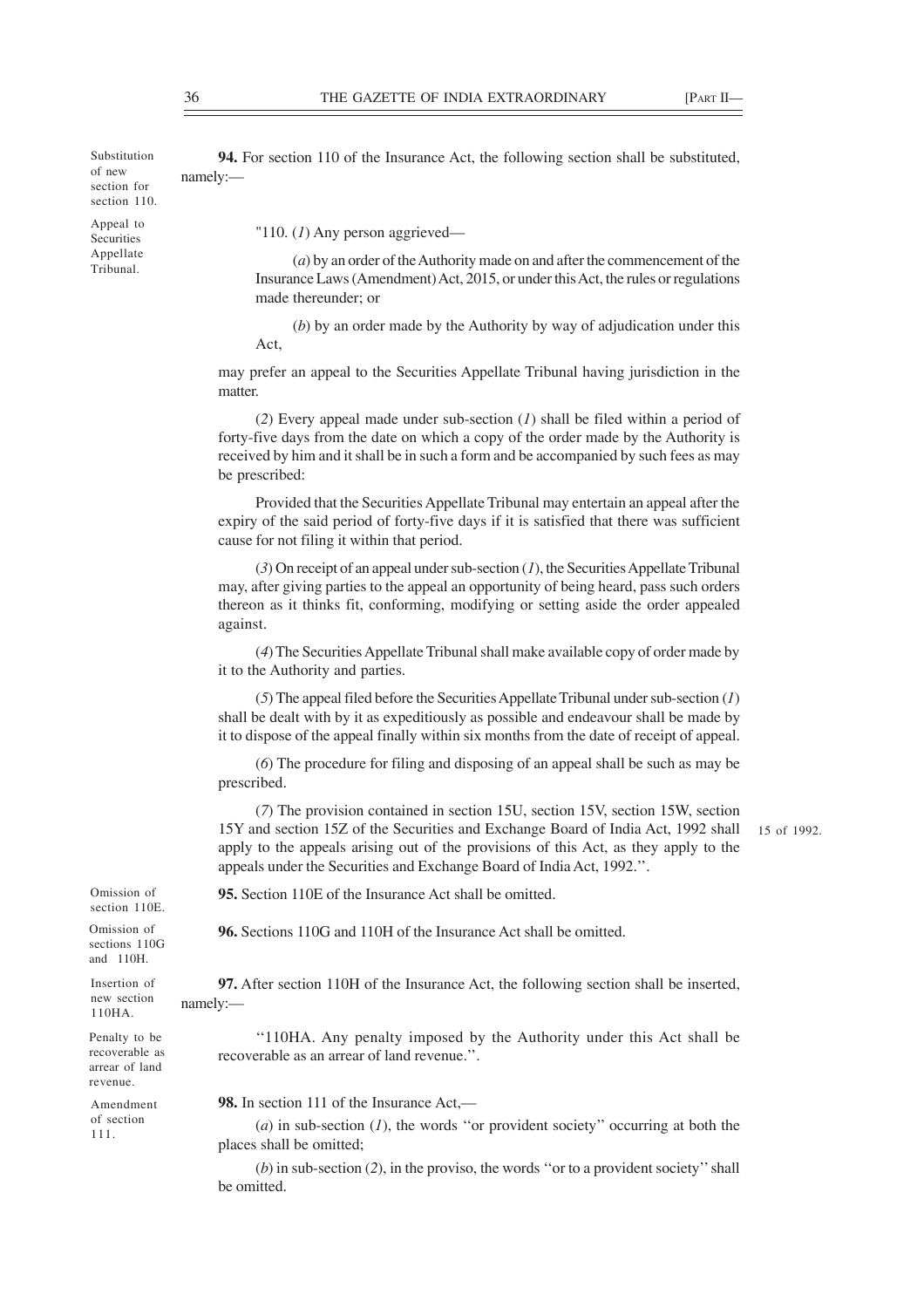Substitution of new section for section 110.

**94.** For section 110 of the Insurance Act, the following section shall be substituted, namely:—

Appeal to Securities Appellate Tribunal.

"110. (*1*) Any person aggrieved—

(*a*) by an order of the Authority made on and after the commencement of the Insurance Laws (Amendment) Act, 2015, or under this Act, the rules or regulations made thereunder; or

(*b*) by an order made by the Authority by way of adjudication under this Act,

may prefer an appeal to the Securities Appellate Tribunal having jurisdiction in the matter.

(*2*) Every appeal made under sub-section (*1*) shall be filed within a period of forty-five days from the date on which a copy of the order made by the Authority is received by him and it shall be in such a form and be accompanied by such fees as may be prescribed:

Provided that the Securities Appellate Tribunal may entertain an appeal after the expiry of the said period of forty-five days if it is satisfied that there was sufficient cause for not filing it within that period.

(*3*) On receipt of an appeal under sub-section (*1*), the Securities Appellate Tribunal may, after giving parties to the appeal an opportunity of being heard, pass such orders thereon as it thinks fit, conforming, modifying or setting aside the order appealed against.

(*4*) The Securities Appellate Tribunal shall make available copy of order made by it to the Authority and parties.

(*5*) The appeal filed before the Securities Appellate Tribunal under sub-section (*1*) shall be dealt with by it as expeditiously as possible and endeavour shall be made by it to dispose of the appeal finally within six months from the date of receipt of appeal.

(*6*) The procedure for filing and disposing of an appeal shall be such as may be prescribed.

(*7*) The provision contained in section 15U, section 15V, section 15W, section 15Y and section 15Z of the Securities and Exchange Board of India Act, 1992 shall apply to the appeals arising out of the provisions of this Act, as they apply to the appeals under the Securities and Exchange Board of India Act, 1992.''.

15 of 1992.

Omission of section 110E.

**95.** Section 110E of the Insurance Act shall be omitted.

Omission of sections 110G and 110H.

**96.** Sections 110G and 110H of the Insurance Act shall be omitted.

Insertion of new section 110HA.

**97.** After section 110H of the Insurance Act, the following section shall be inserted, namely:—

Penalty to be recoverable as arrear of land revenue.

''110HA. Any penalty imposed by the Authority under this Act shall be recoverable as an arrear of land revenue.''.

Amendment of section 111.

**98.** In section 111 of the Insurance Act,—

(*a*) in sub-section (*1*), the words ''or provident society'' occurring at both the places shall be omitted;

(*b*) in sub-section (*2*), in the proviso, the words ''or to a provident society'' shall be omitted.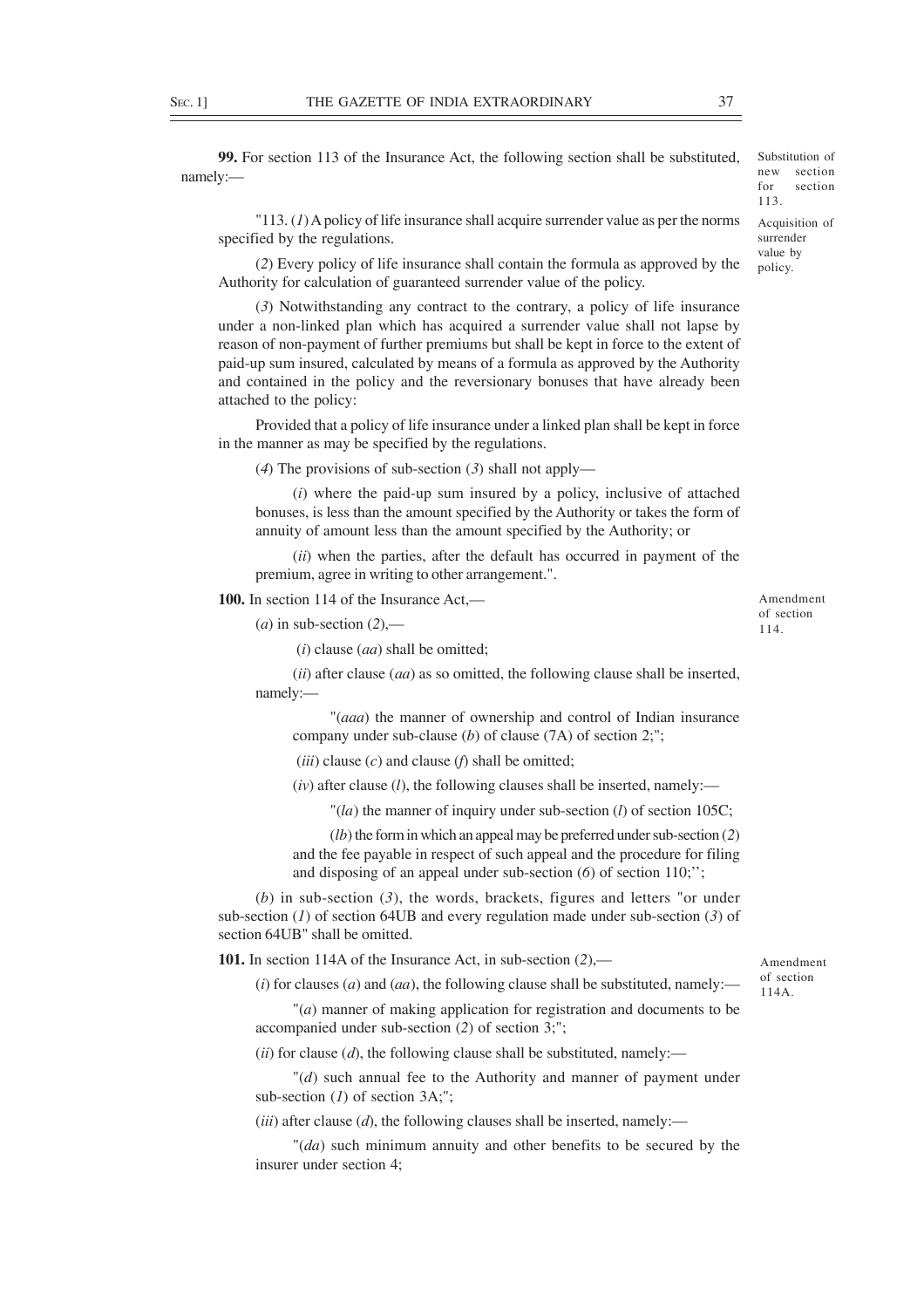**99.** For section 113 of the Insurance Act, the following section shall be substituted, namely:—

*Substitution of new section for section 113.*

"113. (*1*) A policy of life insurance shall acquire surrender value as per the norms specified by the regulations.

*Acquisition of surrender value by policy.*

(*2*) Every policy of life insurance shall contain the formula as approved by the Authority for calculation of guaranteed surrender value of the policy.

(*3*) Notwithstanding any contract to the contrary, a policy of life insurance under a non-linked plan which has acquired a surrender value shall not lapse by reason of non-payment of further premiums but shall be kept in force to the extent of paid-up sum insured, calculated by means of a formula as approved by the Authority and contained in the policy and the reversionary bonuses that have already been attached to the policy:

Provided that a policy of life insurance under a linked plan shall be kept in force in the manner as may be specified by the regulations.

(*4*) The provisions of sub-section (*3*) shall not apply—

(*i*) where the paid-up sum insured by a policy, inclusive of attached bonuses, is less than the amount specified by the Authority or takes the form of annuity of amount less than the amount specified by the Authority; or

(*ii*) when the parties, after the default has occurred in payment of the premium, agree in writing to other arrangement.".

**100.** In section 114 of the Insurance Act,—

*Amendment of section 114.*

(*a*) in sub-section (*2*),—

(*i*) clause (*aa*) shall be omitted;

(*ii*) after clause (*aa*) as so omitted, the following clause shall be inserted, namely:—

"(*aaa*) the manner of ownership and control of Indian insurance company under sub-clause (*b*) of clause (7A) of section 2;";

(*iii*) clause (*c*) and clause (*f*) shall be omitted;

(*iv*) after clause (*l*), the following clauses shall be inserted, namely:—

"(*la*) the manner of inquiry under sub-section (*l*) of section 105C;

(*lb*) the form in which an appeal may be preferred under sub-section (*2*) and the fee payable in respect of such appeal and the procedure for filing and disposing of an appeal under sub-section (*6*) of section 110;'';

(*b*) in sub-section (*3*), the words, brackets, figures and letters "or under sub-section (*1*) of section 64UB and every regulation made under sub-section (*3*) of section 64UB" shall be omitted.

**101.** In section 114A of the Insurance Act, in sub-section (*2*),—

*Amendment of section 114A.*

(*i*) for clauses (*a*) and (*aa*), the following clause shall be substituted, namely:—

"(*a*) manner of making application for registration and documents to be accompanied under sub-section (*2*) of section 3;";

(*ii*) for clause (*d*), the following clause shall be substituted, namely:—

"(*d*) such annual fee to the Authority and manner of payment under sub-section (*1*) of section 3A;";

(*iii*) after clause (*d*), the following clauses shall be inserted, namely:—

"(*da*) such minimum annuity and other benefits to be secured by the insurer under section 4;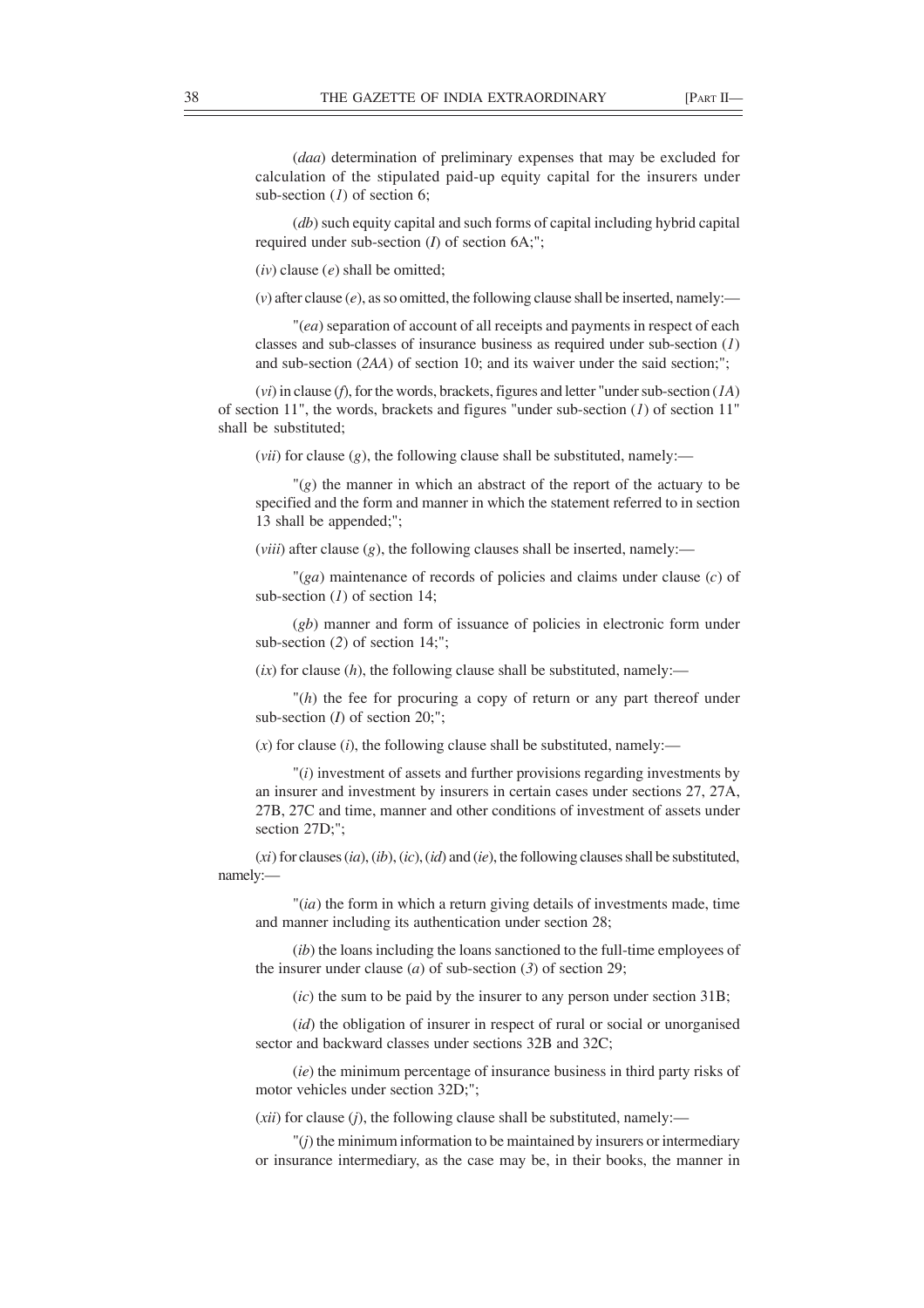(*daa*) determination of preliminary expenses that may be excluded for calculation of the stipulated paid-up equity capital for the insurers under sub-section (*1*) of section 6;

(*db*) such equity capital and such forms of capital including hybrid capital required under sub-section (*I*) of section 6A;";

(*iv*) clause (*e*) shall be omitted;

(*v*) after clause (*e*), as so omitted, the following clause shall be inserted, namely:—

"(*ea*) separation of account of all receipts and payments in respect of each classes and sub-classes of insurance business as required under sub-section (*1*) and sub-section (*2AA*) of section 10; and its waiver under the said section;";

(*vi*) in clause (*f*), for the words, brackets, figures and letter "under sub-section (*1A*) of section 11", the words, brackets and figures "under sub-section (*1*) of section 11" shall be substituted;

(*vii*) for clause (*g*), the following clause shall be substituted, namely:—

"(*g*) the manner in which an abstract of the report of the actuary to be specified and the form and manner in which the statement referred to in section 13 shall be appended;";

(*viii*) after clause (*g*), the following clauses shall be inserted, namely:—

"(*ga*) maintenance of records of policies and claims under clause (*c*) of sub-section (*1*) of section 14;

(*gb*) manner and form of issuance of policies in electronic form under sub-section (*2*) of section 14;";

(*ix*) for clause (*h*), the following clause shall be substituted, namely:—

"(*h*) the fee for procuring a copy of return or any part thereof under sub-section (*I*) of section 20;";

(*x*) for clause (*i*), the following clause shall be substituted, namely:—

"(*i*) investment of assets and further provisions regarding investments by an insurer and investment by insurers in certain cases under sections 27, 27A, 27B, 27C and time, manner and other conditions of investment of assets under section 27D;";

(*xi*) for clauses (*ia*), (*ib*), (*ic*), (*id*) and (*ie*), the following clauses shall be substituted, namely:—

"(*ia*) the form in which a return giving details of investments made, time and manner including its authentication under section 28;

(*ib*) the loans including the loans sanctioned to the full-time employees of the insurer under clause (*a*) of sub-section (*3*) of section 29;

(*ic*) the sum to be paid by the insurer to any person under section 31B;

(*id*) the obligation of insurer in respect of rural or social or unorganised sector and backward classes under sections 32B and 32C;

(*ie*) the minimum percentage of insurance business in third party risks of motor vehicles under section 32D;";

(*xii*) for clause (*j*), the following clause shall be substituted, namely:—

"(*j*) the minimum information to be maintained by insurers or intermediary or insurance intermediary, as the case may be, in their books, the manner in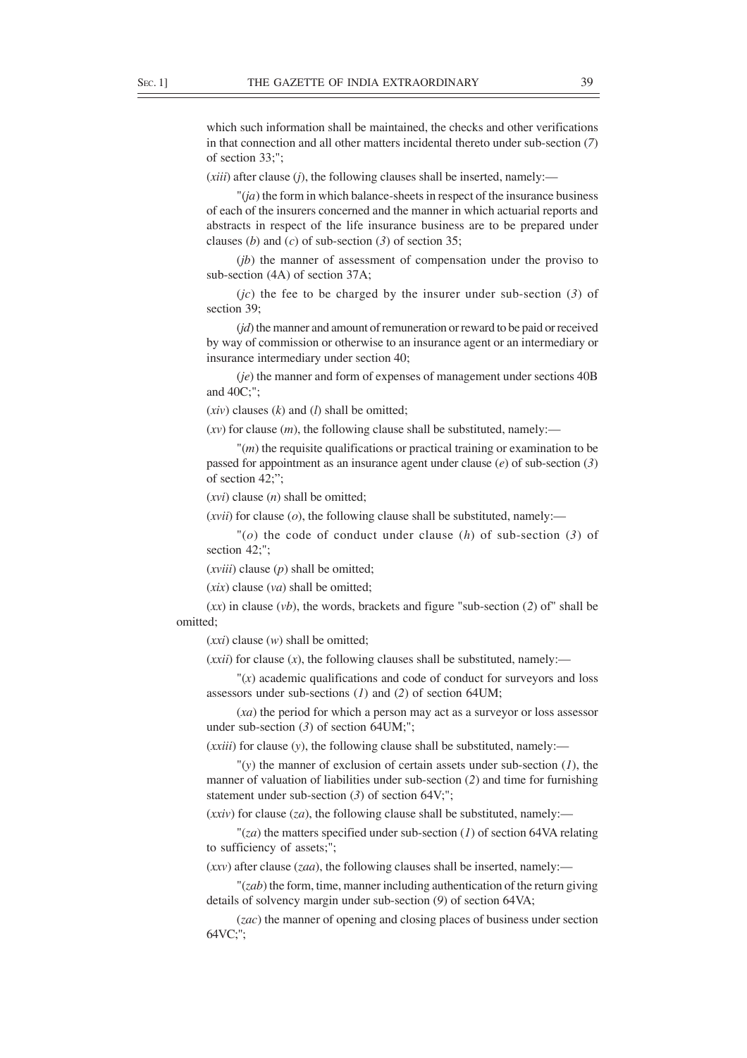which such information shall be maintained, the checks and other verifications in that connection and all other matters incidental thereto under sub-section (*7*) of section 33;";

(*xiii*) after clause (*j*), the following clauses shall be inserted, namely:—

"(*ja*) the form in which balance-sheets in respect of the insurance business of each of the insurers concerned and the manner in which actuarial reports and abstracts in respect of the life insurance business are to be prepared under clauses (*b*) and (*c*) of sub-section (*3*) of section 35;

(*jb*) the manner of assessment of compensation under the proviso to sub-section (4A) of section 37A;

(*jc*) the fee to be charged by the insurer under sub-section (*3*) of section 39;

(*jd*) the manner and amount of remuneration or reward to be paid or received by way of commission or otherwise to an insurance agent or an intermediary or insurance intermediary under section 40;

(*je*) the manner and form of expenses of management under sections 40B and 40C;";

(*xiv*) clauses (*k*) and (*l*) shall be omitted;

(*xv*) for clause (*m*), the following clause shall be substituted, namely:—

"(*m*) the requisite qualifications or practical training or examination to be passed for appointment as an insurance agent under clause (*e*) of sub-section (*3*) of section 42;";

(*xvi*) clause (*n*) shall be omitted;

(*xvii*) for clause (*o*), the following clause shall be substituted, namely:—

"(*o*) the code of conduct under clause (*h*) of sub-section (*3*) of section 42;";

(*xviii*) clause (*p*) shall be omitted;

(*xix*) clause (*va*) shall be omitted;

(*xx*) in clause (*vb*), the words, brackets and figure "sub-section (*2*) of" shall be omitted;

(*xxi*) clause (*w*) shall be omitted;

(*xxii*) for clause (*x*), the following clauses shall be substituted, namely:—

"(*x*) academic qualifications and code of conduct for surveyors and loss assessors under sub-sections (*1*) and (*2*) of section 64UM;

(*xa*) the period for which a person may act as a surveyor or loss assessor under sub-section (*3*) of section 64UM;";

(*xxiii*) for clause (*y*), the following clause shall be substituted, namely:—

"(*y*) the manner of exclusion of certain assets under sub-section (*1*), the manner of valuation of liabilities under sub-section (*2*) and time for furnishing statement under sub-section (*3*) of section 64V;";

(*xxiv*) for clause (*za*), the following clause shall be substituted, namely:—

"(*za*) the matters specified under sub-section (*1*) of section 64VA relating to sufficiency of assets;";

(*xxv*) after clause (*zaa*), the following clauses shall be inserted, namely:—

"(*zab*) the form, time, manner including authentication of the return giving details of solvency margin under sub-section (*9*) of section 64VA;

(*zac*) the manner of opening and closing places of business under section 64VC;";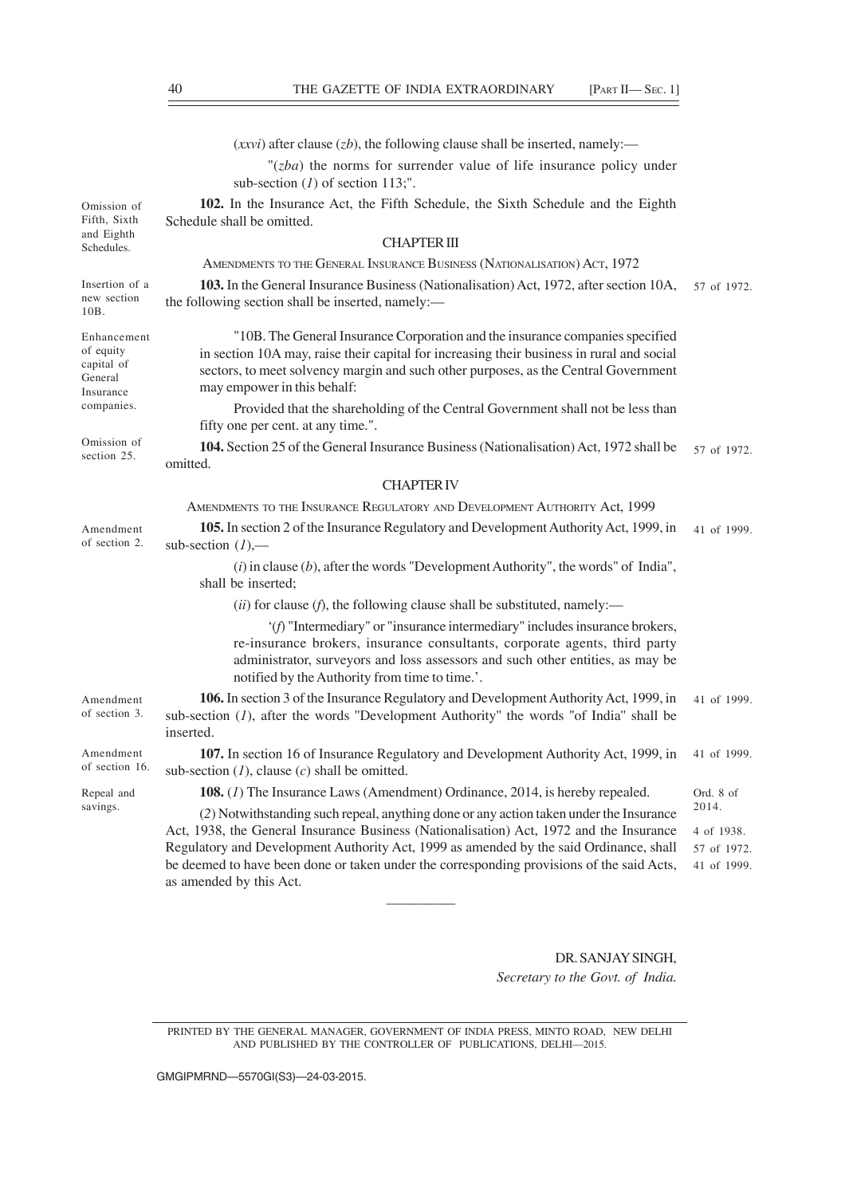(*xxvi*) after clause (*zb*), the following clause shall be inserted, namely:—

"(*zba*) the norms for surrender value of life insurance policy under sub-section (*1*) of section 113;".

Omission of Fifth, Sixth and Eighth Schedules.

**102.** In the Insurance Act, the Fifth Schedule, the Sixth Schedule and the Eighth Schedule shall be omitted.

## CHAPTER III

### AMENDMENTS TO THE GENERAL INSURANCE BUSINESS (NATIONALISATION) ACT, 1972

Insertion of a new section 10B.

**103.** In the General Insurance Business (Nationalisation) Act, 1972, after section 10A, the following section shall be inserted, namely:— (57 of 1972.)

Enhancement of equity capital of General Insurance companies.

"10B. The General Insurance Corporation and the insurance companies specified in section 10A may, raise their capital for increasing their business in rural and social sectors, to meet solvency margin and such other purposes, as the Central Government may empower in this behalf:

Provided that the shareholding of the Central Government shall not be less than fifty one per cent. at any time.".

Omission of section 25.

**104.** Section 25 of the General Insurance Business (Nationalisation) Act, 1972 shall be omitted. (57 of 1972.)

## CHAPTER IV

### AMENDMENTS TO THE INSURANCE REGULATORY AND DEVELOPMENT AUTHORITY ACT, 1999

Amendment of section 2.

**105.** In section 2 of the Insurance Regulatory and Development Authority Act, 1999, in sub-section (*1*),— (41 of 1999.)

(*i*) in clause (*b*), after the words "Development Authority", the words" of India", shall be inserted;

(*ii*) for clause (*f*), the following clause shall be substituted, namely:—

'(*f*) "Intermediary" or "insurance intermediary" includes insurance brokers, re-insurance brokers, insurance consultants, corporate agents, third party administrator, surveyors and loss assessors and such other entities, as may be notified by the Authority from time to time.'.

Amendment of section 3.

**106.** In section 3 of the Insurance Regulatory and Development Authority Act, 1999, in sub-section (*1*), after the words "Development Authority" the words "of India" shall be inserted. (41 of 1999.)

Amendment of section 16.

**107.** In section 16 of Insurance Regulatory and Development Authority Act, 1999, in sub-section (*1*), clause (*c*) shall be omitted. (41 of 1999.)

Repeal and savings.

**108.** (*1*) The Insurance Laws (Amendment) Ordinance, 2014, is hereby repealed. (Ord. 8 of 2014.)

(*2*) Notwithstanding such repeal, anything done or any action taken under the Insurance Act, 1938, the General Insurance Business (Nationalisation) Act, 1972 and the Insurance Regulatory and Development Authority Act, 1999 as amended by the said Ordinance, shall be deemed to have been done or taken under the corresponding provisions of the said Acts, as amended by this Act. (4 of 1938. 57 of 1972. 41 of 1999.)

————

DR. SANJAY SINGH,
*Secretary to the Govt. of India.*

PRINTED BY THE GENERAL MANAGER, GOVERNMENT OF INDIA PRESS, MINTO ROAD, NEW DELHI AND PUBLISHED BY THE CONTROLLER OF PUBLICATIONS, DELHI—2015.

GMGIPMRND—5570GI(S3)—24-03-2015.